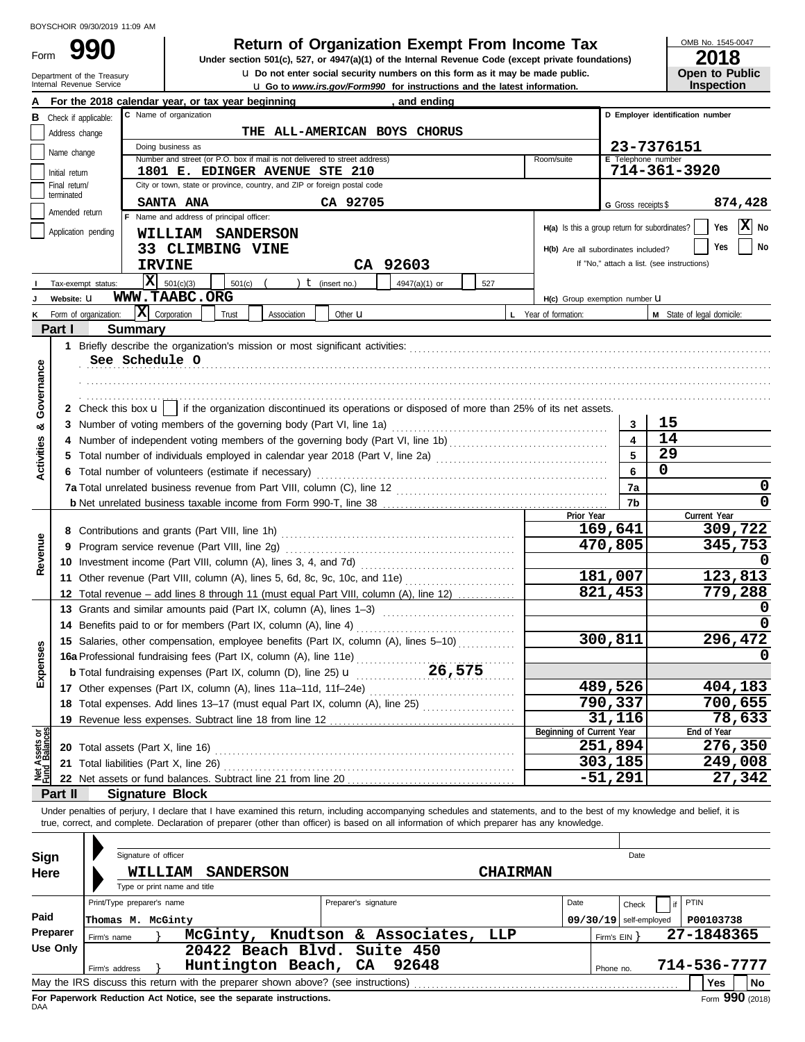BOYSCHOIR 09/30/2019 11:09 AM

# Form 990 — Return of Organization Exempt From Income Tax

Under section 501(c), 527, or 4947(a)(1) of the Internal Revenue Code (except private foundations)

u Do not enter social security numbers on this form as it may be made public.

u Go to *www.irs.gov/Form990* for instructions and the latest information.

Department of the Treasury
Internal Revenue Service

OMB No. 1545-0047
**2018**
**Open to Public Inspection**

**A** For the 2018 calendar year, or tax year beginning , and ending

**B** Check if applicable:
- Address change
- Name change
- Initial return
- Final return/terminated
- Amended return
- Application pending

**C** Name of organization: THE ALL-AMERICAN BOYS CHORUS

Doing business as

Number and street (or P.O. box if mail is not delivered to street address): 1801 E. EDINGER AVENUE STE 210 — Room/suite

City or town, state or province, country, and ZIP or foreign postal code: SANTA ANA CA 92705

**D** Employer identification number: 23-7376151

**E** Telephone number: 714-361-3920

**G** Gross receipts $ 874,428

**F** Name and address of principal officer:
WILLIAM SANDERSON
33 CLIMBING VINE
IRVINE CA 92603

H(a) Is this a group return for subordinates? Yes [ ] No [X]

H(b) Are all subordinates included? Yes [ ] No [ ]
If "No," attach a list. (see instructions)

**I** Tax-exempt status: [X] 501(c)(3) [ ] 501(c) ( ) t (insert no.) [ ] 4947(a)(1) or [ ] 527

**J** Website: u WWW.TAABC.ORG

H(c) Group exemption number u

**K** Form of organization: [X] Corporation [ ] Trust [ ] Association [ ] Other u

**L** Year of formation:

**M** State of legal domicile:

## Part I Summary

**Activities & Governance**

1 Briefly describe the organization's mission or most significant activities:
See Schedule O

2 Check this box u [ ] if the organization discontinued its operations or disposed of more than 25% of its net assets.

| | | | |
|---|---|---|---|
| 3 | Number of voting members of the governing body (Part VI, line 1a) | 3 | 15 |
| 4 | Number of independent voting members of the governing body (Part VI, line 1b) | 4 | 14 |
| 5 | Total number of individuals employed in calendar year 2018 (Part V, line 2a) | 5 | 29 |
| 6 | Total number of volunteers (estimate if necessary) | 6 | 0 |
| 7a | Total unrelated business revenue from Part VIII, column (C), line 12 | 7a | 0 |
| b | Net unrelated business taxable income from Form 990-T, line 38 | 7b | 0 |

| | | Prior Year | Current Year |
|---|---|---|---|
| **Revenue** | | | |
| 8 | Contributions and grants (Part VIII, line 1h) | 169,641 | 309,722 |
| 9 | Program service revenue (Part VIII, line 2g) | 470,805 | 345,753 |
| 10 | Investment income (Part VIII, column (A), lines 3, 4, and 7d) | | 0 |
| 11 | Other revenue (Part VIII, column (A), lines 5, 6d, 8c, 9c, 10c, and 11e) | 181,007 | 123,813 |
| 12 | Total revenue – add lines 8 through 11 (must equal Part VIII, column (A), line 12) | 821,453 | 779,288 |
| **Expenses** | | | |
| 13 | Grants and similar amounts paid (Part IX, column (A), lines 1–3) | | 0 |
| 14 | Benefits paid to or for members (Part IX, column (A), line 4) | | 0 |
| 15 | Salaries, other compensation, employee benefits (Part IX, column (A), lines 5–10) | 300,811 | 296,472 |
| 16a | Professional fundraising fees (Part IX, column (A), line 11e) | | 0 |
| b | Total fundraising expenses (Part IX, column (D), line 25) u 26,575 | | |
| 17 | Other expenses (Part IX, column (A), lines 11a–11d, 11f–24e) | 489,526 | 404,183 |
| 18 | Total expenses. Add lines 13–17 (must equal Part IX, column (A), line 25) | 790,337 | 700,655 |
| 19 | Revenue less expenses. Subtract line 18 from line 12 | 31,116 | 78,633 |
| **Net Assets or Fund Balances** | | **Beginning of Current Year** | **End of Year** |
| 20 | Total assets (Part X, line 16) | 251,894 | 276,350 |
| 21 | Total liabilities (Part X, line 26) | 303,185 | 249,008 |
| 22 | Net assets or fund balances. Subtract line 21 from line 20 | -51,291 | 27,342 |

## Part II Signature Block

Under penalties of perjury, I declare that I have examined this return, including accompanying schedules and statements, and to the best of my knowledge and belief, it is true, correct, and complete. Declaration of preparer (other than officer) is based on all information of which preparer has any knowledge.

**Sign Here**

Signature of officer — Date

WILLIAM SANDERSON — CHAIRMAN
Type or print name and title

**Paid Preparer Use Only**

| Print/Type preparer's name | Preparer's signature | Date | Check [ ] if self-employed | PTIN |
|---|---|---|---|---|
| Thomas M. McGinty | | 09/30/19 | | P00103738 |

Firm's name } McGinty, Knudtson & Associates, LLP — Firm's EIN } 27-1848365

Firm's address } 20422 Beach Blvd. Suite 450, Huntington Beach, CA 92648 — Phone no. 714-536-7777

May the IRS discuss this return with the preparer shown above? (see instructions) Yes [ ] No [ ]

**For Paperwork Reduction Act Notice, see the separate instructions.**
DAA Form **990** (2018)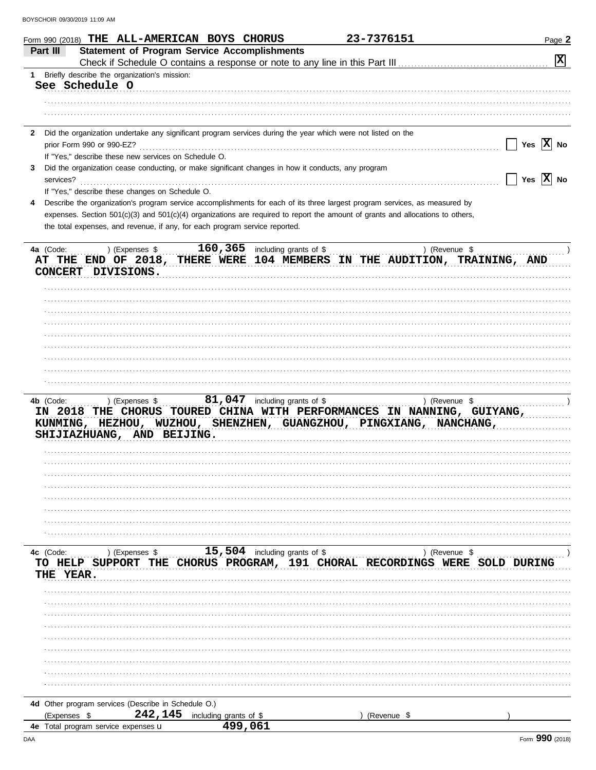Form 990 (2018) **THE ALL-AMERICAN BOYS CHORUS** **23-7376151**

## Part III — Statement of Program Service Accomplishments

Check if Schedule O contains a response or note to any line in this Part III ☒

**1** Briefly describe the organization's mission:

See Schedule O

**2** Did the organization undertake any significant program services during the year which were not listed on the prior Form 990 or 990-EZ? ☐ Yes ☒ No

If "Yes," describe these new services on Schedule O.

**3** Did the organization cease conducting, or make significant changes in how it conducts, any program services? ☐ Yes ☒ No

If "Yes," describe these changes on Schedule O.

**4** Describe the organization's program service accomplishments for each of its three largest program services, as measured by expenses. Section 501(c)(3) and 501(c)(4) organizations are required to report the amount of grants and allocations to others, the total expenses, and revenue, if any, for each program service reported.

**4a** (Code: ) (Expenses $ 160,365 including grants of $ ) (Revenue $ )

AT THE END OF 2018, THERE WERE 104 MEMBERS IN THE AUDITION, TRAINING, AND CONCERT DIVISIONS.

**4b** (Code: ) (Expenses $ 81,047 including grants of $ ) (Revenue $ )

IN 2018 THE CHORUS TOURED CHINA WITH PERFORMANCES IN NANNING, GUIYANG, KUNMING, HEZHOU, WUZHOU, SHENZHEN, GUANGZHOU, PINGXIANG, NANCHANG, SHIJIAZHUANG, AND BEIJING.

**4c** (Code: ) (Expenses $ 15,504 including grants of $ ) (Revenue $ )

TO HELP SUPPORT THE CHORUS PROGRAM, 191 CHORAL RECORDINGS WERE SOLD DURING THE YEAR.

**4d** Other program services (Describe in Schedule O.)

(Expenses $ 242,145 including grants of $ ) (Revenue $ )

**4e** Total program service expenses 499,061

Form **990** (2018)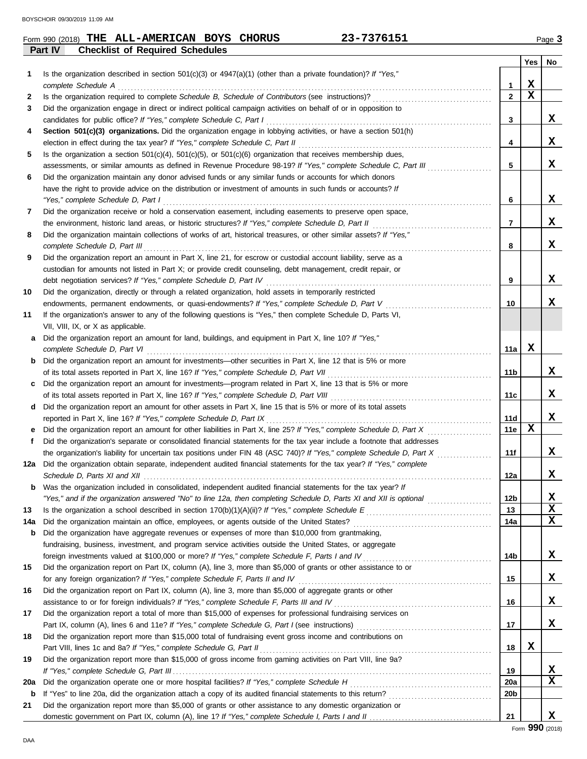Form 990 (2018) **THE ALL-AMERICAN BOYS CHORUS** **23-7376151** Page **3**

## Part IV Checklist of Required Schedules

| | | | Yes | No |
|---|---|---|---|---|
| **1** | Is the organization described in section 501(c)(3) or 4947(a)(1) (other than a private foundation)? *If "Yes," complete Schedule A* | **1** | X | |
| **2** | Is the organization required to complete *Schedule B, Schedule of Contributors* (see instructions)? | **2** | X | |
| **3** | Did the organization engage in direct or indirect political campaign activities on behalf of or in opposition to candidates for public office? *If "Yes," complete Schedule C, Part I* | **3** | | X |
| **4** | **Section 501(c)(3) organizations.** Did the organization engage in lobbying activities, or have a section 501(h) election in effect during the tax year? *If "Yes," complete Schedule C, Part II* | **4** | | X |
| **5** | Is the organization a section 501(c)(4), 501(c)(5), or 501(c)(6) organization that receives membership dues, assessments, or similar amounts as defined in Revenue Procedure 98-19? *If "Yes," complete Schedule C, Part III* | **5** | | X |
| **6** | Did the organization maintain any donor advised funds or any similar funds or accounts for which donors have the right to provide advice on the distribution or investment of amounts in such funds or accounts? *If "Yes," complete Schedule D, Part I* | **6** | | X |
| **7** | Did the organization receive or hold a conservation easement, including easements to preserve open space, the environment, historic land areas, or historic structures? *If "Yes," complete Schedule D, Part II* | **7** | | X |
| **8** | Did the organization maintain collections of works of art, historical treasures, or other similar assets? *If "Yes," complete Schedule D, Part III* | **8** | | X |
| **9** | Did the organization report an amount in Part X, line 21, for escrow or custodial account liability, serve as a custodian for amounts not listed in Part X; or provide credit counseling, debt management, credit repair, or debt negotiation services? *If "Yes," complete Schedule D, Part IV* | **9** | | X |
| **10** | Did the organization, directly or through a related organization, hold assets in temporarily restricted endowments, permanent endowments, or quasi-endowments? *If "Yes," complete Schedule D, Part V* | **10** | | X |
| **11** | If the organization's answer to any of the following questions is "Yes," then complete Schedule D, Parts VI, VII, VIII, IX, or X as applicable. | | | |
| **a** | Did the organization report an amount for land, buildings, and equipment in Part X, line 10? *If "Yes," complete Schedule D, Part VI* | **11a** | X | |
| **b** | Did the organization report an amount for investments—other securities in Part X, line 12 that is 5% or more of its total assets reported in Part X, line 16? *If "Yes," complete Schedule D, Part VII* | **11b** | | X |
| **c** | Did the organization report an amount for investments—program related in Part X, line 13 that is 5% or more of its total assets reported in Part X, line 16? *If "Yes," complete Schedule D, Part VIII* | **11c** | | X |
| **d** | Did the organization report an amount for other assets in Part X, line 15 that is 5% or more of its total assets reported in Part X, line 16? *If "Yes," complete Schedule D, Part IX* | **11d** | | X |
| **e** | Did the organization report an amount for other liabilities in Part X, line 25? *If "Yes," complete Schedule D, Part X* | **11e** | X | |
| **f** | Did the organization's separate or consolidated financial statements for the tax year include a footnote that addresses the organization's liability for uncertain tax positions under FIN 48 (ASC 740)? *If "Yes," complete Schedule D, Part X* | **11f** | | X |
| **12a** | Did the organization obtain separate, independent audited financial statements for the tax year? *If "Yes," complete Schedule D, Parts XI and XII* | **12a** | | X |
| **b** | Was the organization included in consolidated, independent audited financial statements for the tax year? *If "Yes," and if the organization answered "No" to line 12a, then completing Schedule D, Parts XI and XII is optional* | **12b** | | X |
| **13** | Is the organization a school described in section 170(b)(1)(A)(ii)? *If "Yes," complete Schedule E* | **13** | | X |
| **14a** | Did the organization maintain an office, employees, or agents outside of the United States? | **14a** | | X |
| **b** | Did the organization have aggregate revenues or expenses of more than $10,000 from grantmaking, fundraising, business, investment, and program service activities outside the United States, or aggregate foreign investments valued at $100,000 or more? *If "Yes," complete Schedule F, Parts I and IV* | **14b** | | X |
| **15** | Did the organization report on Part IX, column (A), line 3, more than $5,000 of grants or other assistance to or for any foreign organization? *If "Yes," complete Schedule F, Parts II and IV* | **15** | | X |
| **16** | Did the organization report on Part IX, column (A), line 3, more than $5,000 of aggregate grants or other assistance to or for foreign individuals? *If "Yes," complete Schedule F, Parts III and IV* | **16** | | X |
| **17** | Did the organization report a total of more than $15,000 of expenses for professional fundraising services on Part IX, column (A), lines 6 and 11e? *If "Yes," complete Schedule G, Part I* (see instructions) | **17** | | X |
| **18** | Did the organization report more than $15,000 total of fundraising event gross income and contributions on Part VIII, lines 1c and 8a? *If "Yes," complete Schedule G, Part II* | **18** | X | |
| **19** | Did the organization report more than $15,000 of gross income from gaming activities on Part VIII, line 9a? *If "Yes," complete Schedule G, Part III* | **19** | | X |
| **20a** | Did the organization operate one or more hospital facilities? *If "Yes," complete Schedule H* | **20a** | | X |
| **b** | If "Yes" to line 20a, did the organization attach a copy of its audited financial statements to this return? | **20b** | | |
| **21** | Did the organization report more than $5,000 of grants or other assistance to any domestic organization or domestic government on Part IX, column (A), line 1? *If "Yes," complete Schedule I, Parts I and II* | **21** | | X |

Form **990** (2018)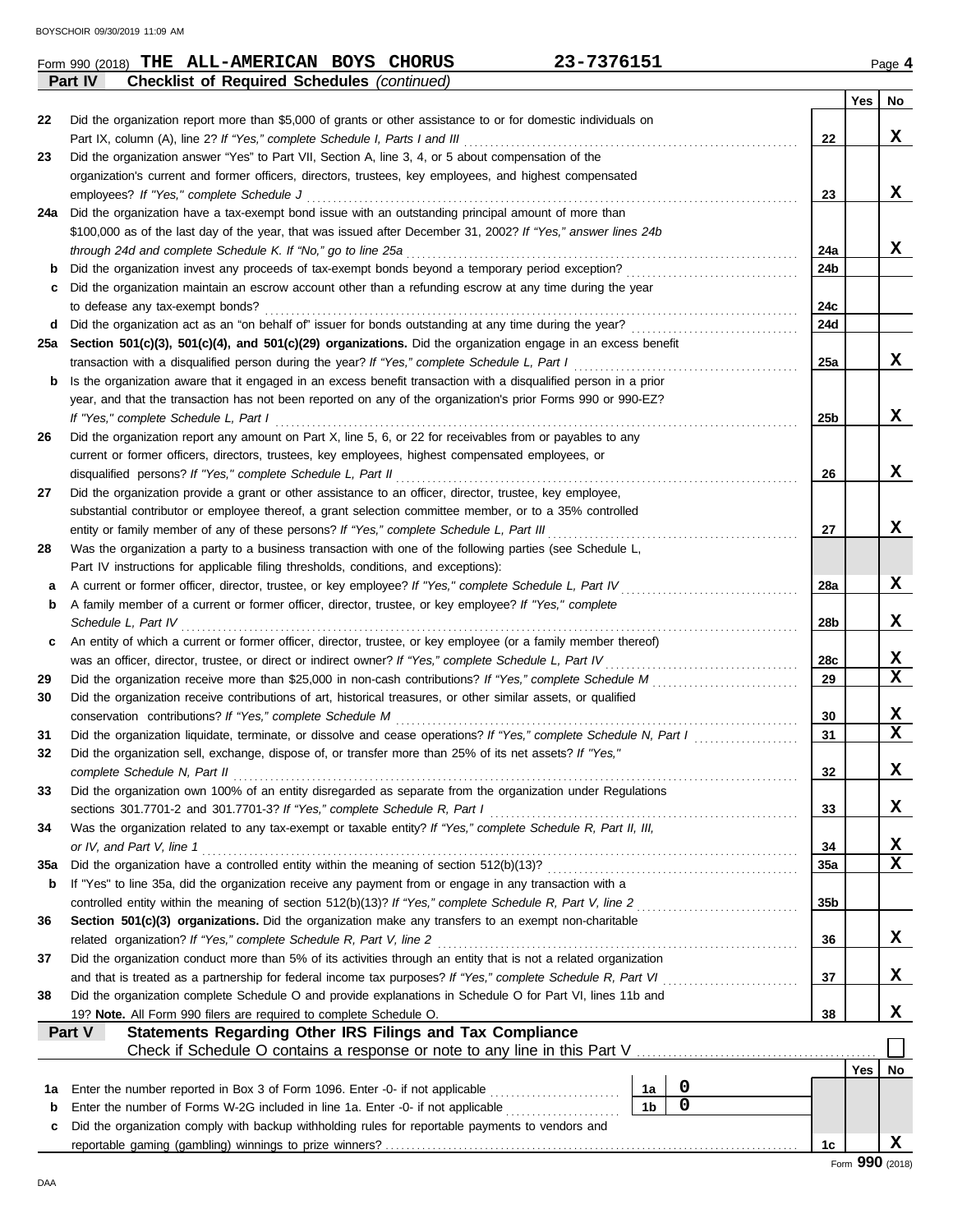Form 990 (2018) **THE ALL-AMERICAN BOYS CHORUS** **23-7376151** Page **4**

**Part IV** **Checklist of Required Schedules** *(continued)*

| | | | Yes | No |
|---|---|---|---|---|
| 22 | Did the organization report more than $5,000 of grants or other assistance to or for domestic individuals on Part IX, column (A), line 2? *If "Yes," complete Schedule I, Parts I and III* | 22 | | X |
| 23 | Did the organization answer "Yes" to Part VII, Section A, line 3, 4, or 5 about compensation of the organization's current and former officers, directors, trustees, key employees, and highest compensated employees? *If "Yes," complete Schedule J* | 23 | | X |
| 24a | Did the organization have a tax-exempt bond issue with an outstanding principal amount of more than $100,000 as of the last day of the year, that was issued after December 31, 2002? *If "Yes," answer lines 24b through 24d and complete Schedule K. If "No," go to line 25a* | 24a | | X |
| b | Did the organization invest any proceeds of tax-exempt bonds beyond a temporary period exception? | 24b | | |
| c | Did the organization maintain an escrow account other than a refunding escrow at any time during the year to defease any tax-exempt bonds? | 24c | | |
| d | Did the organization act as an "on behalf of" issuer for bonds outstanding at any time during the year? | 24d | | |
| 25a | **Section 501(c)(3), 501(c)(4), and 501(c)(29) organizations.** Did the organization engage in an excess benefit transaction with a disqualified person during the year? *If "Yes," complete Schedule L, Part I* | 25a | | X |
| b | Is the organization aware that it engaged in an excess benefit transaction with a disqualified person in a prior year, and that the transaction has not been reported on any of the organization's prior Forms 990 or 990-EZ? *If "Yes," complete Schedule L, Part I* | 25b | | X |
| 26 | Did the organization report any amount on Part X, line 5, 6, or 22 for receivables from or payables to any current or former officers, directors, trustees, key employees, highest compensated employees, or disqualified persons? *If "Yes," complete Schedule L, Part II* | 26 | | X |
| 27 | Did the organization provide a grant or other assistance to an officer, director, trustee, key employee, substantial contributor or employee thereof, a grant selection committee member, or to a 35% controlled entity or family member of any of these persons? *If "Yes," complete Schedule L, Part III* | 27 | | X |
| 28 | Was the organization a party to a business transaction with one of the following parties (see Schedule L, Part IV instructions for applicable filing thresholds, conditions, and exceptions): | | | |
| a | A current or former officer, director, trustee, or key employee? *If "Yes," complete Schedule L, Part IV* | 28a | | X |
| b | A family member of a current or former officer, director, trustee, or key employee? *If "Yes," complete Schedule L, Part IV* | 28b | | X |
| c | An entity of which a current or former officer, director, trustee, or key employee (or a family member thereof) was an officer, director, trustee, or direct or indirect owner? *If "Yes," complete Schedule L, Part IV* | 28c | | X |
| 29 | Did the organization receive more than $25,000 in non-cash contributions? *If "Yes," complete Schedule M* | 29 | | X |
| 30 | Did the organization receive contributions of art, historical treasures, or other similar assets, or qualified conservation contributions? *If "Yes," complete Schedule M* | 30 | | X |
| 31 | Did the organization liquidate, terminate, or dissolve and cease operations? *If "Yes," complete Schedule N, Part I* | 31 | | X |
| 32 | Did the organization sell, exchange, dispose of, or transfer more than 25% of its net assets? *If "Yes," complete Schedule N, Part II* | 32 | | X |
| 33 | Did the organization own 100% of an entity disregarded as separate from the organization under Regulations sections 301.7701-2 and 301.7701-3? *If "Yes," complete Schedule R, Part I* | 33 | | X |
| 34 | Was the organization related to any tax-exempt or taxable entity? *If "Yes," complete Schedule R, Part II, III, or IV, and Part V, line 1* | 34 | | X |
| 35a | Did the organization have a controlled entity within the meaning of section 512(b)(13)? | 35a | | X |
| b | If "Yes" to line 35a, did the organization receive any payment from or engage in any transaction with a controlled entity within the meaning of section 512(b)(13)? *If "Yes," complete Schedule R, Part V, line 2* | 35b | | |
| 36 | **Section 501(c)(3) organizations.** Did the organization make any transfers to an exempt non-charitable related organization? *If "Yes," complete Schedule R, Part V, line 2* | 36 | | X |
| 37 | Did the organization conduct more than 5% of its activities through an entity that is not a related organization and that is treated as a partnership for federal income tax purposes? *If "Yes," complete Schedule R, Part VI* | 37 | | X |
| 38 | Did the organization complete Schedule O and provide explanations in Schedule O for Part VI, lines 11b and 19? **Note.** All Form 990 filers are required to complete Schedule O. | 38 | | X |

**Part V** **Statements Regarding Other IRS Filings and Tax Compliance**

Check if Schedule O contains a response or note to any line in this Part V ☐

| | | | | | Yes | No |
|---|---|---|---|---|---|---|
| 1a | Enter the number reported in Box 3 of Form 1096. Enter -0- if not applicable | 1a | 0 | | | |
| b | Enter the number of Forms W-2G included in line 1a. Enter -0- if not applicable | 1b | 0 | | | |
| c | Did the organization comply with backup withholding rules for reportable payments to vendors and reportable gaming (gambling) winnings to prize winners? | | | 1c | | X |

Form **990** (2018)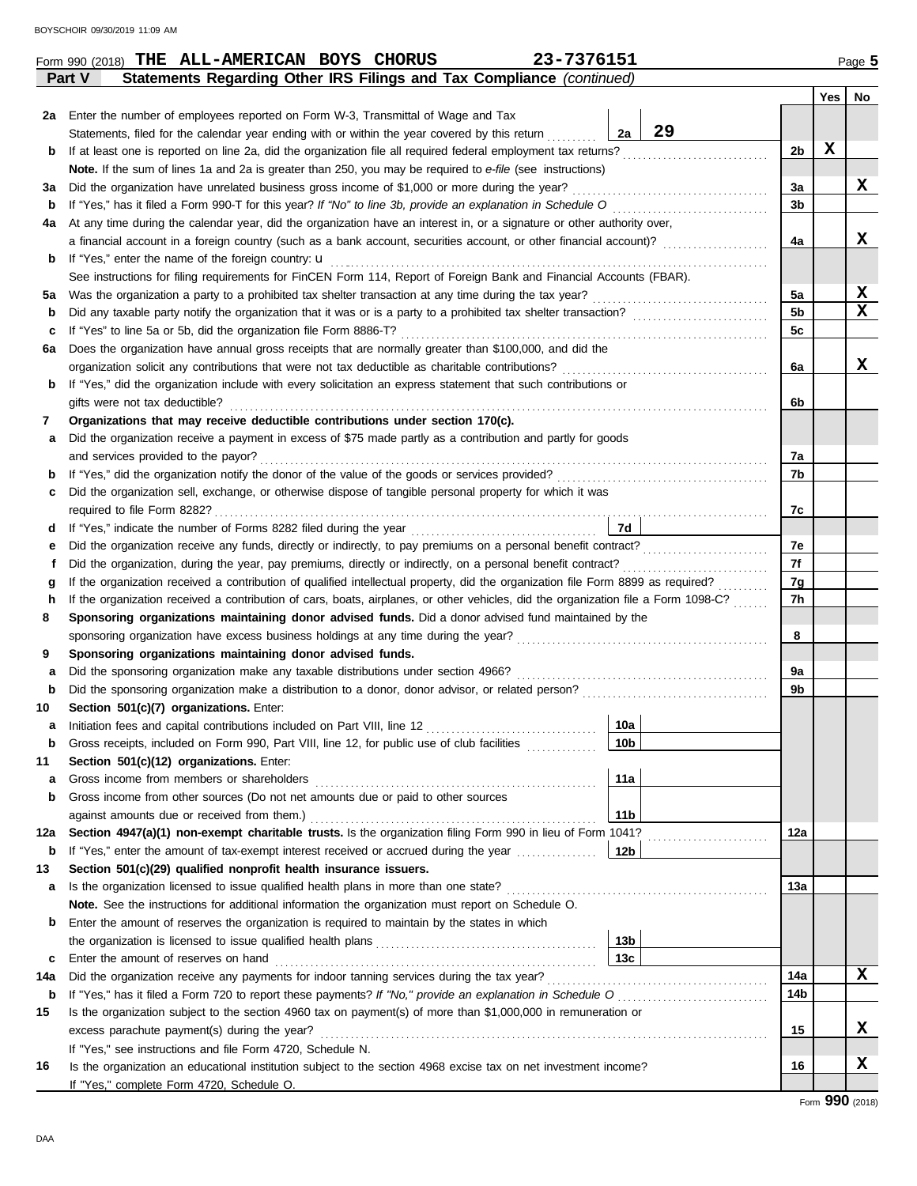Form 990 (2018) **THE ALL-AMERICAN BOYS CHORUS** **23-7376151** Page **5**

## Part V Statements Regarding Other IRS Filings and Tax Compliance *(continued)*

| | | | | Yes | No |
|---|---|---|---|---|---|
| **2a** | Enter the number of employees reported on Form W-3, Transmittal of Wage and Tax Statements, filed for the calendar year ending with or within the year covered by this return | 2a | 29 | | |
| **b** | If at least one is reported on line 2a, did the organization file all required federal employment tax returns? | | 2b | X | |
| | **Note.** If the sum of lines 1a and 2a is greater than 250, you may be required to *e-file* (see instructions) | | | | |
| **3a** | Did the organization have unrelated business gross income of $1,000 or more during the year? | | 3a | | X |
| **b** | If "Yes," has it filed a Form 990-T for this year? *If "No" to line 3b, provide an explanation in Schedule O* | | 3b | | |
| **4a** | At any time during the calendar year, did the organization have an interest in, or a signature or other authority over, a financial account in a foreign country (such as a bank account, securities account, or other financial account)? | | 4a | | X |
| **b** | If "Yes," enter the name of the foreign country: u | | | | |
| | See instructions for filing requirements for FinCEN Form 114, Report of Foreign Bank and Financial Accounts (FBAR). | | | | |
| **5a** | Was the organization a party to a prohibited tax shelter transaction at any time during the tax year? | | 5a | | X |
| **b** | Did any taxable party notify the organization that it was or is a party to a prohibited tax shelter transaction? | | 5b | | X |
| **c** | If "Yes" to line 5a or 5b, did the organization file Form 8886-T? | | 5c | | |
| **6a** | Does the organization have annual gross receipts that are normally greater than $100,000, and did the organization solicit any contributions that were not tax deductible as charitable contributions? | | 6a | | X |
| **b** | If "Yes," did the organization include with every solicitation an express statement that such contributions or gifts were not tax deductible? | | 6b | | |
| **7** | **Organizations that may receive deductible contributions under section 170(c).** | | | | |
| **a** | Did the organization receive a payment in excess of $75 made partly as a contribution and partly for goods and services provided to the payor? | | 7a | | |
| **b** | If "Yes," did the organization notify the donor of the value of the goods or services provided? | | 7b | | |
| **c** | Did the organization sell, exchange, or otherwise dispose of tangible personal property for which it was required to file Form 8282? | | 7c | | |
| **d** | If "Yes," indicate the number of Forms 8282 filed during the year | 7d | | | |
| **e** | Did the organization receive any funds, directly or indirectly, to pay premiums on a personal benefit contract? | | 7e | | |
| **f** | Did the organization, during the year, pay premiums, directly or indirectly, on a personal benefit contract? | | 7f | | |
| **g** | If the organization received a contribution of qualified intellectual property, did the organization file Form 8899 as required? | | 7g | | |
| **h** | If the organization received a contribution of cars, boats, airplanes, or other vehicles, did the organization file a Form 1098-C? | | 7h | | |
| **8** | **Sponsoring organizations maintaining donor advised funds.** Did a donor advised fund maintained by the sponsoring organization have excess business holdings at any time during the year? | | 8 | | |
| **9** | **Sponsoring organizations maintaining donor advised funds.** | | | | |
| **a** | Did the sponsoring organization make any taxable distributions under section 4966? | | 9a | | |
| **b** | Did the sponsoring organization make a distribution to a donor, donor advisor, or related person? | | 9b | | |
| **10** | **Section 501(c)(7) organizations.** Enter: | | | | |
| **a** | Initiation fees and capital contributions included on Part VIII, line 12 | 10a | | | |
| **b** | Gross receipts, included on Form 990, Part VIII, line 12, for public use of club facilities | 10b | | | |
| **11** | **Section 501(c)(12) organizations.** Enter: | | | | |
| **a** | Gross income from members or shareholders | 11a | | | |
| **b** | Gross income from other sources (Do not net amounts due or paid to other sources against amounts due or received from them.) | 11b | | | |
| **12a** | **Section 4947(a)(1) non-exempt charitable trusts.** Is the organization filing Form 990 in lieu of Form 1041? | | 12a | | |
| **b** | If "Yes," enter the amount of tax-exempt interest received or accrued during the year | 12b | | | |
| **13** | **Section 501(c)(29) qualified nonprofit health insurance issuers.** | | | | |
| **a** | Is the organization licensed to issue qualified health plans in more than one state? | | 13a | | |
| | **Note.** See the instructions for additional information the organization must report on Schedule O. | | | | |
| **b** | Enter the amount of reserves the organization is required to maintain by the states in which the organization is licensed to issue qualified health plans | 13b | | | |
| **c** | Enter the amount of reserves on hand | 13c | | | |
| **14a** | Did the organization receive any payments for indoor tanning services during the tax year? | | 14a | | X |
| **b** | If "Yes," has it filed a Form 720 to report these payments? *If "No," provide an explanation in Schedule O* | | 14b | | |
| **15** | Is the organization subject to the section 4960 tax on payment(s) of more than $1,000,000 in remuneration or excess parachute payment(s) during the year? | | 15 | | X |
| | If "Yes," see instructions and file Form 4720, Schedule N. | | | | |
| **16** | Is the organization an educational institution subject to the section 4968 excise tax on net investment income? | | 16 | | X |
| | If "Yes," complete Form 4720, Schedule O. | | | | |

Form **990** (2018)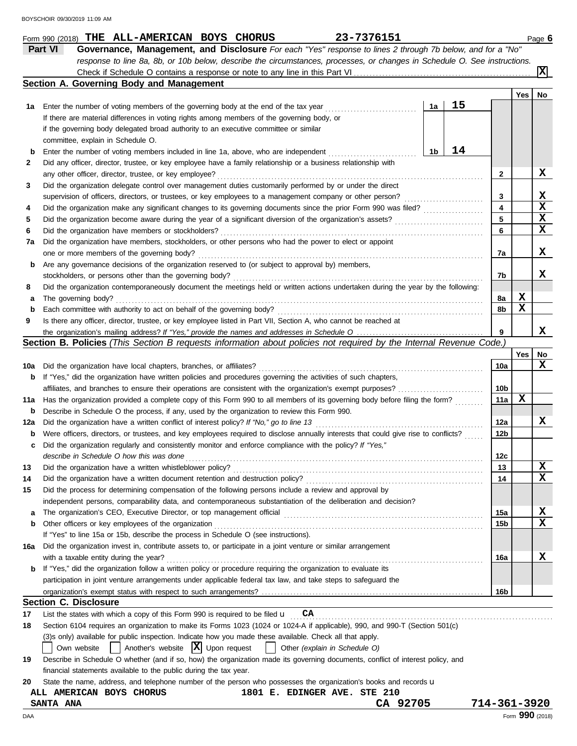Form 990 (2018) **THE ALL-AMERICAN BOYS CHORUS** 23-7376151 Page **6**

**Part VI Governance, Management, and Disclosure** *For each "Yes" response to lines 2 through 7b below, and for a "No" response to line 8a, 8b, or 10b below, describe the circumstances, processes, or changes in Schedule O. See instructions.*

Check if Schedule O contains a response or note to any line in this Part VI . . . . . . . . . . **X**

## Section A. Governing Body and Management

| | | | | Yes | No |
|---|---|---|---|---|---|
| **1a** | Enter the number of voting members of the governing body at the end of the tax year . . . . . . . . | 1a | 15 | | |
| | If there are material differences in voting rights among members of the governing body, or if the governing body delegated broad authority to an executive committee or similar committee, explain in Schedule O. | | | | |
| **b** | Enter the number of voting members included in line 1a, above, who are independent . . . . . . . . | 1b | 14 | | |
| **2** | Did any officer, director, trustee, or key employee have a family relationship or a business relationship with any other officer, director, trustee, or key employee? | 2 | | | X |
| **3** | Did the organization delegate control over management duties customarily performed by or under the direct supervision of officers, directors, or trustees, or key employees to a management company or other person? | 3 | | | X |
| **4** | Did the organization make any significant changes to its governing documents since the prior Form 990 was filed? | 4 | | | X |
| **5** | Did the organization become aware during the year of a significant diversion of the organization's assets? | 5 | | | X |
| **6** | Did the organization have members or stockholders? | 6 | | | X |
| **7a** | Did the organization have members, stockholders, or other persons who had the power to elect or appoint one or more members of the governing body? | 7a | | | X |
| **b** | Are any governance decisions of the organization reserved to (or subject to approval by) members, stockholders, or persons other than the governing body? | 7b | | | X |
| **8** | Did the organization contemporaneously document the meetings held or written actions undertaken during the year by the following: | | | | |
| **a** | The governing body? | 8a | | X | |
| **b** | Each committee with authority to act on behalf of the governing body? | 8b | | X | |
| **9** | Is there any officer, director, trustee, or key employee listed in Part VII, Section A, who cannot be reached at the organization's mailing address? *If "Yes," provide the names and addresses in Schedule O* | 9 | | | X |

## Section B. Policies *(This Section B requests information about policies not required by the Internal Revenue Code.)*

| | | | Yes | No |
|---|---|---|---|---|
| **10a** | Did the organization have local chapters, branches, or affiliates? | 10a | | X |
| **b** | If "Yes," did the organization have written policies and procedures governing the activities of such chapters, affiliates, and branches to ensure their operations are consistent with the organization's exempt purposes? | 10b | | |
| **11a** | Has the organization provided a complete copy of this Form 990 to all members of its governing body before filing the form? | 11a | X | |
| **b** | Describe in Schedule O the process, if any, used by the organization to review this Form 990. | | | |
| **12a** | Did the organization have a written conflict of interest policy? *If "No," go to line 13* | 12a | | X |
| **b** | Were officers, directors, or trustees, and key employees required to disclose annually interests that could give rise to conflicts? | 12b | | |
| **c** | Did the organization regularly and consistently monitor and enforce compliance with the policy? *If "Yes," describe in Schedule O how this was done* | 12c | | |
| **13** | Did the organization have a written whistleblower policy? | 13 | | X |
| **14** | Did the organization have a written document retention and destruction policy? | 14 | | X |
| **15** | Did the process for determining compensation of the following persons include a review and approval by independent persons, comparability data, and contemporaneous substantiation of the deliberation and decision? | | | |
| **a** | The organization's CEO, Executive Director, or top management official | 15a | | X |
| **b** | Other officers or key employees of the organization | 15b | | X |
| | If "Yes" to line 15a or 15b, describe the process in Schedule O (see instructions). | | | |
| **16a** | Did the organization invest in, contribute assets to, or participate in a joint venture or similar arrangement with a taxable entity during the year? | 16a | | X |
| **b** | If "Yes," did the organization follow a written policy or procedure requiring the organization to evaluate its participation in joint venture arrangements under applicable federal tax law, and take steps to safeguard the organization's exempt status with respect to such arrangements? | 16b | | |

## Section C. Disclosure

**17** List the states with which a copy of this Form 990 is required to be filed u **CA**

**18** Section 6104 requires an organization to make its Forms 1023 (1024 or 1024-A if applicable), 990, and 990-T (Section 501(c)(3)s only) available for public inspection. Indicate how you made these available. Check all that apply.

☐ Own website ☐ Another's website ☒ Upon request ☐ Other *(explain in Schedule O)*

**19** Describe in Schedule O whether (and if so, how) the organization made its governing documents, conflict of interest policy, and financial statements available to the public during the tax year.

**20** State the name, address, and telephone number of the person who possesses the organization's books and records u

ALL AMERICAN BOYS CHORUS 1801 E. EDINGER AVE. STE 210
SANTA ANA CA 92705 714-361-3920

Form **990** (2018)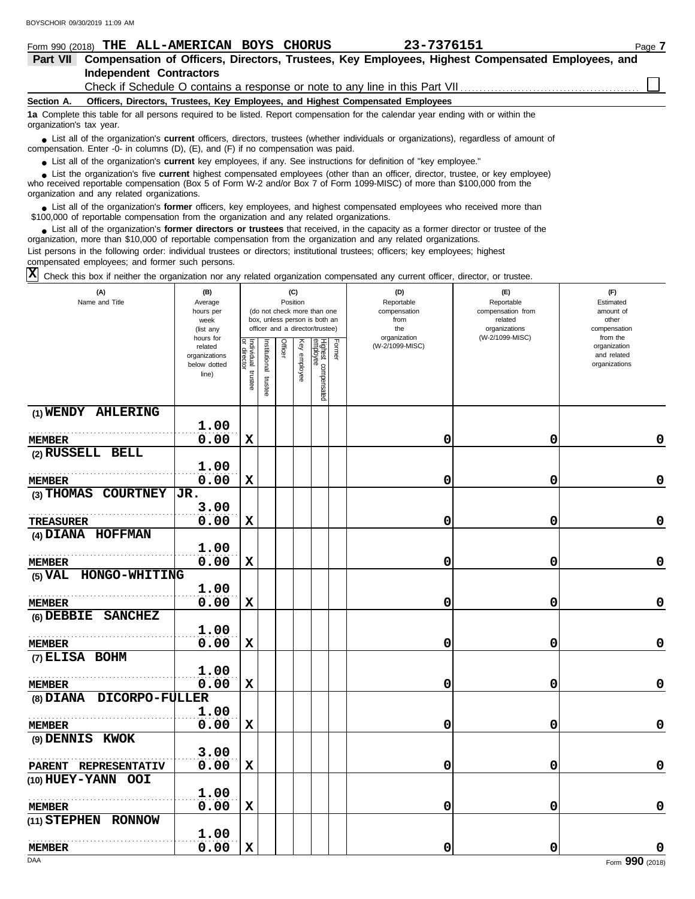BOYSCHOIR 09/30/2019 11:09 AM

Form 990 (2018) **THE ALL-AMERICAN BOYS CHORUS** **23-7376151** Page **7**

## Part VII Compensation of Officers, Directors, Trustees, Key Employees, Highest Compensated Employees, and Independent Contractors

Check if Schedule O contains a response or note to any line in this Part VII ☐

**Section A. Officers, Directors, Trustees, Key Employees, and Highest Compensated Employees**

**1a** Complete this table for all persons required to be listed. Report compensation for the calendar year ending with or within the organization's tax year.

- List all of the organization's **current** officers, directors, trustees (whether individuals or organizations), regardless of amount of compensation. Enter -0- in columns (D), (E), and (F) if no compensation was paid.
- List all of the organization's **current** key employees, if any. See instructions for definition of "key employee."
- List the organization's five **current** highest compensated employees (other than an officer, director, trustee, or key employee) who received reportable compensation (Box 5 of Form W-2 and/or Box 7 of Form 1099-MISC) of more than $100,000 from the organization and any related organizations.
- List all of the organization's **former** officers, key employees, and highest compensated employees who received more than $100,000 of reportable compensation from the organization and any related organizations.
- List all of the organization's **former directors or trustees** that received, in the capacity as a former director or trustee of the organization, more than $10,000 of reportable compensation from the organization and any related organizations.

List persons in the following order: individual trustees or directors; institutional trustees; officers; key employees; highest compensated employees; and former such persons.

☒ Check this box if neither the organization nor any related organization compensated any current officer, director, or trustee.

| (A) Name and Title | (B) Average hours per week (list any hours for related organizations below dotted line) | (C) Position: Individual trustee or director | Institutional trustee | Officer | Key employee | Highest compensated employee | Former | (D) Reportable compensation from the organization (W-2/1099-MISC) | (E) Reportable compensation from related organizations (W-2/1099-MISC) | (F) Estimated amount of other compensation from the organization and related organizations |
|---|---|---|---|---|---|---|---|---|---|---|
| (1) WENDY AHLERING<br>MEMBER | 1.00<br>0.00 | X | | | | | | 0 | 0 | 0 |
| (2) RUSSELL BELL<br>MEMBER | 1.00<br>0.00 | X | | | | | | 0 | 0 | 0 |
| (3) THOMAS COURTNEY JR.<br>TREASURER | 3.00<br>0.00 | X | | | | | | 0 | 0 | 0 |
| (4) DIANA HOFFMAN<br>MEMBER | 1.00<br>0.00 | X | | | | | | 0 | 0 | 0 |
| (5) VAL HONGO-WHITING<br>MEMBER | 1.00<br>0.00 | X | | | | | | 0 | 0 | 0 |
| (6) DEBBIE SANCHEZ<br>MEMBER | 1.00<br>0.00 | X | | | | | | 0 | 0 | 0 |
| (7) ELISA BOHM<br>MEMBER | 1.00<br>0.00 | X | | | | | | 0 | 0 | 0 |
| (8) DIANA DICORPO-FULLER<br>MEMBER | 1.00<br>0.00 | X | | | | | | 0 | 0 | 0 |
| (9) DENNIS KWOK<br>PARENT REPRESENTATIV | 3.00<br>0.00 | X | | | | | | 0 | 0 | 0 |
| (10) HUEY-YANN OOI<br>MEMBER | 1.00<br>0.00 | X | | | | | | 0 | 0 | 0 |
| (11) STEPHEN RONNOW<br>MEMBER | 1.00<br>0.00 | X | | | | | | 0 | 0 | 0 |

DAA Form **990** (2018)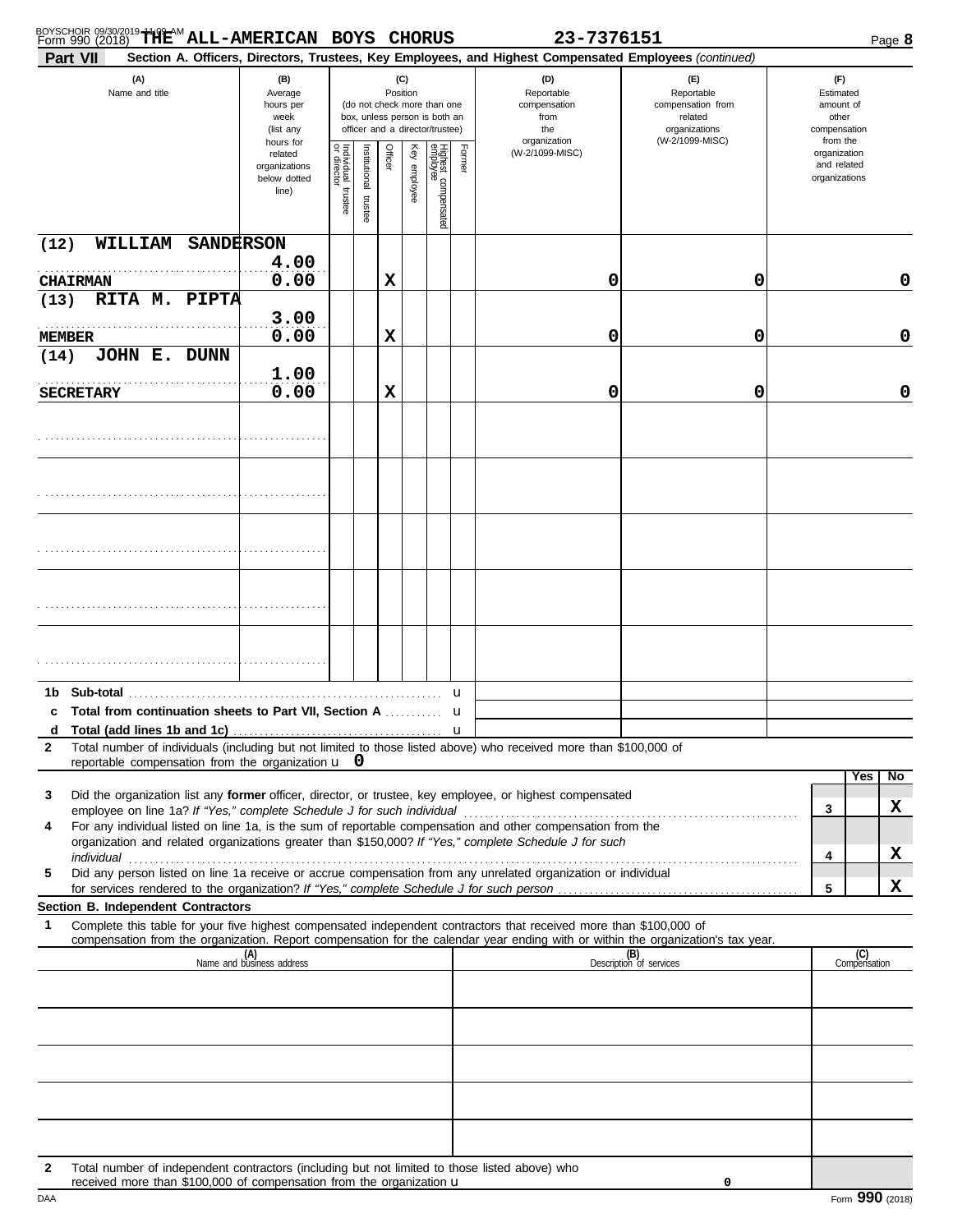Form 990 (2018) **THE ALL-AMERICAN BOYS CHORUS** 23-7376151 Page **8**

**Part VII** **Section A. Officers, Directors, Trustees, Key Employees, and Highest Compensated Employees** *(continued)*

| (A) Name and title | (B) Average hours per week (list any hours for related organizations below dotted line) | (C) Position: Individual trustee or director | Institutional trustee | Officer | Key employee | Highest compensated employee | Former | (D) Reportable compensation from the organization (W-2/1099-MISC) | (E) Reportable compensation from related organizations (W-2/1099-MISC) | (F) Estimated amount of other compensation from the organization and related organizations |
|---|---|---|---|---|---|---|---|---|---|---|
| (12) WILLIAM SANDERSON<br>CHAIRMAN | 4.00<br>0.00 | | | X | | | | 0 | 0 | 0 |
| (13) RITA M. PIPTA<br>MEMBER | 3.00<br>0.00 | | | X | | | | 0 | 0 | 0 |
| (14) JOHN E. DUNN<br>SECRETARY | 1.00<br>0.00 | | | X | | | | 0 | 0 | 0 |
| | | | | | | | | | | |
| | | | | | | | | | | |
| | | | | | | | | | | |
| | | | | | | | | | | |
| | | | | | | | | | | |

**1b Sub-total** ....... u

**c Total from continuation sheets to Part VII, Section A** ....... u

**d Total (add lines 1b and 1c)** ....... u

**2** Total number of individuals (including but not limited to those listed above) who received more than $100,000 of reportable compensation from the organization u **0**

| | | | Yes | No |
|---|---|---|---|---|
| **3** | Did the organization list any **former** officer, director, or trustee, key employee, or highest compensated employee on line 1a? *If "Yes," complete Schedule J for such individual* | 3 | | X |
| **4** | For any individual listed on line 1a, is the sum of reportable compensation and other compensation from the organization and related organizations greater than $150,000? *If "Yes," complete Schedule J for such individual* | 4 | | X |
| **5** | Did any person listed on line 1a receive or accrue compensation from any unrelated organization or individual for services rendered to the organization? *If "Yes," complete Schedule J for such person* | 5 | | X |

**Section B. Independent Contractors**

**1** Complete this table for your five highest compensated independent contractors that received more than $100,000 of compensation from the organization. Report compensation for the calendar year ending with or within the organization's tax year.

| (A) Name and business address | (B) Description of services | (C) Compensation |
|---|---|---|
| | | |
| | | |
| | | |
| | | |
| | | |

**2** Total number of independent contractors (including but not limited to those listed above) who received more than $100,000 of compensation from the organization u 0

DAA Form **990** (2018)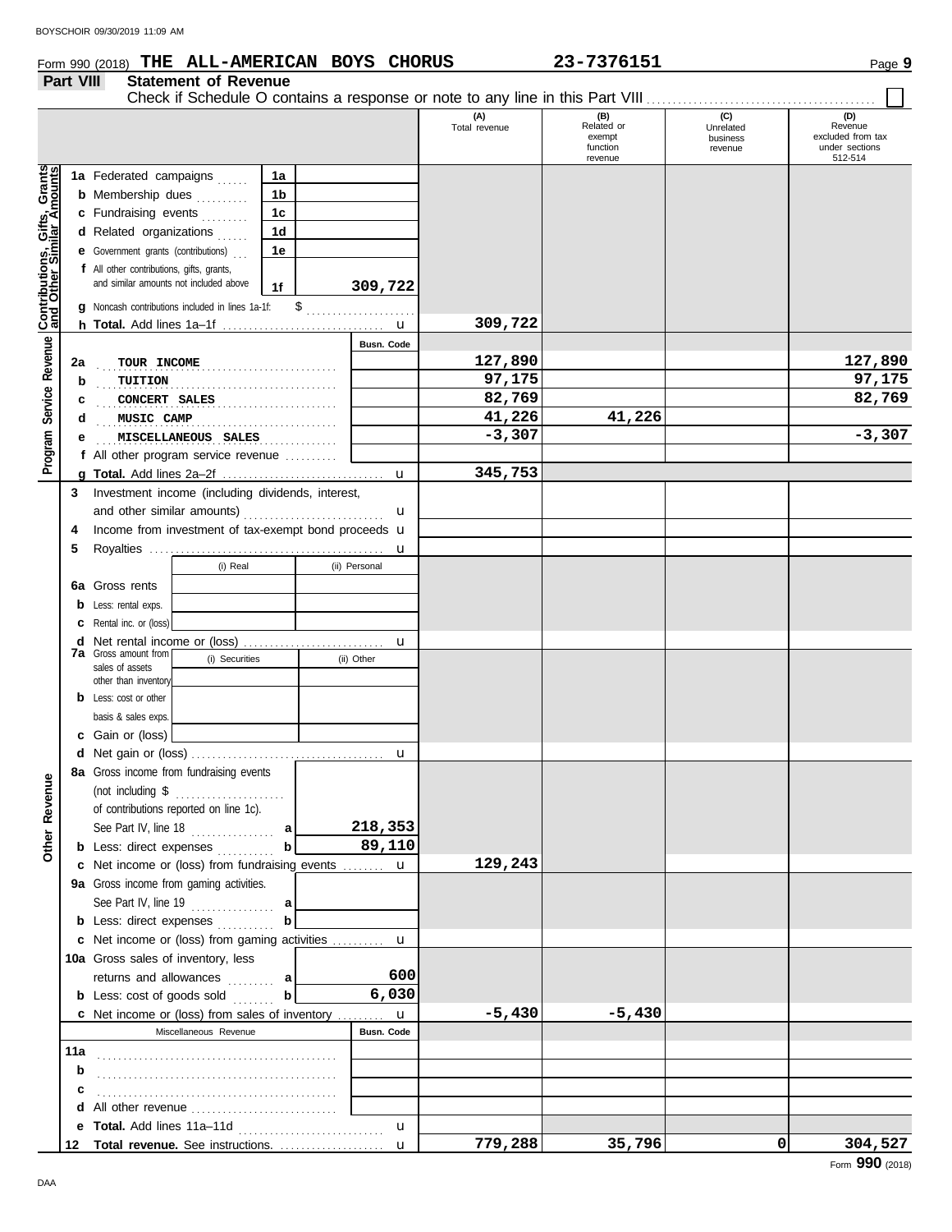Form 990 (2018) **THE ALL-AMERICAN BOYS CHORUS** **23-7376151** Page **9**

## Part VIII Statement of Revenue

Check if Schedule O contains a response or note to any line in this Part VIII ☐

| | | | | (A) Total revenue | (B) Related or exempt function revenue | (C) Unrelated business revenue | (D) Revenue excluded from tax under sections 512-514 |
|---|---|---|---|---|---|---|---|
| **Contributions, Gifts, Grants and Other Similar Amounts** | 1a Federated campaigns | 1a | | | | | |
| | b Membership dues | 1b | | | | | |
| | c Fundraising events | 1c | | | | | |
| | d Related organizations | 1d | | | | | |
| | e Government grants (contributions) | 1e | | | | | |
| | f All other contributions, gifts, grants, and similar amounts not included above | 1f | 309,722 | | | | |
| | g Noncash contributions included in lines 1a-1f: $ | | | | | | |
| | h **Total.** Add lines 1a–1f | | | 309,722 | | | |
| **Program Service Revenue** | | Busn. Code | | | | | |
| | 2a TOUR INCOME | | | 127,890 | | | 127,890 |
| | b TUITION | | | 97,175 | | | 97,175 |
| | c CONCERT SALES | | | 82,769 | | | 82,769 |
| | d MUSIC CAMP | | | 41,226 | 41,226 | | |
| | e MISCELLANEOUS SALES | | | -3,307 | | | -3,307 |
| | f All other program service revenue | | | | | | |
| | g **Total.** Add lines 2a–2f | | | 345,753 | | | |
| **Other Revenue** | 3 Investment income (including dividends, interest, and other similar amounts) | | | | | | |
| | 4 Income from investment of tax-exempt bond proceeds | | | | | | |
| | 5 Royalties | | | | | | |
| | | (i) Real | (ii) Personal | | | | |
| | 6a Gross rents | | | | | | |
| | b Less: rental exps. | | | | | | |
| | c Rental inc. or (loss) | | | | | | |
| | d Net rental income or (loss) | | | | | | |
| | | (i) Securities | (ii) Other | | | | |
| | 7a Gross amount from sales of assets other than inventory | | | | | | |
| | b Less: cost or other basis & sales exps. | | | | | | |
| | c Gain or (loss) | | | | | | |
| | d Net gain or (loss) | | | | | | |
| | 8a Gross income from fundraising events (not including $ of contributions reported on line 1c). See Part IV, line 18 | a | 218,353 | | | | |
| | b Less: direct expenses | b | 89,110 | | | | |
| | c Net income or (loss) from fundraising events | | | 129,243 | | | |
| | 9a Gross income from gaming activities. See Part IV, line 19 | a | | | | | |
| | b Less: direct expenses | b | | | | | |
| | c Net income or (loss) from gaming activities | | | | | | |
| | 10a Gross sales of inventory, less returns and allowances | a | 600 | | | | |
| | b Less: cost of goods sold | b | 6,030 | | | | |
| | c Net income or (loss) from sales of inventory | | | -5,430 | -5,430 | | |
| | Miscellaneous Revenue | Busn. Code | | | | | |
| | 11a | | | | | | |
| | b | | | | | | |
| | c | | | | | | |
| | d All other revenue | | | | | | |
| | e **Total.** Add lines 11a–11d | | | | | | |
| | 12 **Total revenue.** See instructions. | | | 779,288 | 35,796 | 0 | 304,527 |

Form **990** (2018)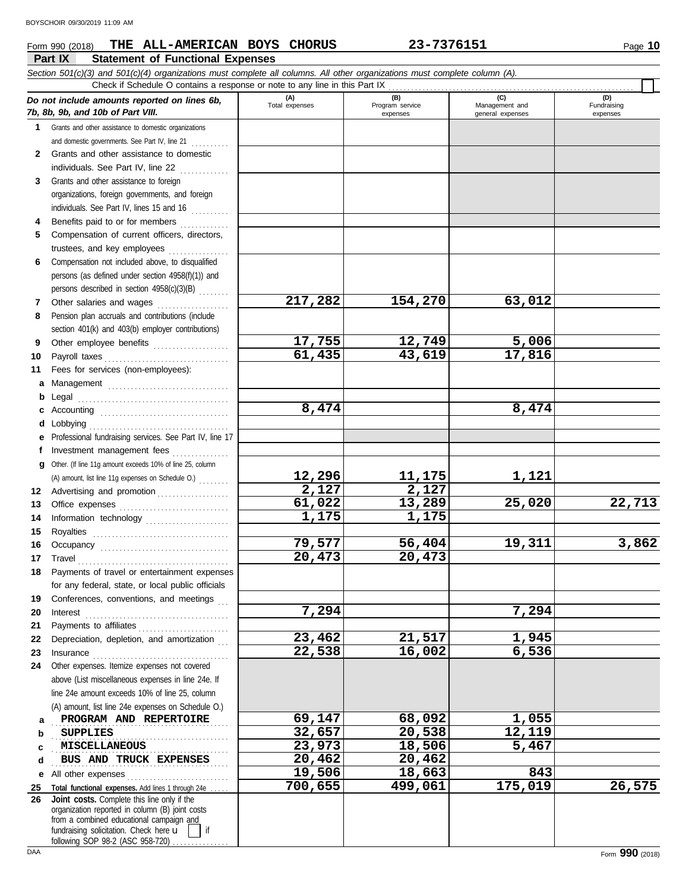Form 990 (2018) **THE ALL-AMERICAN BOYS CHORUS** **23-7376151**

## Part IX Statement of Functional Expenses

*Section 501(c)(3) and 501(c)(4) organizations must complete all columns. All other organizations must complete column (A).*

Check if Schedule O contains a response or note to any line in this Part IX

| *Do not include amounts reported on lines 6b, 7b, 8b, 9b, and 10b of Part VIII.* | (A) Total expenses | (B) Program service expenses | (C) Management and general expenses | (D) Fundraising expenses |
|---|---|---|---|---|
| **1** Grants and other assistance to domestic organizations and domestic governments. See Part IV, line 21 | | | | |
| **2** Grants and other assistance to domestic individuals. See Part IV, line 22 | | | | |
| **3** Grants and other assistance to foreign organizations, foreign governments, and foreign individuals. See Part IV, lines 15 and 16 | | | | |
| **4** Benefits paid to or for members | | | | |
| **5** Compensation of current officers, directors, trustees, and key employees | | | | |
| **6** Compensation not included above, to disqualified persons (as defined under section 4958(f)(1)) and persons described in section 4958(c)(3)(B) | | | | |
| **7** Other salaries and wages | 217,282 | 154,270 | 63,012 | |
| **8** Pension plan accruals and contributions (include section 401(k) and 403(b) employer contributions) | | | | |
| **9** Other employee benefits | 17,755 | 12,749 | 5,006 | |
| **10** Payroll taxes | 61,435 | 43,619 | 17,816 | |
| **11** Fees for services (non-employees): | | | | |
| **a** Management | | | | |
| **b** Legal | | | | |
| **c** Accounting | 8,474 | | 8,474 | |
| **d** Lobbying | | | | |
| **e** Professional fundraising services. See Part IV, line 17 | | | | |
| **f** Investment management fees | | | | |
| **g** Other. (If line 11g amount exceeds 10% of line 25, column (A) amount, list line 11g expenses on Schedule O.) | 12,296 | 11,175 | 1,121 | |
| **12** Advertising and promotion | 2,127 | 2,127 | | |
| **13** Office expenses | 61,022 | 13,289 | 25,020 | 22,713 |
| **14** Information technology | 1,175 | 1,175 | | |
| **15** Royalties | | | | |
| **16** Occupancy | 79,577 | 56,404 | 19,311 | 3,862 |
| **17** Travel | 20,473 | 20,473 | | |
| **18** Payments of travel or entertainment expenses for any federal, state, or local public officials | | | | |
| **19** Conferences, conventions, and meetings | | | | |
| **20** Interest | 7,294 | | 7,294 | |
| **21** Payments to affiliates | | | | |
| **22** Depreciation, depletion, and amortization | 23,462 | 21,517 | 1,945 | |
| **23** Insurance | 22,538 | 16,002 | 6,536 | |
| **24** Other expenses. Itemize expenses not covered above (List miscellaneous expenses in line 24e. If line 24e amount exceeds 10% of line 25, column (A) amount, list line 24e expenses on Schedule O.) | | | | |
| **a** PROGRAM AND REPERTOIRE | 69,147 | 68,092 | 1,055 | |
| **b** SUPPLIES | 32,657 | 20,538 | 12,119 | |
| **c** MISCELLANEOUS | 23,973 | 18,506 | 5,467 | |
| **d** BUS AND TRUCK EXPENSES | 20,462 | 20,462 | | |
| **e** All other expenses | 19,506 | 18,663 | 843 | |
| **25** **Total functional expenses.** Add lines 1 through 24e | 700,655 | 499,061 | 175,019 | 26,575 |
| **26** **Joint costs.** Complete this line only if the organization reported in column (B) joint costs from a combined educational campaign and fundraising solicitation. Check here ☐ if following SOP 98-2 (ASC 958-720) | | | | |

Form **990** (2018)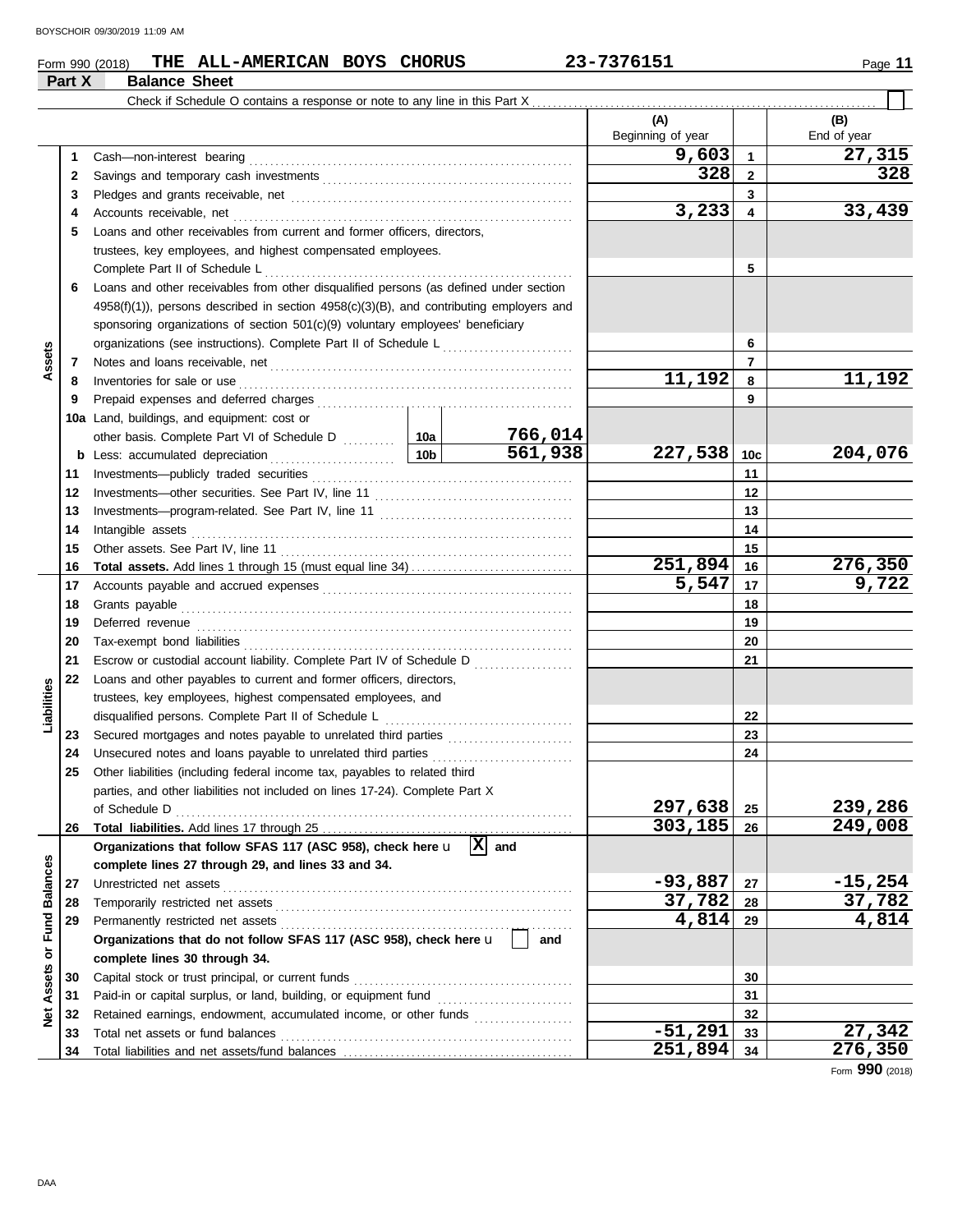Form 990 (2018) **THE ALL-AMERICAN BOYS CHORUS** **23-7376151**

**Part X** **Balance Sheet**

Check if Schedule O contains a response or note to any line in this Part X ☐

| | | | | (A) Beginning of year | | (B) End of year |
|---|---|---|---|---|---|---|
| **Assets** | 1 | Cash—non-interest bearing | | 9,603 | 1 | 27,315 |
| | 2 | Savings and temporary cash investments | | 328 | 2 | 328 |
| | 3 | Pledges and grants receivable, net | | | 3 | |
| | 4 | Accounts receivable, net | | 3,233 | 4 | 33,439 |
| | 5 | Loans and other receivables from current and former officers, directors, trustees, key employees, and highest compensated employees. Complete Part II of Schedule L | | | 5 | |
| | 6 | Loans and other receivables from other disqualified persons (as defined under section 4958(f)(1)), persons described in section 4958(c)(3)(B), and contributing employers and sponsoring organizations of section 501(c)(9) voluntary employees' beneficiary organizations (see instructions). Complete Part II of Schedule L | | | 6 | |
| | 7 | Notes and loans receivable, net | | | 7 | |
| | 8 | Inventories for sale or use | | 11,192 | 8 | 11,192 |
| | 9 | Prepaid expenses and deferred charges | | | 9 | |
| | 10a | Land, buildings, and equipment: cost or other basis. Complete Part VI of Schedule D | 10a 766,014 | | | |
| | b | Less: accumulated depreciation | 10b 561,938 | 227,538 | 10c | 204,076 |
| | 11 | Investments—publicly traded securities | | | 11 | |
| | 12 | Investments—other securities. See Part IV, line 11 | | | 12 | |
| | 13 | Investments—program-related. See Part IV, line 11 | | | 13 | |
| | 14 | Intangible assets | | | 14 | |
| | 15 | Other assets. See Part IV, line 11 | | | 15 | |
| | 16 | **Total assets.** Add lines 1 through 15 (must equal line 34) | | 251,894 | 16 | 276,350 |
| **Liabilities** | 17 | Accounts payable and accrued expenses | | 5,547 | 17 | 9,722 |
| | 18 | Grants payable | | | 18 | |
| | 19 | Deferred revenue | | | 19 | |
| | 20 | Tax-exempt bond liabilities | | | 20 | |
| | 21 | Escrow or custodial account liability. Complete Part IV of Schedule D | | | 21 | |
| | 22 | Loans and other payables to current and former officers, directors, trustees, key employees, highest compensated employees, and disqualified persons. Complete Part II of Schedule L | | | 22 | |
| | 23 | Secured mortgages and notes payable to unrelated third parties | | | 23 | |
| | 24 | Unsecured notes and loans payable to unrelated third parties | | | 24 | |
| | 25 | Other liabilities (including federal income tax, payables to related third parties, and other liabilities not included on lines 17-24). Complete Part X of Schedule D | | 297,638 | 25 | 239,286 |
| | 26 | **Total liabilities.** Add lines 17 through 25 | | 303,185 | 26 | 249,008 |
| **Net Assets or Fund Balances** | | **Organizations that follow SFAS 117 (ASC 958), check here** ☒ **and complete lines 27 through 29, and lines 33 and 34.** | | | | |
| | 27 | Unrestricted net assets | | -93,887 | 27 | -15,254 |
| | 28 | Temporarily restricted net assets | | 37,782 | 28 | 37,782 |
| | 29 | Permanently restricted net assets | | 4,814 | 29 | 4,814 |
| | | **Organizations that do not follow SFAS 117 (ASC 958), check here** ☐ **and complete lines 30 through 34.** | | | | |
| | 30 | Capital stock or trust principal, or current funds | | | 30 | |
| | 31 | Paid-in or capital surplus, or land, building, or equipment fund | | | 31 | |
| | 32 | Retained earnings, endowment, accumulated income, or other funds | | | 32 | |
| | 33 | Total net assets or fund balances | | -51,291 | 33 | 27,342 |
| | 34 | Total liabilities and net assets/fund balances | | 251,894 | 34 | 276,350 |

Form **990** (2018)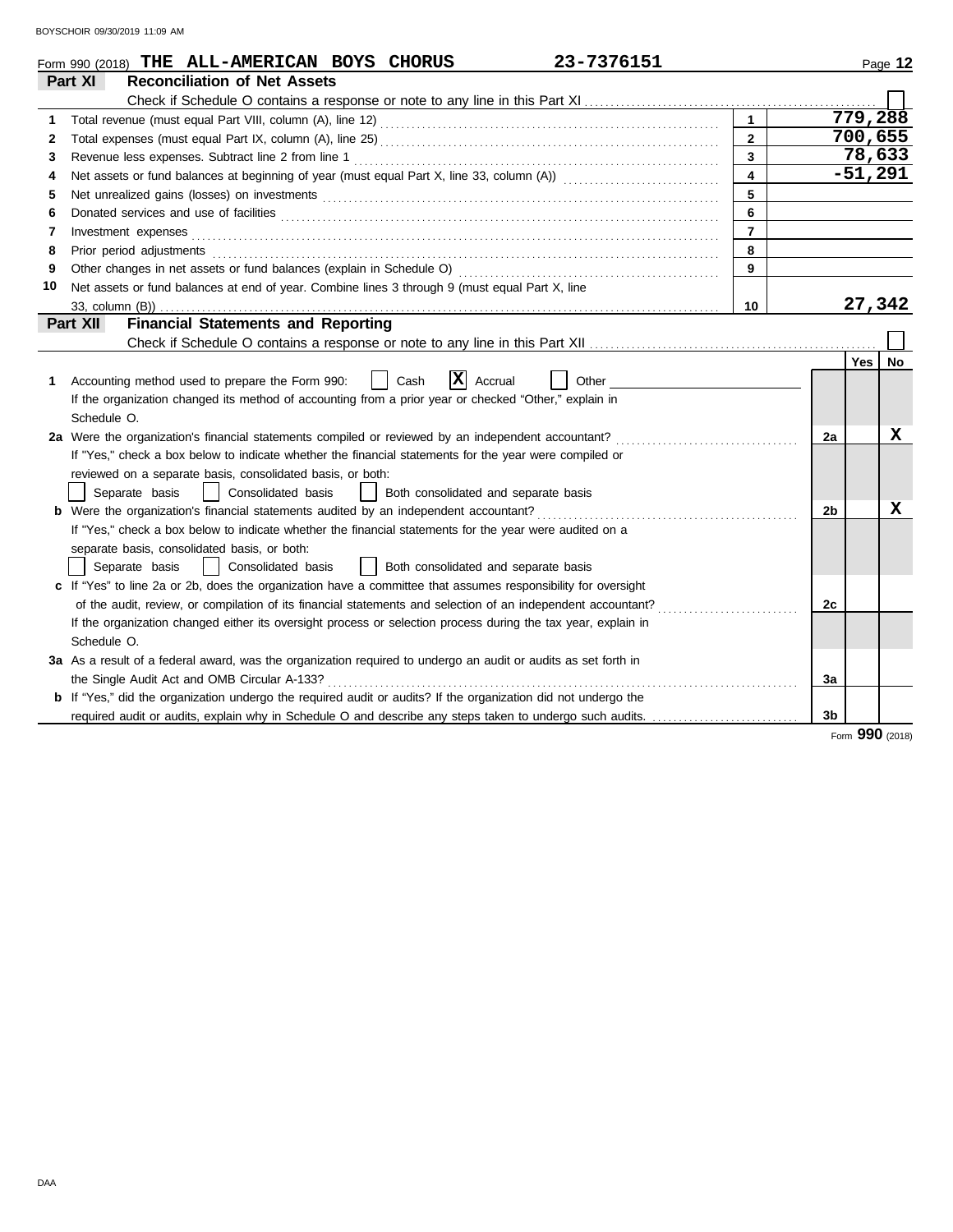Form 990 (2018) **THE ALL-AMERICAN BOYS CHORUS** **23-7376151**

## Part XI Reconciliation of Net Assets

Check if Schedule O contains a response or note to any line in this Part XI ☐

| | | | |
|---|---|---|---|
| 1 | Total revenue (must equal Part VIII, column (A), line 12) | 1 | 779,288 |
| 2 | Total expenses (must equal Part IX, column (A), line 25) | 2 | 700,655 |
| 3 | Revenue less expenses. Subtract line 2 from line 1 | 3 | 78,633 |
| 4 | Net assets or fund balances at beginning of year (must equal Part X, line 33, column (A)) | 4 | -51,291 |
| 5 | Net unrealized gains (losses) on investments | 5 | |
| 6 | Donated services and use of facilities | 6 | |
| 7 | Investment expenses | 7 | |
| 8 | Prior period adjustments | 8 | |
| 9 | Other changes in net assets or fund balances (explain in Schedule O) | 9 | |
| 10 | Net assets or fund balances at end of year. Combine lines 3 through 9 (must equal Part X, line 33, column (B)) | 10 | 27,342 |

## Part XII Financial Statements and Reporting

Check if Schedule O contains a response or note to any line in this Part XII ☐

| | | | Yes | No |
|---|---|---|---|---|
| 1 | Accounting method used to prepare the Form 990: ☐ Cash ☒ Accrual ☐ Other<br>If the organization changed its method of accounting from a prior year or checked "Other," explain in Schedule O. | | | |
| 2a | Were the organization's financial statements compiled or reviewed by an independent accountant?<br>If "Yes," check a box below to indicate whether the financial statements for the year were compiled or reviewed on a separate basis, consolidated basis, or both:<br>☐ Separate basis ☐ Consolidated basis ☐ Both consolidated and separate basis | 2a | | X |
| b | Were the organization's financial statements audited by an independent accountant?<br>If "Yes," check a box below to indicate whether the financial statements for the year were audited on a separate basis, consolidated basis, or both:<br>☐ Separate basis ☐ Consolidated basis ☐ Both consolidated and separate basis | 2b | | X |
| c | If "Yes" to line 2a or 2b, does the organization have a committee that assumes responsibility for oversight of the audit, review, or compilation of its financial statements and selection of an independent accountant?<br>If the organization changed either its oversight process or selection process during the tax year, explain in Schedule O. | 2c | | |
| 3a | As a result of a federal award, was the organization required to undergo an audit or audits as set forth in the Single Audit Act and OMB Circular A-133? | 3a | | |
| b | If "Yes," did the organization undergo the required audit or audits? If the organization did not undergo the required audit or audits, explain why in Schedule O and describe any steps taken to undergo such audits. | 3b | | |

Form **990** (2018)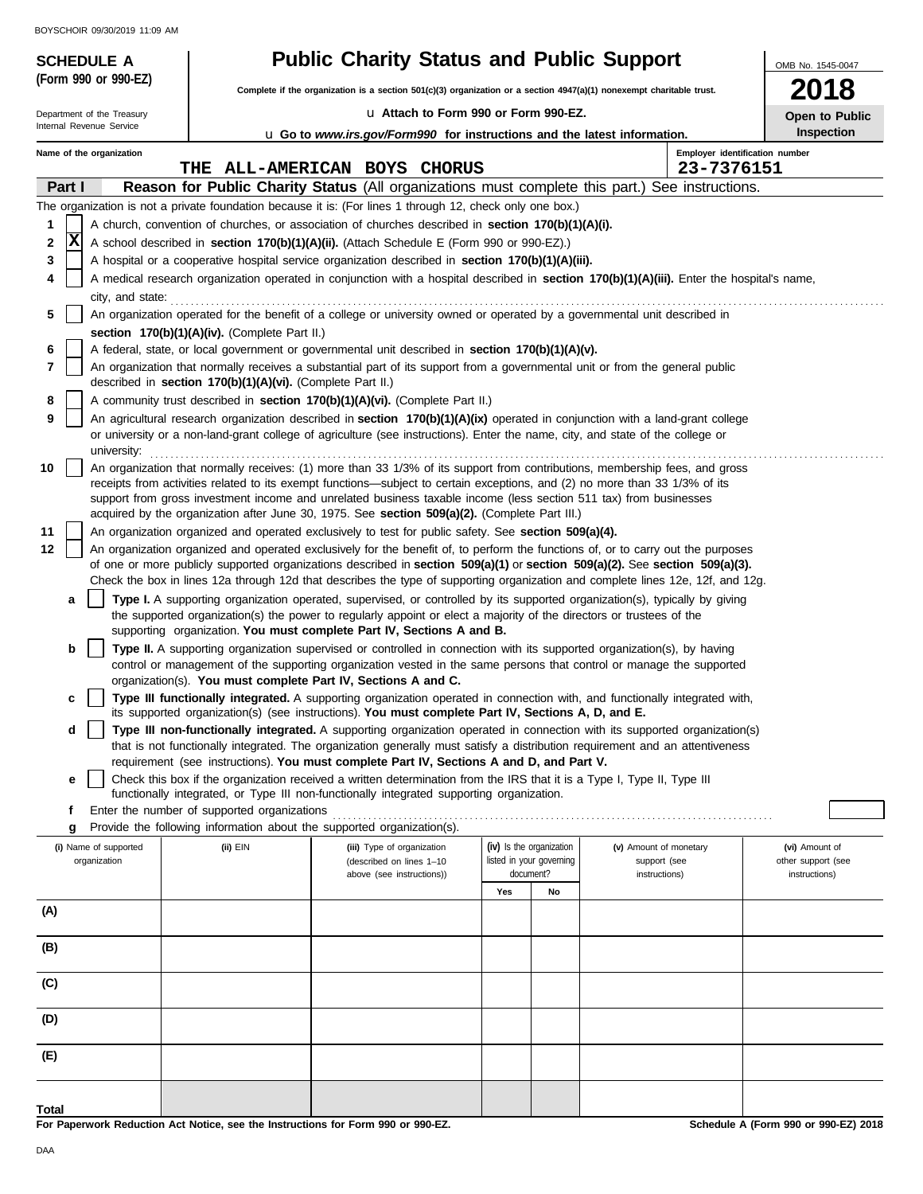BOYSCHOIR 09/30/2019 11:09 AM

**SCHEDULE A (Form 990 or 990-EZ)**

Department of the Treasury
Internal Revenue Service

# Public Charity Status and Public Support

**Complete if the organization is a section 501(c)(3) organization or a section 4947(a)(1) nonexempt charitable trust.**

u **Attach to Form 990 or Form 990-EZ.**

u **Go to *www.irs.gov/Form990* for instructions and the latest information.**

OMB No. 1545-0047

**2018**

**Open to Public Inspection**

Name of the organization: **THE ALL-AMERICAN BOYS CHORUS**

Employer identification number: **23-7376151**

**Part I** **Reason for Public Charity Status** (All organizations must complete this part.) See instructions.

The organization is not a private foundation because it is: (For lines 1 through 12, check only one box.)

1 [ ] A church, convention of churches, or association of churches described in **section 170(b)(1)(A)(i).**

2 [X] A school described in **section 170(b)(1)(A)(ii).** (Attach Schedule E (Form 990 or 990-EZ).)

3 [ ] A hospital or a cooperative hospital service organization described in **section 170(b)(1)(A)(iii).**

4 [ ] A medical research organization operated in conjunction with a hospital described in **section 170(b)(1)(A)(iii).** Enter the hospital's name, city, and state:

5 [ ] An organization operated for the benefit of a college or university owned or operated by a governmental unit described in **section 170(b)(1)(A)(iv).** (Complete Part II.)

6 [ ] A federal, state, or local government or governmental unit described in **section 170(b)(1)(A)(v).**

7 [ ] An organization that normally receives a substantial part of its support from a governmental unit or from the general public described in **section 170(b)(1)(A)(vi).** (Complete Part II.)

8 [ ] A community trust described in **section 170(b)(1)(A)(vi).** (Complete Part II.)

9 [ ] An agricultural research organization described in **section 170(b)(1)(A)(ix)** operated in conjunction with a land-grant college or university or a non-land-grant college of agriculture (see instructions). Enter the name, city, and state of the college or university:

10 [ ] An organization that normally receives: (1) more than 33 1/3% of its support from contributions, membership fees, and gross receipts from activities related to its exempt functions—subject to certain exceptions, and (2) no more than 33 1/3% of its support from gross investment income and unrelated business taxable income (less section 511 tax) from businesses acquired by the organization after June 30, 1975. See **section 509(a)(2).** (Complete Part III.)

11 [ ] An organization organized and operated exclusively to test for public safety. See **section 509(a)(4).**

12 [ ] An organization organized and operated exclusively for the benefit of, to perform the functions of, or to carry out the purposes of one or more publicly supported organizations described in **section 509(a)(1)** or **section 509(a)(2).** See **section 509(a)(3).** Check the box in lines 12a through 12d that describes the type of supporting organization and complete lines 12e, 12f, and 12g.

a [ ] **Type I.** A supporting organization operated, supervised, or controlled by its supported organization(s), typically by giving the supported organization(s) the power to regularly appoint or elect a majority of the directors or trustees of the supporting organization. **You must complete Part IV, Sections A and B.**

b [ ] **Type II.** A supporting organization supervised or controlled in connection with its supported organization(s), by having control or management of the supporting organization vested in the same persons that control or manage the supported organization(s). **You must complete Part IV, Sections A and C.**

c [ ] **Type III functionally integrated.** A supporting organization operated in connection with, and functionally integrated with, its supported organization(s) (see instructions). **You must complete Part IV, Sections A, D, and E.**

d [ ] **Type III non-functionally integrated.** A supporting organization operated in connection with its supported organization(s) that is not functionally integrated. The organization generally must satisfy a distribution requirement and an attentiveness requirement (see instructions). **You must complete Part IV, Sections A and D, and Part V.**

e [ ] Check this box if the organization received a written determination from the IRS that it is a Type I, Type II, Type III functionally integrated, or Type III non-functionally integrated supporting organization.

f Enter the number of supported organizations

g Provide the following information about the supported organization(s).

| (i) Name of supported organization | (ii) EIN | (iii) Type of organization (described on lines 1–10 above (see instructions)) | (iv) Is the organization listed in your governing document? Yes | No | (v) Amount of monetary support (see instructions) | (vi) Amount of other support (see instructions) |
|---|---|---|---|---|---|---|
| (A) | | | | | | |
| (B) | | | | | | |
| (C) | | | | | | |
| (D) | | | | | | |
| (E) | | | | | | |
| **Total** | | | | | | |

**For Paperwork Reduction Act Notice, see the Instructions for Form 990 or 990-EZ.**

**Schedule A (Form 990 or 990-EZ) 2018**

DAA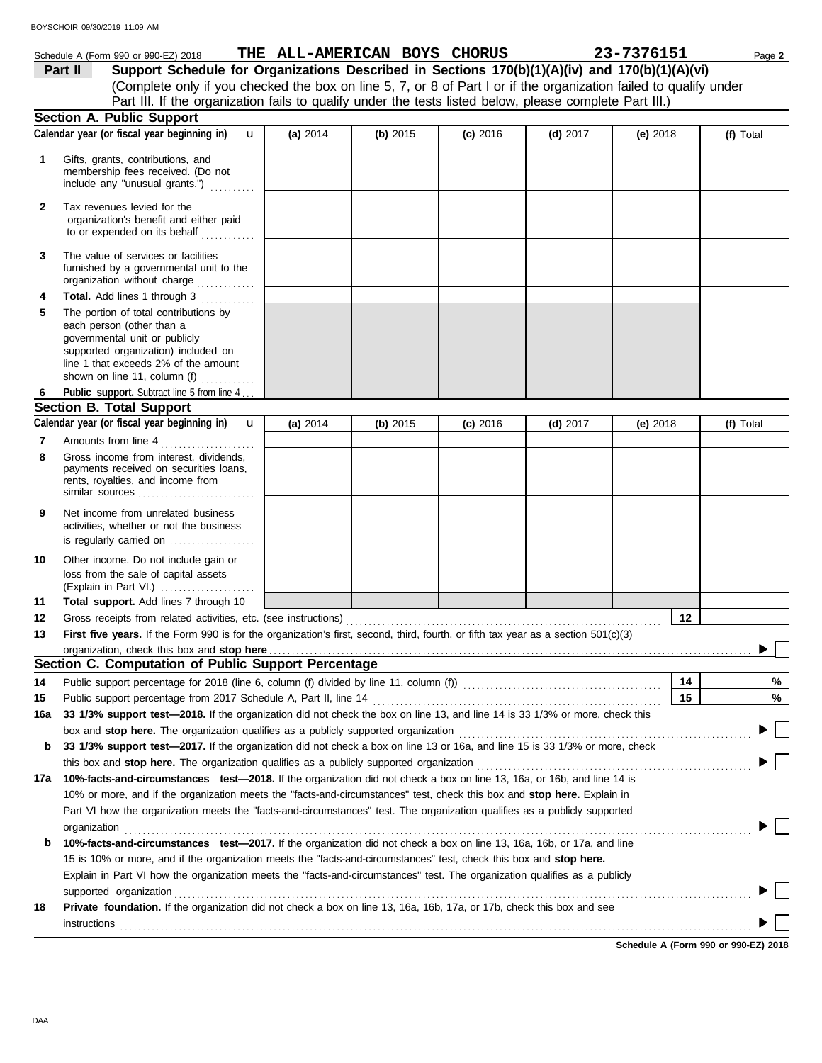Schedule A (Form 990 or 990-EZ) 2018 **THE ALL-AMERICAN BOYS CHORUS** **23-7376151**

## Part II Support Schedule for Organizations Described in Sections 170(b)(1)(A)(iv) and 170(b)(1)(A)(vi)

(Complete only if you checked the box on line 5, 7, or 8 of Part I or if the organization failed to qualify under Part III. If the organization fails to qualify under the tests listed below, please complete Part III.)

### Section A. Public Support

| | Calendar year (or fiscal year beginning in) | (a) 2014 | (b) 2015 | (c) 2016 | (d) 2017 | (e) 2018 | (f) Total |
|---|---|---|---|---|---|---|---|
| 1 | Gifts, grants, contributions, and membership fees received. (Do not include any "unusual grants.") | | | | | | |
| 2 | Tax revenues levied for the organization's benefit and either paid to or expended on its behalf | | | | | | |
| 3 | The value of services or facilities furnished by a governmental unit to the organization without charge | | | | | | |
| 4 | **Total.** Add lines 1 through 3 | | | | | | |
| 5 | The portion of total contributions by each person (other than a governmental unit or publicly supported organization) included on line 1 that exceeds 2% of the amount shown on line 11, column (f) | | | | | | |
| 6 | **Public support.** Subtract line 5 from line 4 | | | | | | |

### Section B. Total Support

| | Calendar year (or fiscal year beginning in) | (a) 2014 | (b) 2015 | (c) 2016 | (d) 2017 | (e) 2018 | (f) Total |
|---|---|---|---|---|---|---|---|
| 7 | Amounts from line 4 | | | | | | |
| 8 | Gross income from interest, dividends, payments received on securities loans, rents, royalties, and income from similar sources | | | | | | |
| 9 | Net income from unrelated business activities, whether or not the business is regularly carried on | | | | | | |
| 10 | Other income. Do not include gain or loss from the sale of capital assets (Explain in Part VI.) | | | | | | |
| 11 | **Total support.** Add lines 7 through 10 | | | | | | |

**12** Gross receipts from related activities, etc. (see instructions) **12**

**13** **First five years.** If the Form 990 is for the organization's first, second, third, fourth, or fifth tax year as a section 501(c)(3) organization, check this box and **stop here** ☐

### Section C. Computation of Public Support Percentage

**14** Public support percentage for 2018 (line 6, column (f) divided by line 11, column (f)) **14** %

**15** Public support percentage from 2017 Schedule A, Part II, line 14 **15** %

**16a** **33 1/3% support test—2018.** If the organization did not check the box on line 13, and line 14 is 33 1/3% or more, check this box and **stop here.** The organization qualifies as a publicly supported organization ☐

**b** **33 1/3% support test—2017.** If the organization did not check a box on line 13 or 16a, and line 15 is 33 1/3% or more, check this box and **stop here.** The organization qualifies as a publicly supported organization ☐

**17a** **10%-facts-and-circumstances test—2018.** If the organization did not check a box on line 13, 16a, or 16b, and line 14 is 10% or more, and if the organization meets the "facts-and-circumstances" test, check this box and **stop here.** Explain in Part VI how the organization meets the "facts-and-circumstances" test. The organization qualifies as a publicly supported organization ☐

**b** **10%-facts-and-circumstances test—2017.** If the organization did not check a box on line 13, 16a, 16b, or 17a, and line 15 is 10% or more, and if the organization meets the "facts-and-circumstances" test, check this box and **stop here.** Explain in Part VI how the organization meets the "facts-and-circumstances" test. The organization qualifies as a publicly supported organization ☐

**18** **Private foundation.** If the organization did not check a box on line 13, 16a, 16b, 17a, or 17b, check this box and see instructions ☐

**Schedule A (Form 990 or 990-EZ) 2018**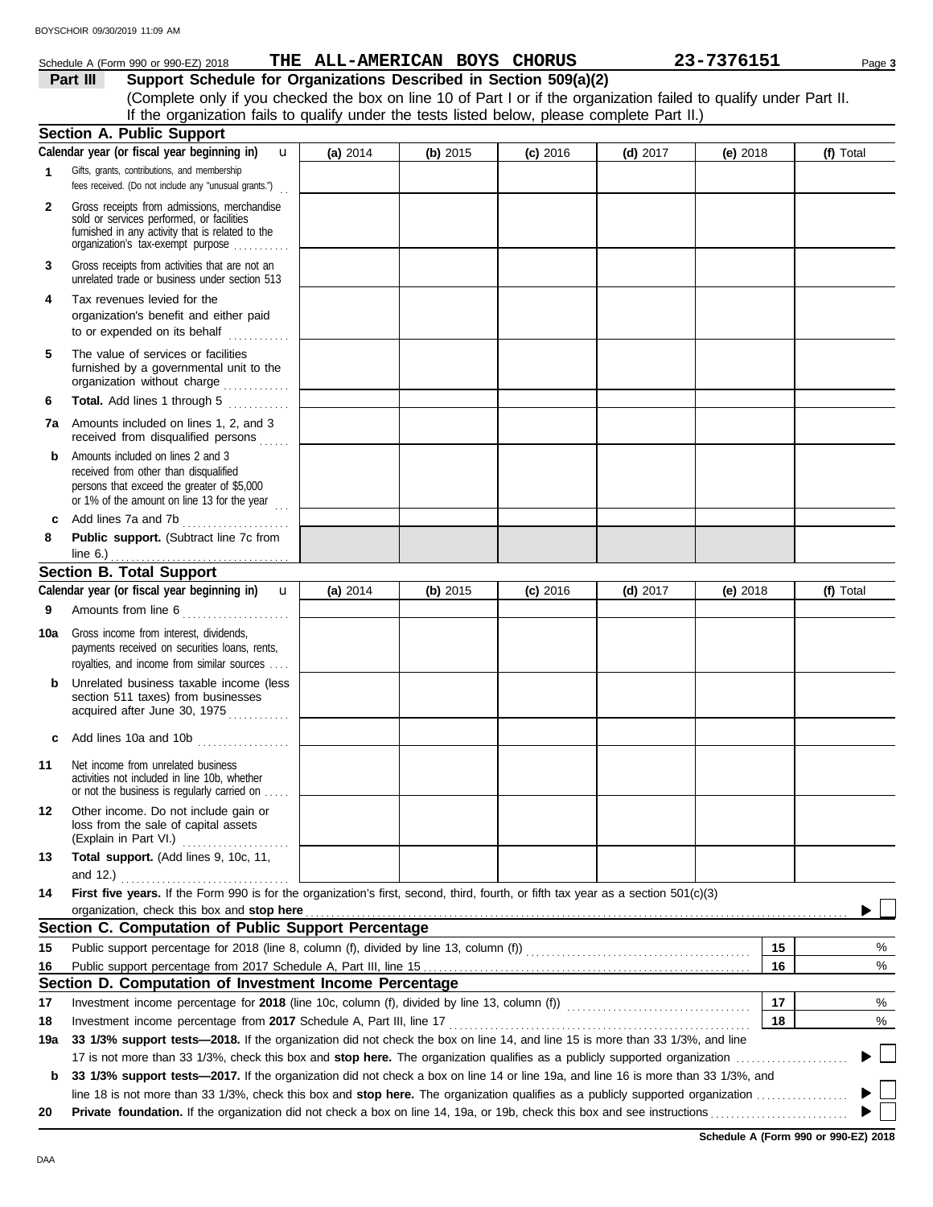Schedule A (Form 990 or 990-EZ) 2018 **THE ALL-AMERICAN BOYS CHORUS** **23-7376151**

**Part III** **Support Schedule for Organizations Described in Section 509(a)(2)**

(Complete only if you checked the box on line 10 of Part I or if the organization failed to qualify under Part II. If the organization fails to qualify under the tests listed below, please complete Part II.)

## Section A. Public Support

| Calendar year (or fiscal year beginning in) | (a) 2014 | (b) 2015 | (c) 2016 | (d) 2017 | (e) 2018 | (f) Total |
|---|---|---|---|---|---|---|
| **1** Gifts, grants, contributions, and membership fees received. (Do not include any "unusual grants.") | | | | | | |
| **2** Gross receipts from admissions, merchandise sold or services performed, or facilities furnished in any activity that is related to the organization's tax-exempt purpose | | | | | | |
| **3** Gross receipts from activities that are not an unrelated trade or business under section 513 | | | | | | |
| **4** Tax revenues levied for the organization's benefit and either paid to or expended on its behalf | | | | | | |
| **5** The value of services or facilities furnished by a governmental unit to the organization without charge | | | | | | |
| **6** **Total.** Add lines 1 through 5 | | | | | | |
| **7a** Amounts included on lines 1, 2, and 3 received from disqualified persons | | | | | | |
| **b** Amounts included on lines 2 and 3 received from other than disqualified persons that exceed the greater of $5,000 or 1% of the amount on line 13 for the year | | | | | | |
| **c** Add lines 7a and 7b | | | | | | |
| **8** **Public support.** (Subtract line 7c from line 6.) | | | | | | |

## Section B. Total Support

| Calendar year (or fiscal year beginning in) | (a) 2014 | (b) 2015 | (c) 2016 | (d) 2017 | (e) 2018 | (f) Total |
|---|---|---|---|---|---|---|
| **9** Amounts from line 6 | | | | | | |
| **10a** Gross income from interest, dividends, payments received on securities loans, rents, royalties, and income from similar sources | | | | | | |
| **b** Unrelated business taxable income (less section 511 taxes) from businesses acquired after June 30, 1975 | | | | | | |
| **c** Add lines 10a and 10b | | | | | | |
| **11** Net income from unrelated business activities not included in line 10b, whether or not the business is regularly carried on | | | | | | |
| **12** Other income. Do not include gain or loss from the sale of capital assets (Explain in Part VI.) | | | | | | |
| **13** **Total support.** (Add lines 9, 10c, 11, and 12.) | | | | | | |

**14** **First five years.** If the Form 990 is for the organization's first, second, third, fourth, or fifth tax year as a section 501(c)(3) organization, check this box and **stop here** ☐

## Section C. Computation of Public Support Percentage

| | | | |
|---|---|---|---|
| **15** | Public support percentage for 2018 (line 8, column (f), divided by line 13, column (f)) | **15** | % |
| **16** | Public support percentage from 2017 Schedule A, Part III, line 15 | **16** | % |

## Section D. Computation of Investment Income Percentage

| | | | |
|---|---|---|---|
| **17** | Investment income percentage for **2018** (line 10c, column (f), divided by line 13, column (f)) | **17** | % |
| **18** | Investment income percentage from **2017** Schedule A, Part III, line 17 | **18** | % |

**19a** **33 1/3% support tests—2018.** If the organization did not check the box on line 14, and line 15 is more than 33 1/3%, and line 17 is not more than 33 1/3%, check this box and **stop here.** The organization qualifies as a publicly supported organization ☐

**b** **33 1/3% support tests—2017.** If the organization did not check a box on line 14 or line 19a, and line 16 is more than 33 1/3%, and line 18 is not more than 33 1/3%, check this box and **stop here.** The organization qualifies as a publicly supported organization ☐

**20** **Private foundation.** If the organization did not check a box on line 14, 19a, or 19b, check this box and see instructions ☐

**Schedule A (Form 990 or 990-EZ) 2018**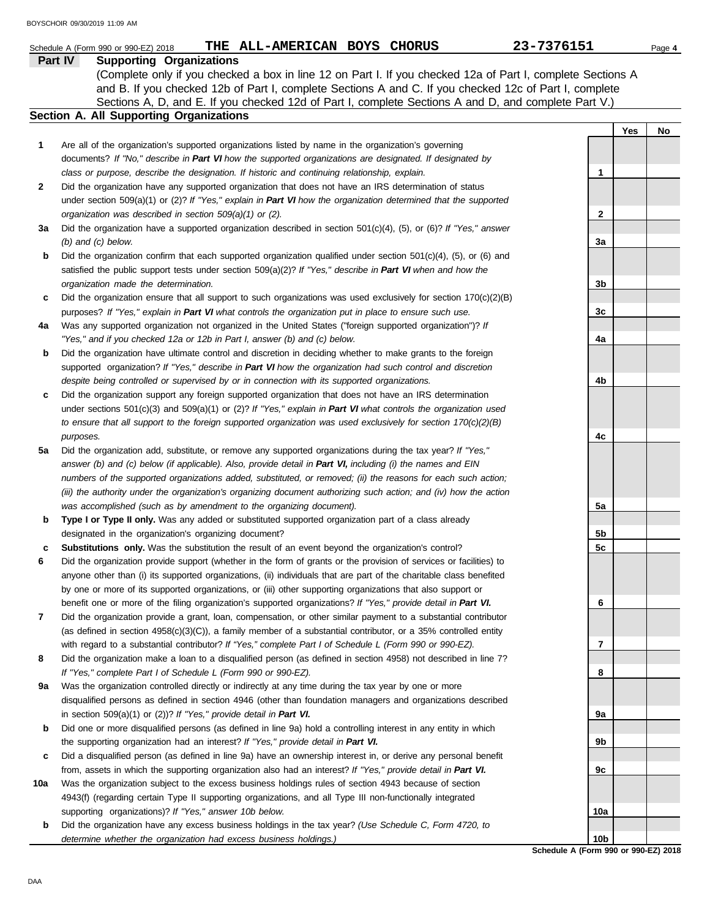Schedule A (Form 990 or 990-EZ) 2018 **THE ALL-AMERICAN BOYS CHORUS** **23-7376151**

## Part IV Supporting Organizations

(Complete only if you checked a box in line 12 on Part I. If you checked 12a of Part I, complete Sections A and B. If you checked 12b of Part I, complete Sections A and C. If you checked 12c of Part I, complete Sections A, D, and E. If you checked 12d of Part I, complete Sections A and D, and complete Part V.)

### Section A. All Supporting Organizations

| | | | Yes | No |
|---|---|---|---|---|
| **1** | Are all of the organization's supported organizations listed by name in the organization's governing documents? *If "No," describe in **Part VI** how the supported organizations are designated. If designated by class or purpose, describe the designation. If historic and continuing relationship, explain.* | 1 | | |
| **2** | Did the organization have any supported organization that does not have an IRS determination of status under section 509(a)(1) or (2)? *If "Yes," explain in **Part VI** how the organization determined that the supported organization was described in section 509(a)(1) or (2).* | 2 | | |
| **3a** | Did the organization have a supported organization described in section 501(c)(4), (5), or (6)? *If "Yes," answer (b) and (c) below.* | 3a | | |
| **b** | Did the organization confirm that each supported organization qualified under section 501(c)(4), (5), or (6) and satisfied the public support tests under section 509(a)(2)? *If "Yes," describe in **Part VI** when and how the organization made the determination.* | 3b | | |
| **c** | Did the organization ensure that all support to such organizations was used exclusively for section 170(c)(2)(B) purposes? *If "Yes," explain in **Part VI** what controls the organization put in place to ensure such use.* | 3c | | |
| **4a** | Was any supported organization not organized in the United States ("foreign supported organization")? *If "Yes," and if you checked 12a or 12b in Part I, answer (b) and (c) below.* | 4a | | |
| **b** | Did the organization have ultimate control and discretion in deciding whether to make grants to the foreign supported organization? *If "Yes," describe in **Part VI** how the organization had such control and discretion despite being controlled or supervised by or in connection with its supported organizations.* | 4b | | |
| **c** | Did the organization support any foreign supported organization that does not have an IRS determination under sections 501(c)(3) and 509(a)(1) or (2)? *If "Yes," explain in **Part VI** what controls the organization used to ensure that all support to the foreign supported organization was used exclusively for section 170(c)(2)(B) purposes.* | 4c | | |
| **5a** | Did the organization add, substitute, or remove any supported organizations during the tax year? *If "Yes," answer (b) and (c) below (if applicable). Also, provide detail in **Part VI,** including (i) the names and EIN numbers of the supported organizations added, substituted, or removed; (ii) the reasons for each such action; (iii) the authority under the organization's organizing document authorizing such action; and (iv) how the action was accomplished (such as by amendment to the organizing document).* | 5a | | |
| **b** | **Type I or Type II only.** Was any added or substituted supported organization part of a class already designated in the organization's organizing document? | 5b | | |
| **c** | **Substitutions only.** Was the substitution the result of an event beyond the organization's control? | 5c | | |
| **6** | Did the organization provide support (whether in the form of grants or the provision of services or facilities) to anyone other than (i) its supported organizations, (ii) individuals that are part of the charitable class benefited by one or more of its supported organizations, or (iii) other supporting organizations that also support or benefit one or more of the filing organization's supported organizations? *If "Yes," provide detail in **Part VI.*** | 6 | | |
| **7** | Did the organization provide a grant, loan, compensation, or other similar payment to a substantial contributor (as defined in section 4958(c)(3)(C)), a family member of a substantial contributor, or a 35% controlled entity with regard to a substantial contributor? *If "Yes," complete Part I of Schedule L (Form 990 or 990-EZ).* | 7 | | |
| **8** | Did the organization make a loan to a disqualified person (as defined in section 4958) not described in line 7? *If "Yes," complete Part I of Schedule L (Form 990 or 990-EZ).* | 8 | | |
| **9a** | Was the organization controlled directly or indirectly at any time during the tax year by one or more disqualified persons as defined in section 4946 (other than foundation managers and organizations described in section 509(a)(1) or (2))? *If "Yes," provide detail in **Part VI.*** | 9a | | |
| **b** | Did one or more disqualified persons (as defined in line 9a) hold a controlling interest in any entity in which the supporting organization had an interest? *If "Yes," provide detail in **Part VI.*** | 9b | | |
| **c** | Did a disqualified person (as defined in line 9a) have an ownership interest in, or derive any personal benefit from, assets in which the supporting organization also had an interest? *If "Yes," provide detail in **Part VI.*** | 9c | | |
| **10a** | Was the organization subject to the excess business holdings rules of section 4943 because of section 4943(f) (regarding certain Type II supporting organizations, and all Type III non-functionally integrated supporting organizations)? *If "Yes," answer 10b below.* | 10a | | |
| **b** | Did the organization have any excess business holdings in the tax year? *(Use Schedule C, Form 4720, to determine whether the organization had excess business holdings.)* | 10b | | |

**Schedule A (Form 990 or 990-EZ) 2018**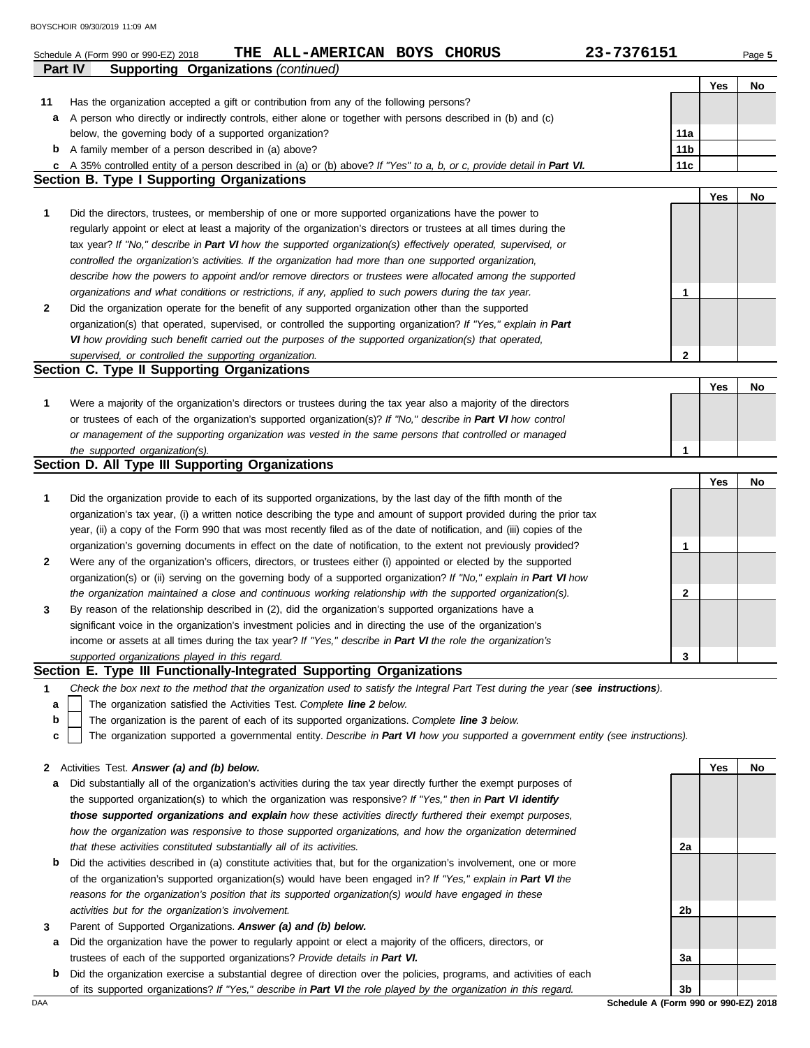Schedule A (Form 990 or 990-EZ) 2018 **THE ALL-AMERICAN BOYS CHORUS** **23-7376151**

**Part IV Supporting Organizations** *(continued)*

| | | | Yes | No |
|---|---|---|---|---|
| **11** | Has the organization accepted a gift or contribution from any of the following persons? | | | |
| **a** | A person who directly or indirectly controls, either alone or together with persons described in (b) and (c) below, the governing body of a supported organization? | **11a** | | |
| **b** | A family member of a person described in (a) above? | **11b** | | |
| **c** | A 35% controlled entity of a person described in (a) or (b) above? *If "Yes" to a, b, or c, provide detail in **Part VI.*** | **11c** | | |

## Section B. Type I Supporting Organizations

| | | | Yes | No |
|---|---|---|---|---|
| **1** | Did the directors, trustees, or membership of one or more supported organizations have the power to regularly appoint or elect at least a majority of the organization's directors or trustees at all times during the tax year? *If "No," describe in **Part VI** how the supported organization(s) effectively operated, supervised, or controlled the organization's activities. If the organization had more than one supported organization, describe how the powers to appoint and/or remove directors or trustees were allocated among the supported organizations and what conditions or restrictions, if any, applied to such powers during the tax year.* | **1** | | |
| **2** | Did the organization operate for the benefit of any supported organization other than the supported organization(s) that operated, supervised, or controlled the supporting organization? *If "Yes," explain in **Part VI** how providing such benefit carried out the purposes of the supported organization(s) that operated, supervised, or controlled the supporting organization.* | **2** | | |

## Section C. Type II Supporting Organizations

| | | | Yes | No |
|---|---|---|---|---|
| **1** | Were a majority of the organization's directors or trustees during the tax year also a majority of the directors or trustees of each of the organization's supported organization(s)? *If "No," describe in **Part VI** how control or management of the supporting organization was vested in the same persons that controlled or managed the supported organization(s).* | **1** | | |

## Section D. All Type III Supporting Organizations

| | | | Yes | No |
|---|---|---|---|---|
| **1** | Did the organization provide to each of its supported organizations, by the last day of the fifth month of the organization's tax year, (i) a written notice describing the type and amount of support provided during the prior tax year, (ii) a copy of the Form 990 that was most recently filed as of the date of notification, and (iii) copies of the organization's governing documents in effect on the date of notification, to the extent not previously provided? | **1** | | |
| **2** | Were any of the organization's officers, directors, or trustees either (i) appointed or elected by the supported organization(s) or (ii) serving on the governing body of a supported organization? *If "No," explain in **Part VI** how the organization maintained a close and continuous working relationship with the supported organization(s).* | **2** | | |
| **3** | By reason of the relationship described in (2), did the organization's supported organizations have a significant voice in the organization's investment policies and in directing the use of the organization's income or assets at all times during the tax year? *If "Yes," describe in **Part VI** the role the organization's supported organizations played in this regard.* | **3** | | |

## Section E. Type III Functionally-Integrated Supporting Organizations

**1** *Check the box next to the method that the organization used to satisfy the Integral Part Test during the year (**see instructions**).*

- **a** ☐ The organization satisfied the Activities Test. *Complete **line 2** below.*
- **b** ☐ The organization is the parent of each of its supported organizations. *Complete **line 3** below.*
- **c** ☐ The organization supported a governmental entity. *Describe in **Part VI** how you supported a government entity (see instructions).*

| | | | Yes | No |
|---|---|---|---|---|
| **2** | Activities Test. ***Answer (a) and (b) below.*** | | | |
| **a** | Did substantially all of the organization's activities during the tax year directly further the exempt purposes of the supported organization(s) to which the organization was responsive? *If "Yes," then in **Part VI identify those supported organizations and explain** how these activities directly furthered their exempt purposes, how the organization was responsive to those supported organizations, and how the organization determined that these activities constituted substantially all of its activities.* | **2a** | | |
| **b** | Did the activities described in (a) constitute activities that, but for the organization's involvement, one or more of the organization's supported organization(s) would have been engaged in? *If "Yes," explain in **Part VI** the reasons for the organization's position that its supported organization(s) would have engaged in these activities but for the organization's involvement.* | **2b** | | |
| **3** | Parent of Supported Organizations. ***Answer (a) and (b) below.*** | | | |
| **a** | Did the organization have the power to regularly appoint or elect a majority of the officers, directors, or trustees of each of the supported organizations? *Provide details in **Part VI.*** | **3a** | | |
| **b** | Did the organization exercise a substantial degree of direction over the policies, programs, and activities of each of its supported organizations? *If "Yes," describe in **Part VI** the role played by the organization in this regard.* | **3b** | | |

**Schedule A (Form 990 or 990-EZ) 2018**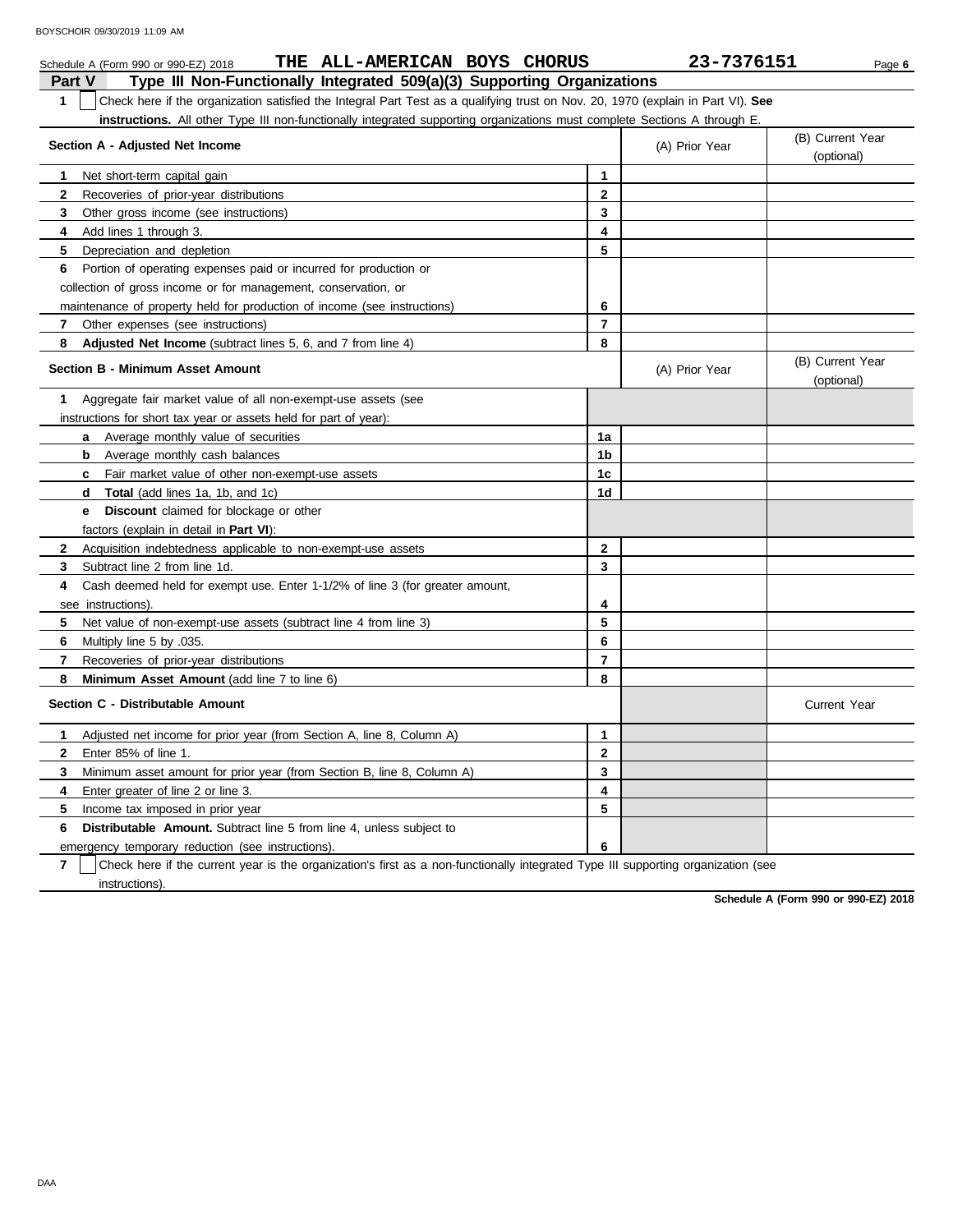Schedule A (Form 990 or 990-EZ) 2018 THE ALL-AMERICAN BOYS CHORUS 23-7376151

**Part V Type III Non-Functionally Integrated 509(a)(3) Supporting Organizations**

**1** ☐ Check here if the organization satisfied the Integral Part Test as a qualifying trust on Nov. 20, 1970 (explain in Part VI). **See instructions.** All other Type III non-functionally integrated supporting organizations must complete Sections A through E.

| Section A - Adjusted Net Income | | (A) Prior Year | (B) Current Year (optional) |
|---|---|---|---|
| **1** Net short-term capital gain | 1 | | |
| **2** Recoveries of prior-year distributions | 2 | | |
| **3** Other gross income (see instructions) | 3 | | |
| **4** Add lines 1 through 3. | 4 | | |
| **5** Depreciation and depletion | 5 | | |
| **6** Portion of operating expenses paid or incurred for production or collection of gross income or for management, conservation, or maintenance of property held for production of income (see instructions) | 6 | | |
| **7** Other expenses (see instructions) | 7 | | |
| **8** **Adjusted Net Income** (subtract lines 5, 6, and 7 from line 4) | 8 | | |

| Section B - Minimum Asset Amount | | (A) Prior Year | (B) Current Year (optional) |
|---|---|---|---|
| **1** Aggregate fair market value of all non-exempt-use assets (see instructions for short tax year or assets held for part of year): | | | |
| **a** Average monthly value of securities | 1a | | |
| **b** Average monthly cash balances | 1b | | |
| **c** Fair market value of other non-exempt-use assets | 1c | | |
| **d** **Total** (add lines 1a, 1b, and 1c) | 1d | | |
| **e** **Discount** claimed for blockage or other factors (explain in detail in **Part VI**): | | | |
| **2** Acquisition indebtedness applicable to non-exempt-use assets | 2 | | |
| **3** Subtract line 2 from line 1d. | 3 | | |
| **4** Cash deemed held for exempt use. Enter 1-1/2% of line 3 (for greater amount, see instructions). | 4 | | |
| **5** Net value of non-exempt-use assets (subtract line 4 from line 3) | 5 | | |
| **6** Multiply line 5 by .035. | 6 | | |
| **7** Recoveries of prior-year distributions | 7 | | |
| **8** **Minimum Asset Amount** (add line 7 to line 6) | 8 | | |

| Section C - Distributable Amount | | | Current Year |
|---|---|---|---|
| **1** Adjusted net income for prior year (from Section A, line 8, Column A) | 1 | | |
| **2** Enter 85% of line 1. | 2 | | |
| **3** Minimum asset amount for prior year (from Section B, line 8, Column A) | 3 | | |
| **4** Enter greater of line 2 or line 3. | 4 | | |
| **5** Income tax imposed in prior year | 5 | | |
| **6** **Distributable Amount.** Subtract line 5 from line 4, unless subject to emergency temporary reduction (see instructions). | 6 | | |

**7** ☐ Check here if the current year is the organization's first as a non-functionally integrated Type III supporting organization (see instructions).

**Schedule A (Form 990 or 990-EZ) 2018**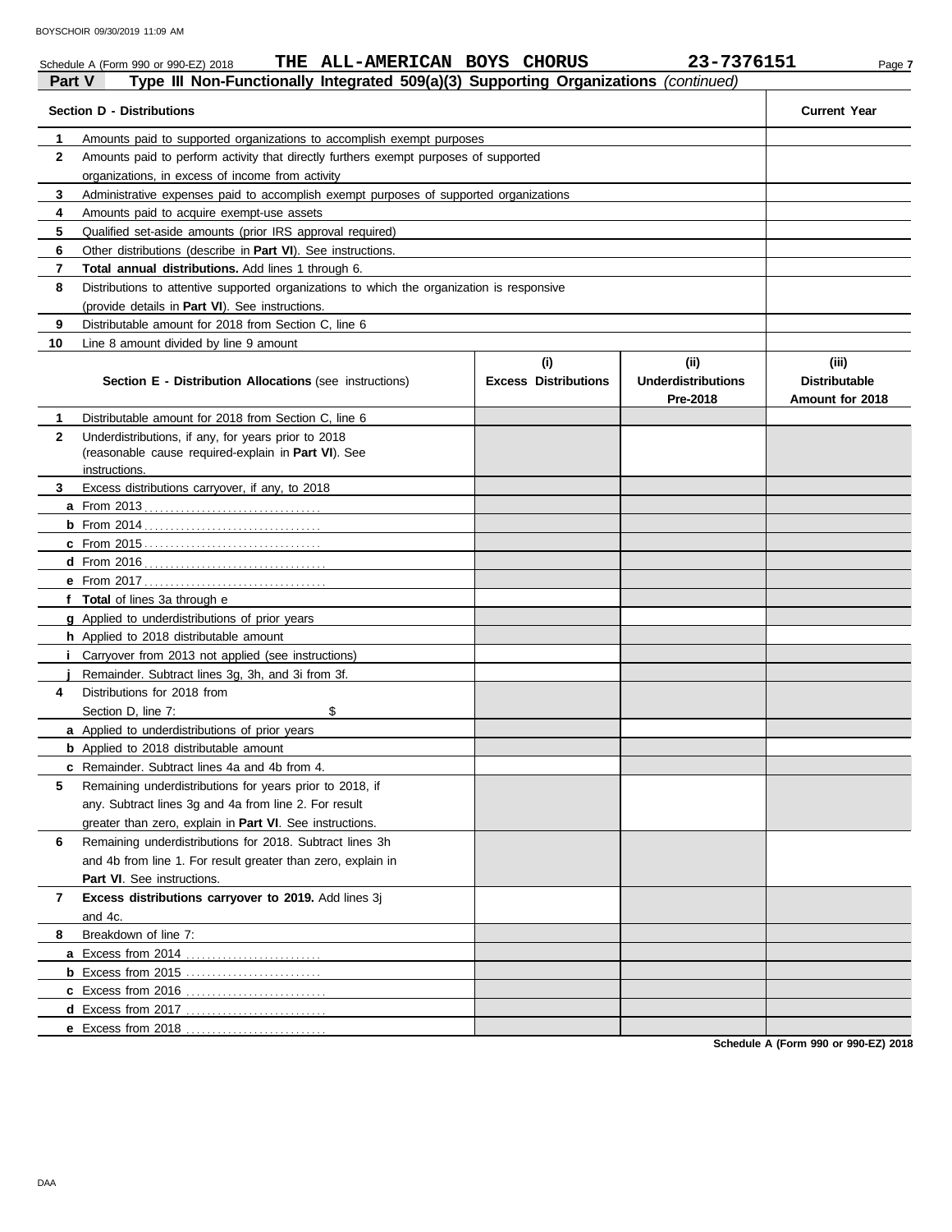Schedule A (Form 990 or 990-EZ) 2018 **THE ALL-AMERICAN BOYS CHORUS** **23-7376151**

**Part V** **Type III Non-Functionally Integrated 509(a)(3) Supporting Organizations** *(continued)*

| **Section D - Distributions** | | **Current Year** |
|---|---|---|
| **1** | Amounts paid to supported organizations to accomplish exempt purposes | |
| **2** | Amounts paid to perform activity that directly furthers exempt purposes of supported organizations, in excess of income from activity | |
| **3** | Administrative expenses paid to accomplish exempt purposes of supported organizations | |
| **4** | Amounts paid to acquire exempt-use assets | |
| **5** | Qualified set-aside amounts (prior IRS approval required) | |
| **6** | Other distributions (describe in **Part VI**). See instructions. | |
| **7** | **Total annual distributions.** Add lines 1 through 6. | |
| **8** | Distributions to attentive supported organizations to which the organization is responsive (provide details in **Part VI**). See instructions. | |
| **9** | Distributable amount for 2018 from Section C, line 6 | |
| **10** | Line 8 amount divided by line 9 amount | |

| | **Section E - Distribution Allocations** (see instructions) | **(i) Excess Distributions** | **(ii) Underdistributions Pre-2018** | **(iii) Distributable Amount for 2018** |
|---|---|---|---|---|
| **1** | Distributable amount for 2018 from Section C, line 6 | | | |
| **2** | Underdistributions, if any, for years prior to 2018 (reasonable cause required-explain in **Part VI**). See instructions. | | | |
| **3** | Excess distributions carryover, if any, to 2018 | | | |
| **a** | From 2013 | | | |
| **b** | From 2014 | | | |
| **c** | From 2015 | | | |
| **d** | From 2016 | | | |
| **e** | From 2017 | | | |
| **f** | **Total** of lines 3a through e | | | |
| **g** | Applied to underdistributions of prior years | | | |
| **h** | Applied to 2018 distributable amount | | | |
| **i** | Carryover from 2013 not applied (see instructions) | | | |
| **j** | Remainder. Subtract lines 3g, 3h, and 3i from 3f. | | | |
| **4** | Distributions for 2018 from Section D, line 7: $ | | | |
| **a** | Applied to underdistributions of prior years | | | |
| **b** | Applied to 2018 distributable amount | | | |
| **c** | Remainder. Subtract lines 4a and 4b from 4. | | | |
| **5** | Remaining underdistributions for years prior to 2018, if any. Subtract lines 3g and 4a from line 2. For result greater than zero, explain in **Part VI**. See instructions. | | | |
| **6** | Remaining underdistributions for 2018. Subtract lines 3h and 4b from line 1. For result greater than zero, explain in **Part VI**. See instructions. | | | |
| **7** | **Excess distributions carryover to 2019.** Add lines 3j and 4c. | | | |
| **8** | Breakdown of line 7: | | | |
| **a** | Excess from 2014 | | | |
| **b** | Excess from 2015 | | | |
| **c** | Excess from 2016 | | | |
| **d** | Excess from 2017 | | | |
| **e** | Excess from 2018 | | | |

**Schedule A (Form 990 or 990-EZ) 2018**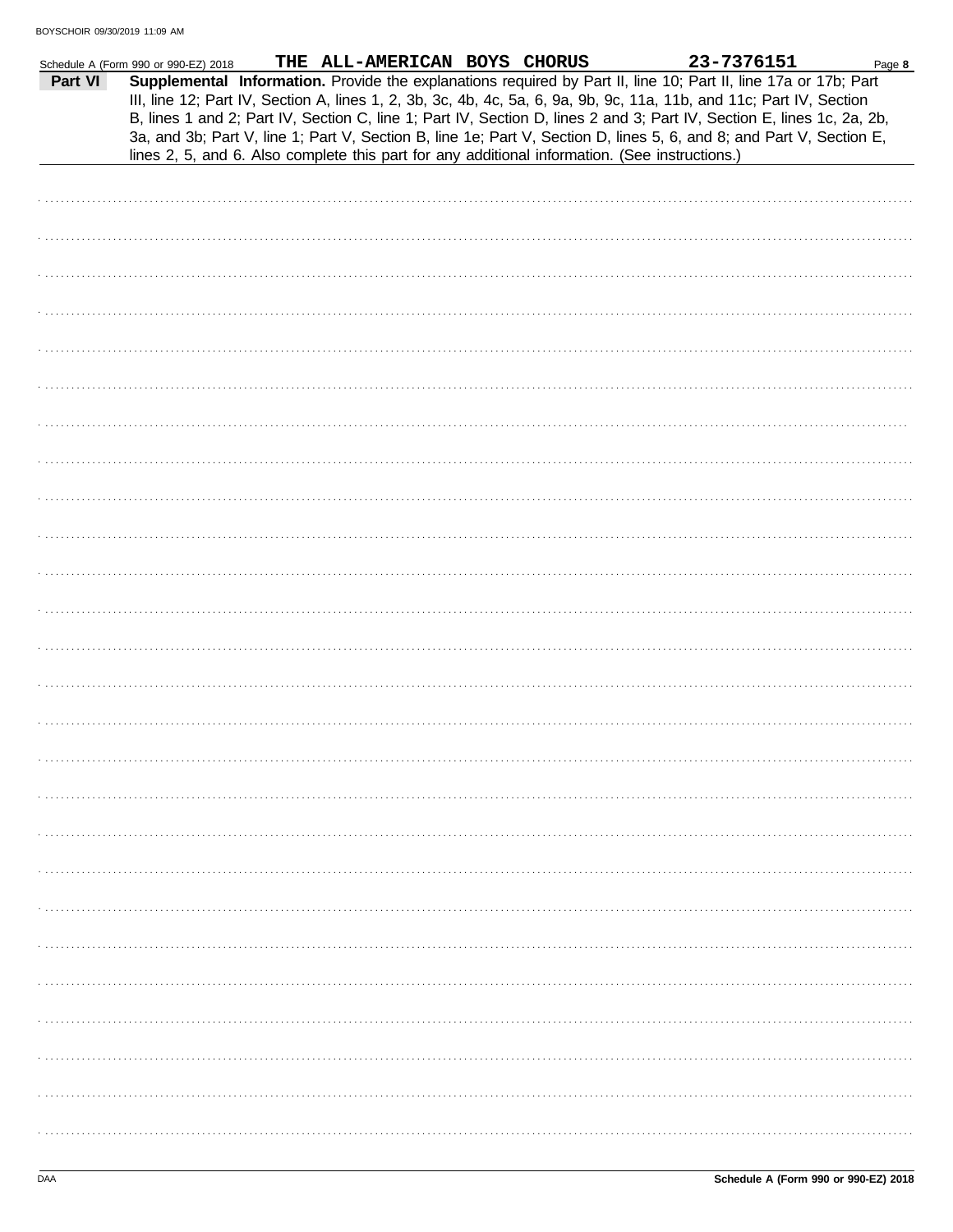Schedule A (Form 990 or 990-EZ) 2018 THE ALL-AMERICAN BOYS CHORUS 23-7376151

**Part VI** **Supplemental Information.** Provide the explanations required by Part II, line 10; Part II, line 17a or 17b; Part III, line 12; Part IV, Section A, lines 1, 2, 3b, 3c, 4b, 4c, 5a, 6, 9a, 9b, 9c, 11a, 11b, and 11c; Part IV, Section B, lines 1 and 2; Part IV, Section C, line 1; Part IV, Section D, lines 2 and 3; Part IV, Section E, lines 1c, 2a, 2b, 3a, and 3b; Part V, line 1; Part V, Section B, line 1e; Part V, Section D, lines 5, 6, and 8; and Part V, Section E, lines 2, 5, and 6. Also complete this part for any additional information. (See instructions.)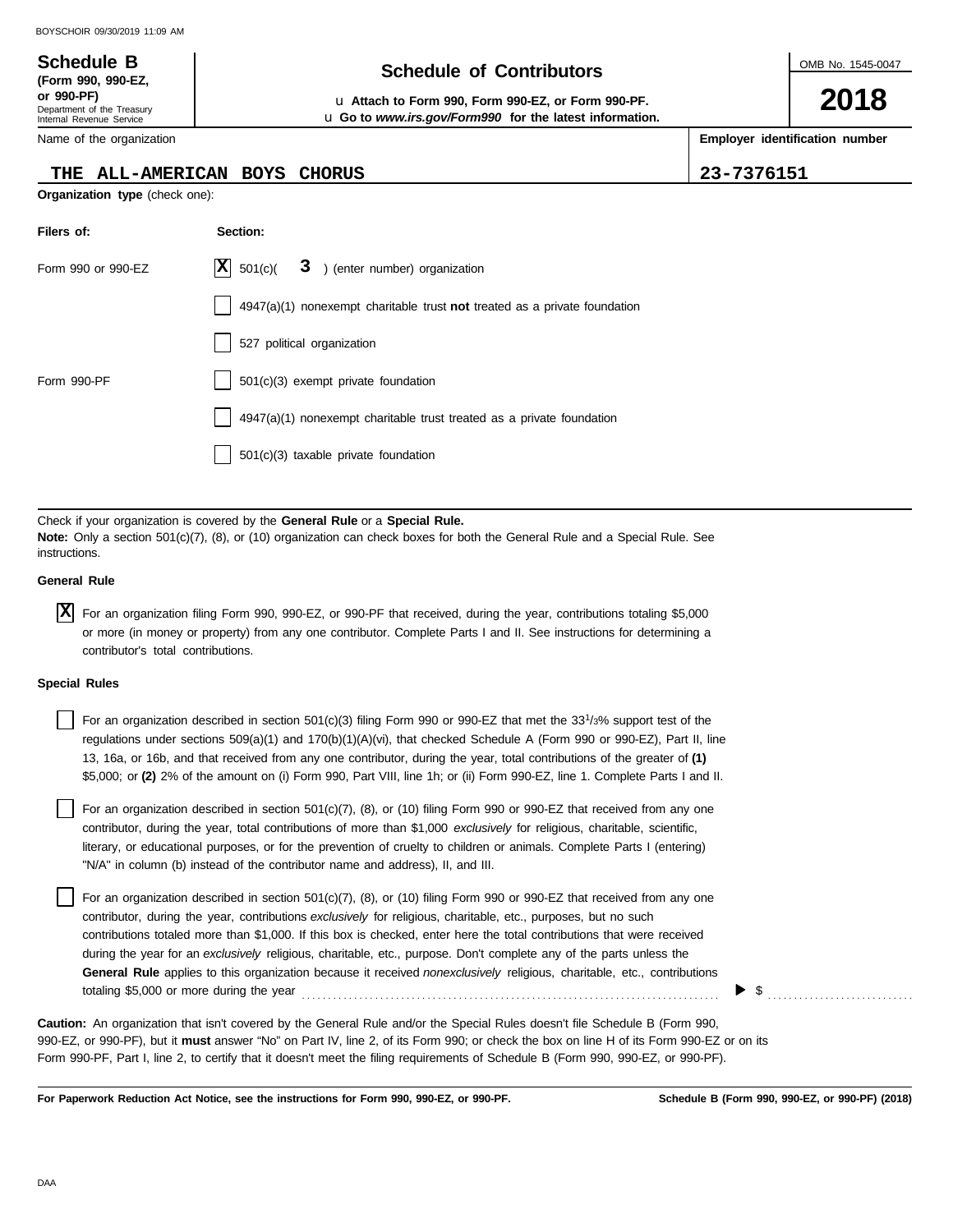**Schedule B** (Form 990, 990-EZ, or 990-PF)
Department of the Treasury
Internal Revenue Service

# Schedule of Contributors

u Attach to Form 990, Form 990-EZ, or Form 990-PF.
u Go to *www.irs.gov/Form990* for the latest information.

OMB No. 1545-0047

**2018**

| Name of the organization | Employer identification number |
|---|---|
| THE ALL-AMERICAN BOYS CHORUS | 23-7376151 |

**Organization type** (check one):

| Filers of: | Section: |
|---|---|
| Form 990 or 990-EZ | [X] 501(c)( 3 ) (enter number) organization |
| | [ ] 4947(a)(1) nonexempt charitable trust **not** treated as a private foundation |
| | [ ] 527 political organization |
| Form 990-PF | [ ] 501(c)(3) exempt private foundation |
| | [ ] 4947(a)(1) nonexempt charitable trust treated as a private foundation |
| | [ ] 501(c)(3) taxable private foundation |

Check if your organization is covered by the **General Rule** or a **Special Rule.**
**Note:** Only a section 501(c)(7), (8), or (10) organization can check boxes for both the General Rule and a Special Rule. See instructions.

**General Rule**

[X] For an organization filing Form 990, 990-EZ, or 990-PF that received, during the year, contributions totaling $5,000 or more (in money or property) from any one contributor. Complete Parts I and II. See instructions for determining a contributor's total contributions.

**Special Rules**

[ ] For an organization described in section 501(c)(3) filing Form 990 or 990-EZ that met the 33 1/3% support test of the regulations under sections 509(a)(1) and 170(b)(1)(A)(vi), that checked Schedule A (Form 990 or 990-EZ), Part II, line 13, 16a, or 16b, and that received from any one contributor, during the year, total contributions of the greater of **(1)** $5,000; or **(2)** 2% of the amount on (i) Form 990, Part VIII, line 1h; or (ii) Form 990-EZ, line 1. Complete Parts I and II.

[ ] For an organization described in section 501(c)(7), (8), or (10) filing Form 990 or 990-EZ that received from any one contributor, during the year, total contributions of more than $1,000 *exclusively* for religious, charitable, scientific, literary, or educational purposes, or for the prevention of cruelty to children or animals. Complete Parts I (entering) "N/A" in column (b) instead of the contributor name and address), II, and III.

[ ] For an organization described in section 501(c)(7), (8), or (10) filing Form 990 or 990-EZ that received from any one contributor, during the year, contributions *exclusively* for religious, charitable, etc., purposes, but no such contributions totaled more than $1,000. If this box is checked, enter here the total contributions that were received during the year for an *exclusively* religious, charitable, etc., purpose. Don't complete any of the parts unless the **General Rule** applies to this organization because it received *nonexclusively* religious, charitable, etc., contributions totaling $5,000 or more during the year . . . . . . . . . ▶ $ . . . . . . . . .

**Caution:** An organization that isn't covered by the General Rule and/or the Special Rules doesn't file Schedule B (Form 990, 990-EZ, or 990-PF), but it **must** answer "No" on Part IV, line 2, of its Form 990; or check the box on line H of its Form 990-EZ or on its Form 990-PF, Part I, line 2, to certify that it doesn't meet the filing requirements of Schedule B (Form 990, 990-EZ, or 990-PF).

**For Paperwork Reduction Act Notice, see the instructions for Form 990, 990-EZ, or 990-PF.** **Schedule B (Form 990, 990-EZ, or 990-PF) (2018)**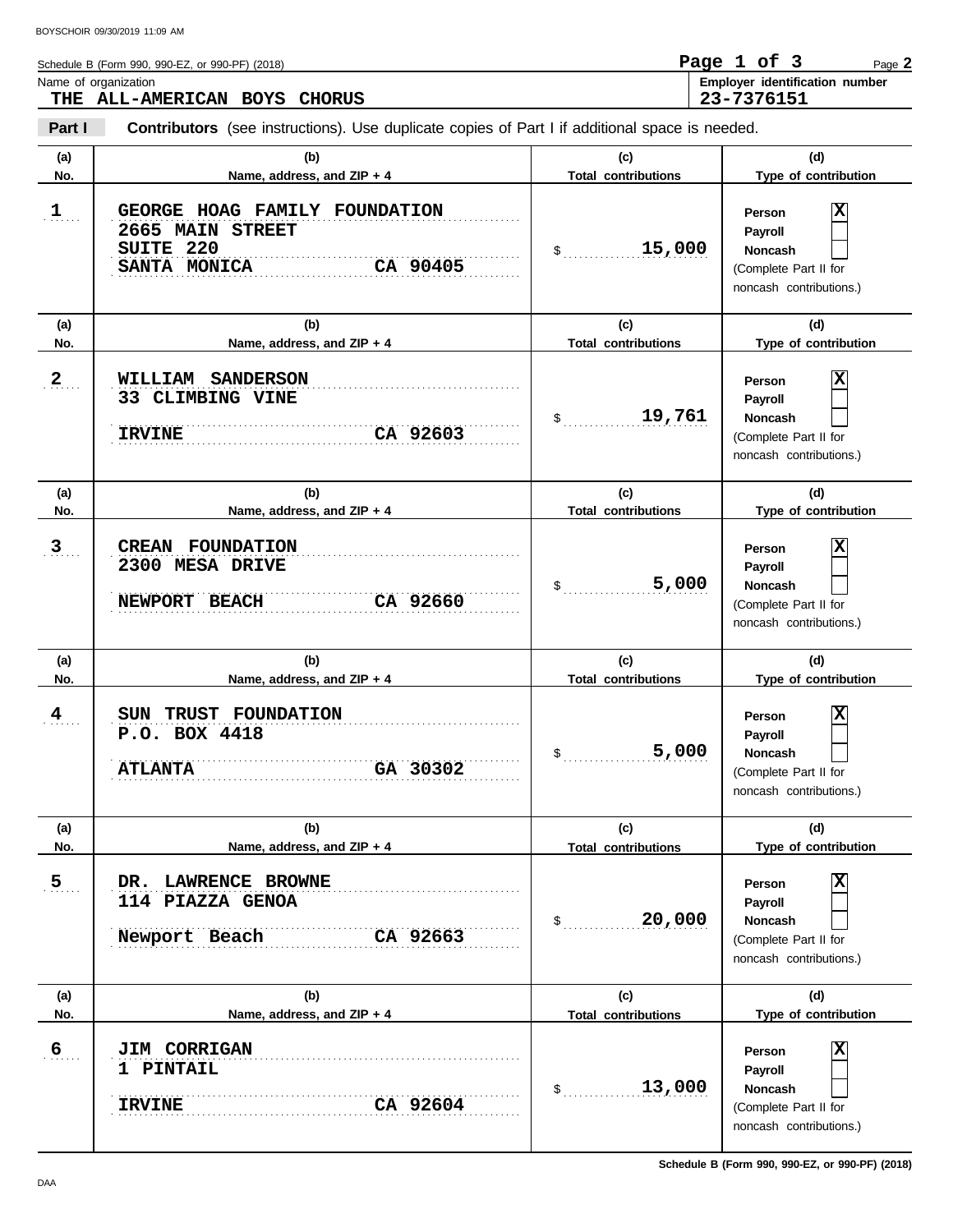Schedule B (Form 990, 990-EZ, or 990-PF) (2018)

Name of organization: **THE ALL-AMERICAN BOYS CHORUS**

Employer identification number: **23-7376151**

**Part I** **Contributors** (see instructions). Use duplicate copies of Part I if additional space is needed.

| (a) No. | (b) Name, address, and ZIP + 4 | (c) Total contributions | (d) Type of contribution |
|---|---|---|---|
| 1 | GEORGE HOAG FAMILY FOUNDATION<br>2665 MAIN STREET<br>SUITE 220<br>SANTA MONICA CA 90405 | $ 15,000 | Person [X]<br>Payroll [ ]<br>Noncash [ ]<br>(Complete Part II for noncash contributions.) |
| 2 | WILLIAM SANDERSON<br>33 CLIMBING VINE<br>IRVINE CA 92603 | $ 19,761 | Person [X]<br>Payroll [ ]<br>Noncash [ ]<br>(Complete Part II for noncash contributions.) |
| 3 | CREAN FOUNDATION<br>2300 MESA DRIVE<br>NEWPORT BEACH CA 92660 | $ 5,000 | Person [X]<br>Payroll [ ]<br>Noncash [ ]<br>(Complete Part II for noncash contributions.) |
| 4 | SUN TRUST FOUNDATION<br>P.O. BOX 4418<br>ATLANTA GA 30302 | $ 5,000 | Person [X]<br>Payroll [ ]<br>Noncash [ ]<br>(Complete Part II for noncash contributions.) |
| 5 | DR. LAWRENCE BROWNE<br>114 PIAZZA GENOA<br>Newport Beach CA 92663 | $ 20,000 | Person [X]<br>Payroll [ ]<br>Noncash [ ]<br>(Complete Part II for noncash contributions.) |
| 6 | JIM CORRIGAN<br>1 PINTAIL<br>IRVINE CA 92604 | $ 13,000 | Person [X]<br>Payroll [ ]<br>Noncash [ ]<br>(Complete Part II for noncash contributions.) |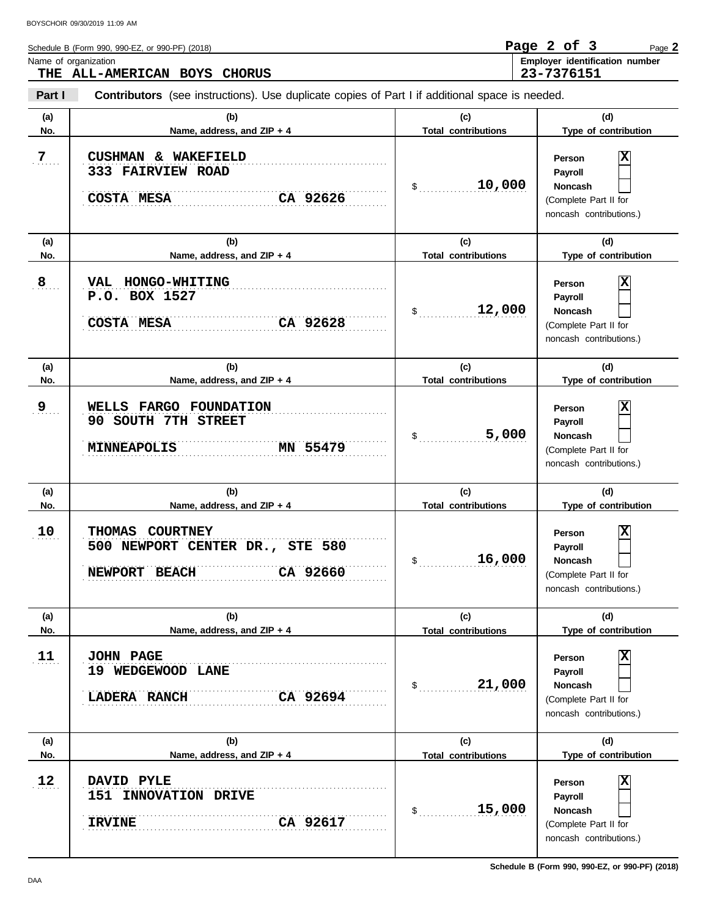Schedule B (Form 990, 990-EZ, or 990-PF) (2018)

Name of organization
**THE ALL-AMERICAN BOYS CHORUS**

Employer identification number
**23-7376151**

**Part I** **Contributors** (see instructions). Use duplicate copies of Part I if additional space is needed.

| (a) No. | (b) Name, address, and ZIP + 4 | (c) Total contributions | (d) Type of contribution |
|---|---|---|---|
| 7 | CUSHMAN & WAKEFIELD<br>333 FAIRVIEW ROAD<br>COSTA MESA CA 92626 | $ 10,000 | Person [X]<br>Payroll [ ]<br>Noncash [ ]<br>(Complete Part II for noncash contributions.) |
| 8 | VAL HONGO-WHITING<br>P.O. BOX 1527<br>COSTA MESA CA 92628 | $ 12,000 | Person [X]<br>Payroll [ ]<br>Noncash [ ]<br>(Complete Part II for noncash contributions.) |
| 9 | WELLS FARGO FOUNDATION<br>90 SOUTH 7TH STREET<br>MINNEAPOLIS MN 55479 | $ 5,000 | Person [X]<br>Payroll [ ]<br>Noncash [ ]<br>(Complete Part II for noncash contributions.) |
| 10 | THOMAS COURTNEY<br>500 NEWPORT CENTER DR., STE 580<br>NEWPORT BEACH CA 92660 | $ 16,000 | Person [X]<br>Payroll [ ]<br>Noncash [ ]<br>(Complete Part II for noncash contributions.) |
| 11 | JOHN PAGE<br>19 WEDGEWOOD LANE<br>LADERA RANCH CA 92694 | $ 21,000 | Person [X]<br>Payroll [ ]<br>Noncash [ ]<br>(Complete Part II for noncash contributions.) |
| 12 | DAVID PYLE<br>151 INNOVATION DRIVE<br>IRVINE CA 92617 | $ 15,000 | Person [X]<br>Payroll [ ]<br>Noncash [ ]<br>(Complete Part II for noncash contributions.) |

Schedule B (Form 990, 990-EZ, or 990-PF) (2018)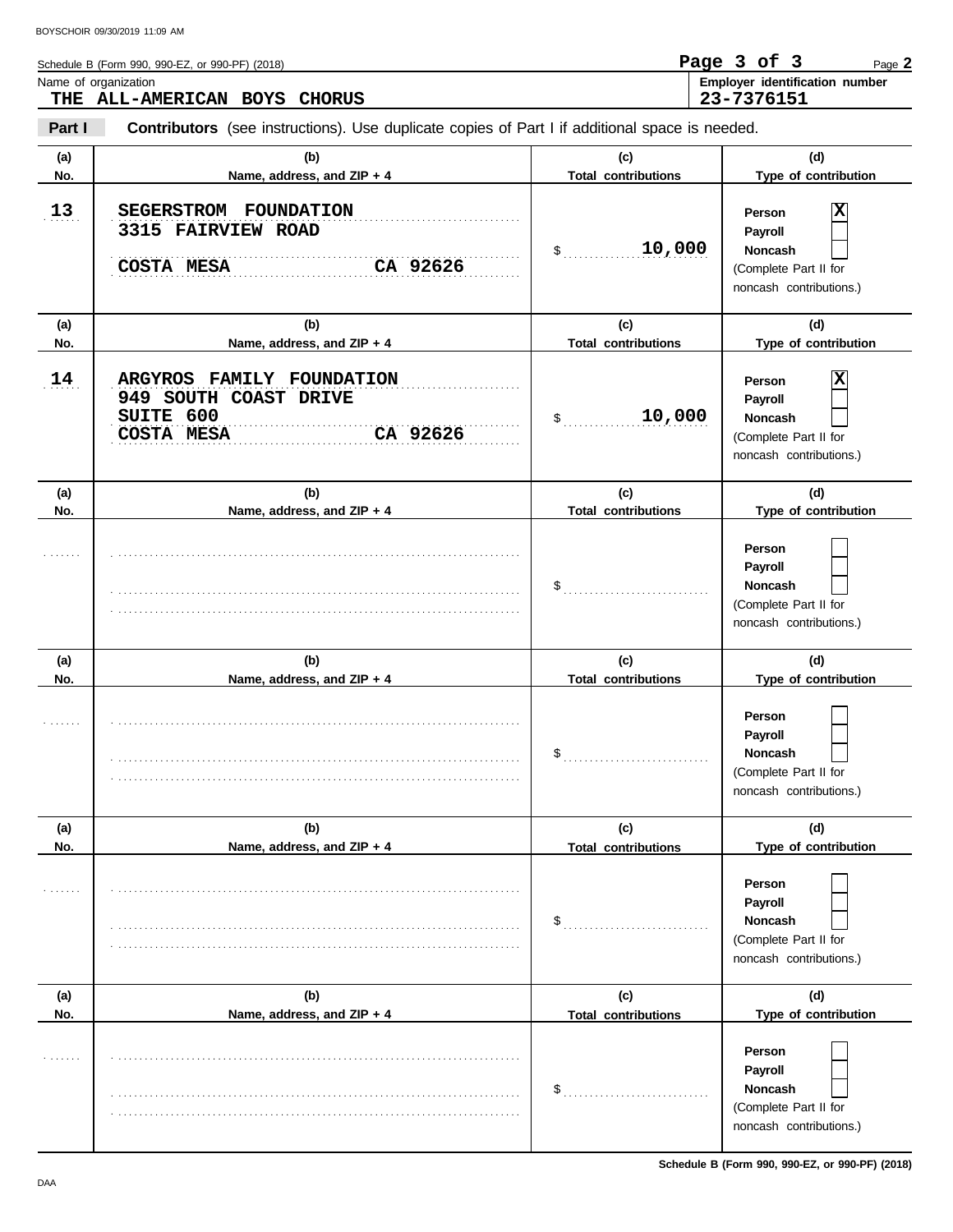Schedule B (Form 990, 990-EZ, or 990-PF) (2018)

Name of organization: **THE ALL-AMERICAN BOYS CHORUS**

Employer identification number: **23-7376151**

**Part I** **Contributors** (see instructions). Use duplicate copies of Part I if additional space is needed.

| (a) No. | (b) Name, address, and ZIP + 4 | (c) Total contributions | (d) Type of contribution |
|---|---|---|---|
| 13 | SEGERSTROM FOUNDATION<br>3315 FAIRVIEW ROAD<br>COSTA MESA CA 92626 | $ 10,000 | Person [X]<br>Payroll [ ]<br>Noncash [ ]<br>(Complete Part II for noncash contributions.) |
| 14 | ARGYROS FAMILY FOUNDATION<br>949 SOUTH COAST DRIVE<br>SUITE 600<br>COSTA MESA CA 92626 | $ 10,000 | Person [X]<br>Payroll [ ]<br>Noncash [ ]<br>(Complete Part II for noncash contributions.) |
| | | $ | Person [ ]<br>Payroll [ ]<br>Noncash [ ]<br>(Complete Part II for noncash contributions.) |
| | | $ | Person [ ]<br>Payroll [ ]<br>Noncash [ ]<br>(Complete Part II for noncash contributions.) |
| | | $ | Person [ ]<br>Payroll [ ]<br>Noncash [ ]<br>(Complete Part II for noncash contributions.) |
| | | $ | Person [ ]<br>Payroll [ ]<br>Noncash [ ]<br>(Complete Part II for noncash contributions.) |

Schedule B (Form 990, 990-EZ, or 990-PF) (2018)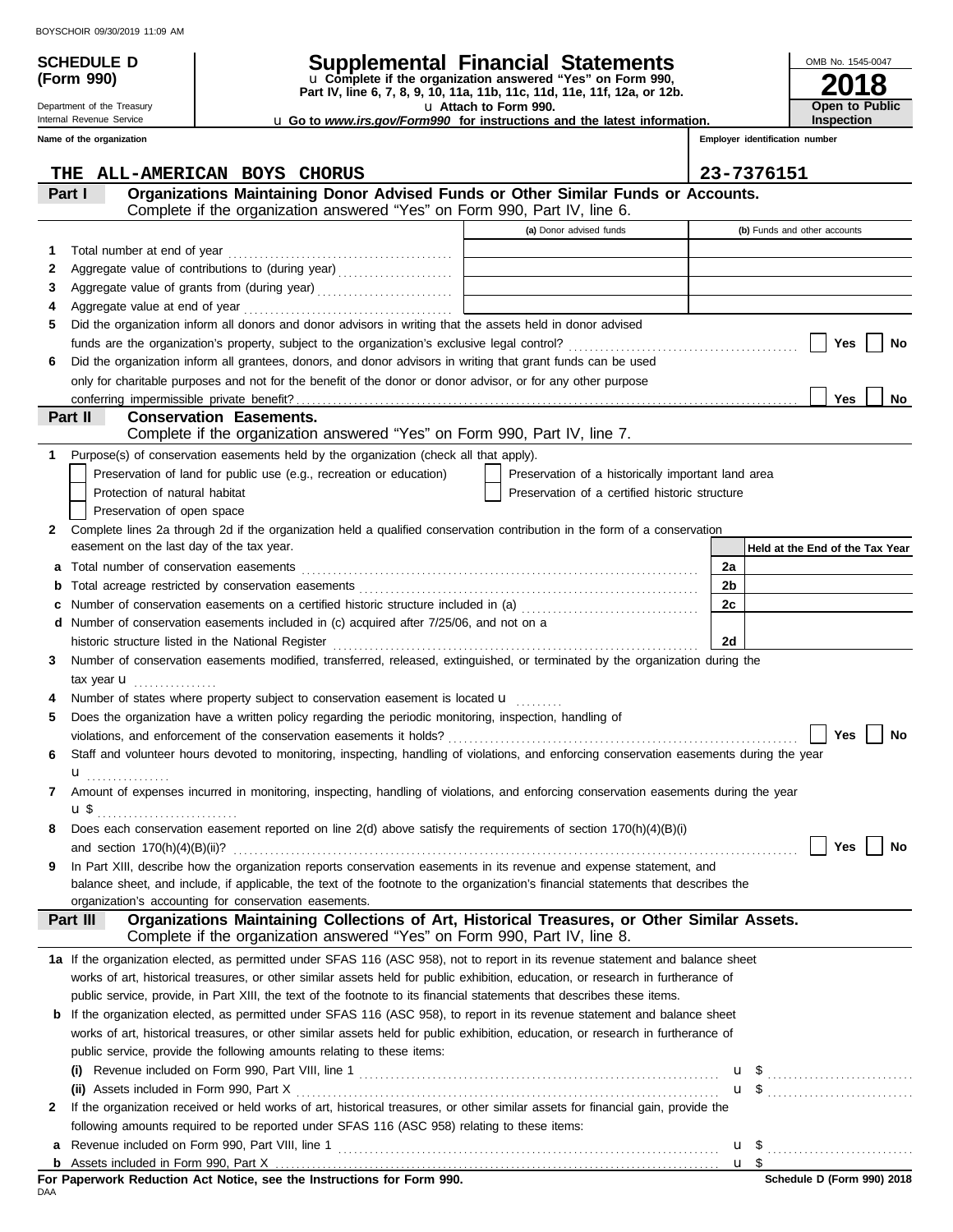**SCHEDULE D (Form 990)**

Department of the Treasury
Internal Revenue Service

# Supplemental Financial Statements

u Complete if the organization answered "Yes" on Form 990, Part IV, line 6, 7, 8, 9, 10, 11a, 11b, 11c, 11d, 11e, 11f, 12a, or 12b.
u Attach to Form 990.
u Go to *www.irs.gov/Form990* for instructions and the latest information.

OMB No. 1545-0047
**2018**
**Open to Public Inspection**

**Name of the organization**: THE ALL-AMERICAN BOYS CHORUS
**Employer identification number**: 23-7376151

## Part I — Organizations Maintaining Donor Advised Funds or Other Similar Funds or Accounts.
Complete if the organization answered "Yes" on Form 990, Part IV, line 6.

| | | (a) Donor advised funds | (b) Funds and other accounts |
|---|---|---|---|
| 1 | Total number at end of year | | |
| 2 | Aggregate value of contributions to (during year) | | |
| 3 | Aggregate value of grants from (during year) | | |
| 4 | Aggregate value at end of year | | |

5 Did the organization inform all donors and donor advisors in writing that the assets held in donor advised funds are the organization's property, subject to the organization's exclusive legal control? ☐ Yes ☐ No

6 Did the organization inform all grantees, donors, and donor advisors in writing that grant funds can be used only for charitable purposes and not for the benefit of the donor or donor advisor, or for any other purpose conferring impermissible private benefit? ☐ Yes ☐ No

## Part II — Conservation Easements.
Complete if the organization answered "Yes" on Form 990, Part IV, line 7.

1 Purpose(s) of conservation easements held by the organization (check all that apply).
- ☐ Preservation of land for public use (e.g., recreation or education)
- ☐ Protection of natural habitat
- ☐ Preservation of open space
- ☐ Preservation of a historically important land area
- ☐ Preservation of a certified historic structure

2 Complete lines 2a through 2d if the organization held a qualified conservation contribution in the form of a conservation easement on the last day of the tax year.

| | | | Held at the End of the Tax Year |
|---|---|---|---|
| a | Total number of conservation easements | 2a | |
| b | Total acreage restricted by conservation easements | 2b | |
| c | Number of conservation easements on a certified historic structure included in (a) | 2c | |
| d | Number of conservation easements included in (c) acquired after 7/25/06, and not on a historic structure listed in the National Register | 2d | |

3 Number of conservation easements modified, transferred, released, extinguished, or terminated by the organization during the tax year u

4 Number of states where property subject to conservation easement is located u

5 Does the organization have a written policy regarding the periodic monitoring, inspection, handling of violations, and enforcement of the conservation easements it holds? ☐ Yes ☐ No

6 Staff and volunteer hours devoted to monitoring, inspecting, handling of violations, and enforcing conservation easements during the year u

7 Amount of expenses incurred in monitoring, inspecting, handling of violations, and enforcing conservation easements during the year u $

8 Does each conservation easement reported on line 2(d) above satisfy the requirements of section 170(h)(4)(B)(i) and section 170(h)(4)(B)(ii)? ☐ Yes ☐ No

9 In Part XIII, describe how the organization reports conservation easements in its revenue and expense statement, and balance sheet, and include, if applicable, the text of the footnote to the organization's financial statements that describes the organization's accounting for conservation easements.

## Part III — Organizations Maintaining Collections of Art, Historical Treasures, or Other Similar Assets.
Complete if the organization answered "Yes" on Form 990, Part IV, line 8.

1a If the organization elected, as permitted under SFAS 116 (ASC 958), not to report in its revenue statement and balance sheet works of art, historical treasures, or other similar assets held for public exhibition, education, or research in furtherance of public service, provide, in Part XIII, the text of the footnote to its financial statements that describes these items.

b If the organization elected, as permitted under SFAS 116 (ASC 958), to report in its revenue statement and balance sheet works of art, historical treasures, or other similar assets held for public exhibition, education, or research in furtherance of public service, provide the following amounts relating to these items:

(i) Revenue included on Form 990, Part VIII, line 1 u $

(ii) Assets included in Form 990, Part X u $

2 If the organization received or held works of art, historical treasures, or other similar assets for financial gain, provide the following amounts required to be reported under SFAS 116 (ASC 958) relating to these items:

a Revenue included on Form 990, Part VIII, line 1 u $

b Assets included in Form 990, Part X u $

**For Paperwork Reduction Act Notice, see the Instructions for Form 990.**

Schedule D (Form 990) 2018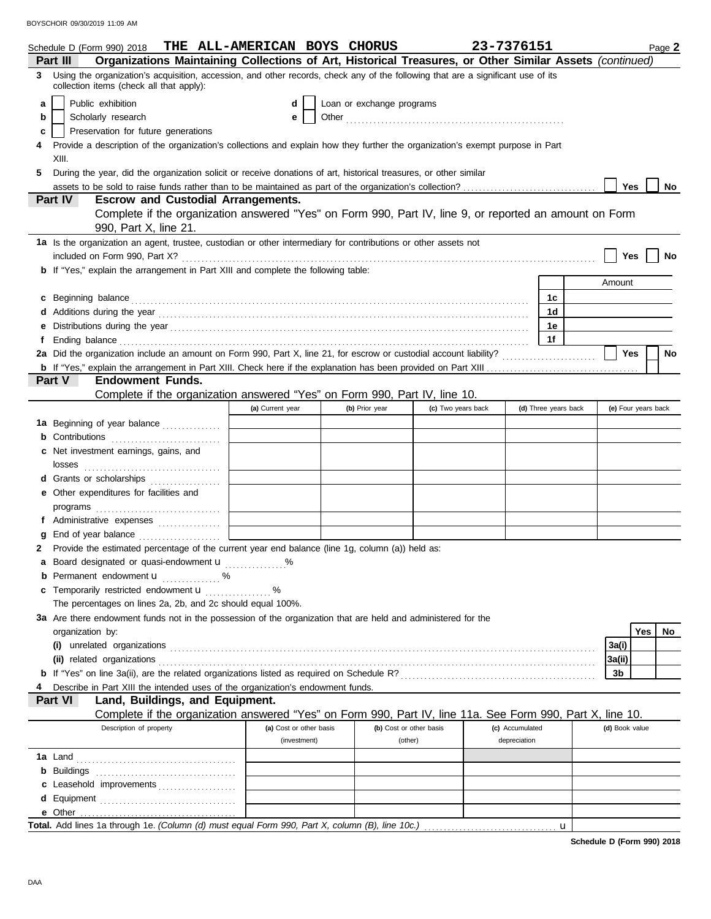Schedule D (Form 990) 2018 **THE ALL-AMERICAN BOYS CHORUS** **23-7376151** Page **2**

**Part III** **Organizations Maintaining Collections of Art, Historical Treasures, or Other Similar Assets** *(continued)*

**3** Using the organization's acquisition, accession, and other records, check any of the following that are a significant use of its collection items (check all that apply):

- **a** ☐ Public exhibition
- **b** ☐ Scholarly research
- **c** ☐ Preservation for future generations
- **d** ☐ Loan or exchange programs
- **e** ☐ Other

**4** Provide a description of the organization's collections and explain how they further the organization's exempt purpose in Part XIII.

**5** During the year, did the organization solicit or receive donations of art, historical treasures, or other similar assets to be sold to raise funds rather than to be maintained as part of the organization's collection? ☐ Yes ☐ No

**Part IV** **Escrow and Custodial Arrangements.**

Complete if the organization answered "Yes" on Form 990, Part IV, line 9, or reported an amount on Form 990, Part X, line 21.

**1a** Is the organization an agent, trustee, custodian or other intermediary for contributions or other assets not included on Form 990, Part X? ☐ Yes ☐ No

**b** If "Yes," explain the arrangement in Part XIII and complete the following table:

| | | Amount |
|---|---|---|
| **c** Beginning balance | **1c** | |
| **d** Additions during the year | **1d** | |
| **e** Distributions during the year | **1e** | |
| **f** Ending balance | **1f** | |

**2a** Did the organization include an amount on Form 990, Part X, line 21, for escrow or custodial account liability? ☐ Yes ☐ No

**b** If "Yes," explain the arrangement in Part XIII. Check here if the explanation has been provided on Part XIII ☐

**Part V** **Endowment Funds.**

Complete if the organization answered "Yes" on Form 990, Part IV, line 10.

| | (a) Current year | (b) Prior year | (c) Two years back | (d) Three years back | (e) Four years back |
|---|---|---|---|---|---|
| **1a** Beginning of year balance | | | | | |
| **b** Contributions | | | | | |
| **c** Net investment earnings, gains, and losses | | | | | |
| **d** Grants or scholarships | | | | | |
| **e** Other expenditures for facilities and programs | | | | | |
| **f** Administrative expenses | | | | | |
| **g** End of year balance | | | | | |

**2** Provide the estimated percentage of the current year end balance (line 1g, column (a)) held as:

- **a** Board designated or quasi-endowment u ______ %
- **b** Permanent endowment u ______ %
- **c** Temporarily restricted endowment u ______ %

The percentages on lines 2a, 2b, and 2c should equal 100%.

**3a** Are there endowment funds not in the possession of the organization that are held and administered for the organization by:

| | | Yes | No |
|---|---|---|---|
| **(i)** unrelated organizations | **3a(i)** | | |
| **(ii)** related organizations | **3a(ii)** | | |
| **b** If "Yes" on line 3a(ii), are the related organizations listed as required on Schedule R? | **3b** | | |

**4** Describe in Part XIII the intended uses of the organization's endowment funds.

**Part VI** **Land, Buildings, and Equipment.**

Complete if the organization answered "Yes" on Form 990, Part IV, line 11a. See Form 990, Part X, line 10.

| Description of property | (a) Cost or other basis (investment) | (b) Cost or other basis (other) | (c) Accumulated depreciation | (d) Book value |
|---|---|---|---|---|
| **1a** Land | | | | |
| **b** Buildings | | | | |
| **c** Leasehold improvements | | | | |
| **d** Equipment | | | | |
| **e** Other | | | | |
| **Total.** Add lines 1a through 1e. *(Column (d) must equal Form 990, Part X, column (B), line 10c.)* | | | u | |

**Schedule D (Form 990) 2018**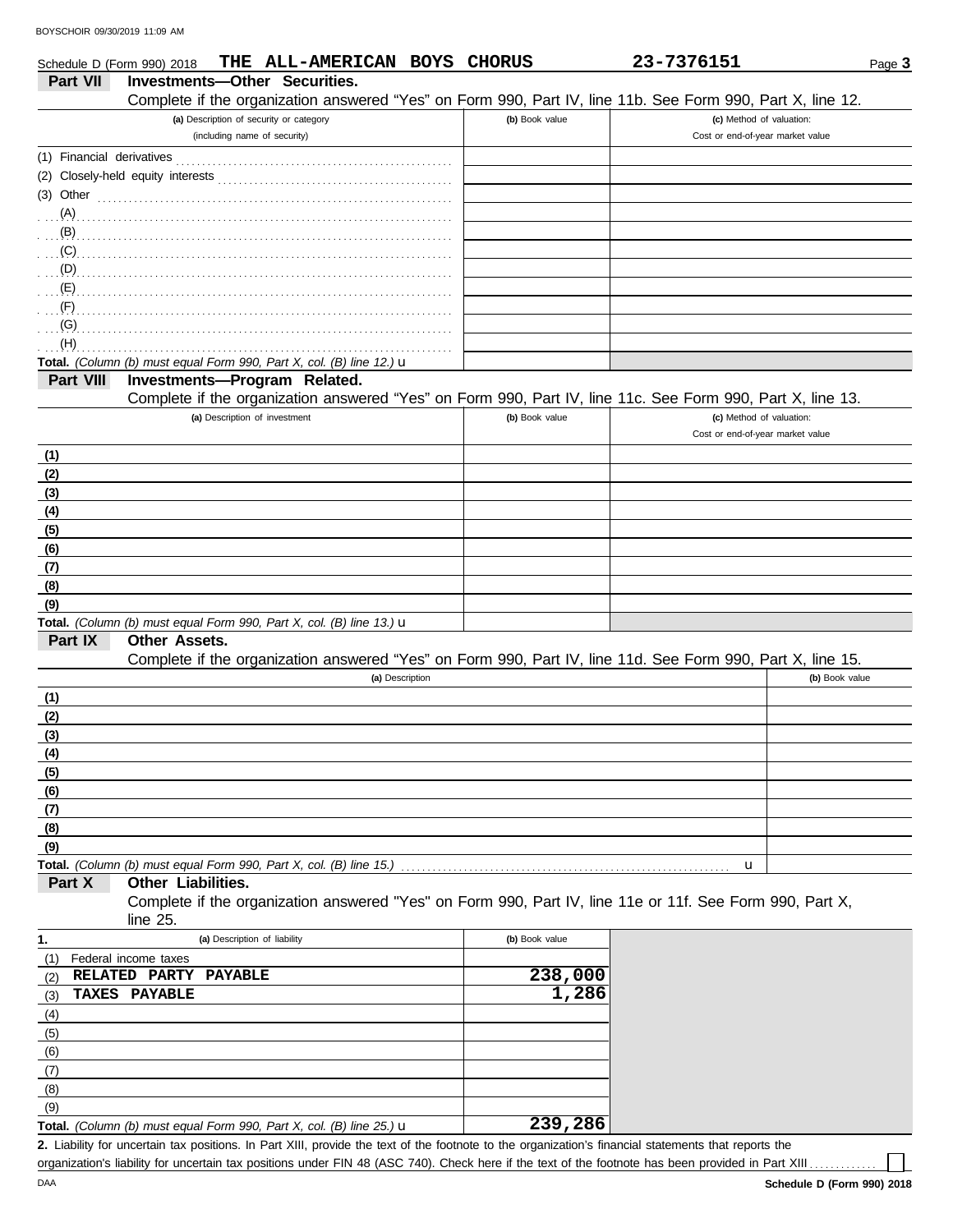Schedule D (Form 990) 2018 **THE ALL-AMERICAN BOYS CHORUS** **23-7376151**

## Part VII Investments—Other Securities.

Complete if the organization answered "Yes" on Form 990, Part IV, line 11b. See Form 990, Part X, line 12.

| (a) Description of security or category (including name of security) | (b) Book value | (c) Method of valuation: Cost or end-of-year market value |
|---|---|---|
| (1) Financial derivatives | | |
| (2) Closely-held equity interests | | |
| (3) Other | | |
| (A) | | |
| (B) | | |
| (C) | | |
| (D) | | |
| (E) | | |
| (F) | | |
| (G) | | |
| (H) | | |
| **Total.** *(Column (b) must equal Form 990, Part X, col. (B) line 12.)* u | | |

## Part VIII Investments—Program Related.

Complete if the organization answered "Yes" on Form 990, Part IV, line 11c. See Form 990, Part X, line 13.

| (a) Description of investment | (b) Book value | (c) Method of valuation: Cost or end-of-year market value |
|---|---|---|
| (1) | | |
| (2) | | |
| (3) | | |
| (4) | | |
| (5) | | |
| (6) | | |
| (7) | | |
| (8) | | |
| (9) | | |
| **Total.** *(Column (b) must equal Form 990, Part X, col. (B) line 13.)* u | | |

## Part IX Other Assets.

Complete if the organization answered "Yes" on Form 990, Part IV, line 11d. See Form 990, Part X, line 15.

| (a) Description | (b) Book value |
|---|---|
| (1) | |
| (2) | |
| (3) | |
| (4) | |
| (5) | |
| (6) | |
| (7) | |
| (8) | |
| (9) | |
| **Total.** *(Column (b) must equal Form 990, Part X, col. (B) line 15.)* u | |

## Part X Other Liabilities.

Complete if the organization answered "Yes" on Form 990, Part IV, line 11e or 11f. See Form 990, Part X, line 25.

| 1. (a) Description of liability | (b) Book value |
|---|---|
| (1) Federal income taxes | |
| (2) RELATED PARTY PAYABLE | 238,000 |
| (3) TAXES PAYABLE | 1,286 |
| (4) | |
| (5) | |
| (6) | |
| (7) | |
| (8) | |
| (9) | |
| **Total.** *(Column (b) must equal Form 990, Part X, col. (B) line 25.)* u | 239,286 |

**2.** Liability for uncertain tax positions. In Part XIII, provide the text of the footnote to the organization's financial statements that reports the organization's liability for uncertain tax positions under FIN 48 (ASC 740). Check here if the text of the footnote has been provided in Part XIII ☐

Schedule D (Form 990) 2018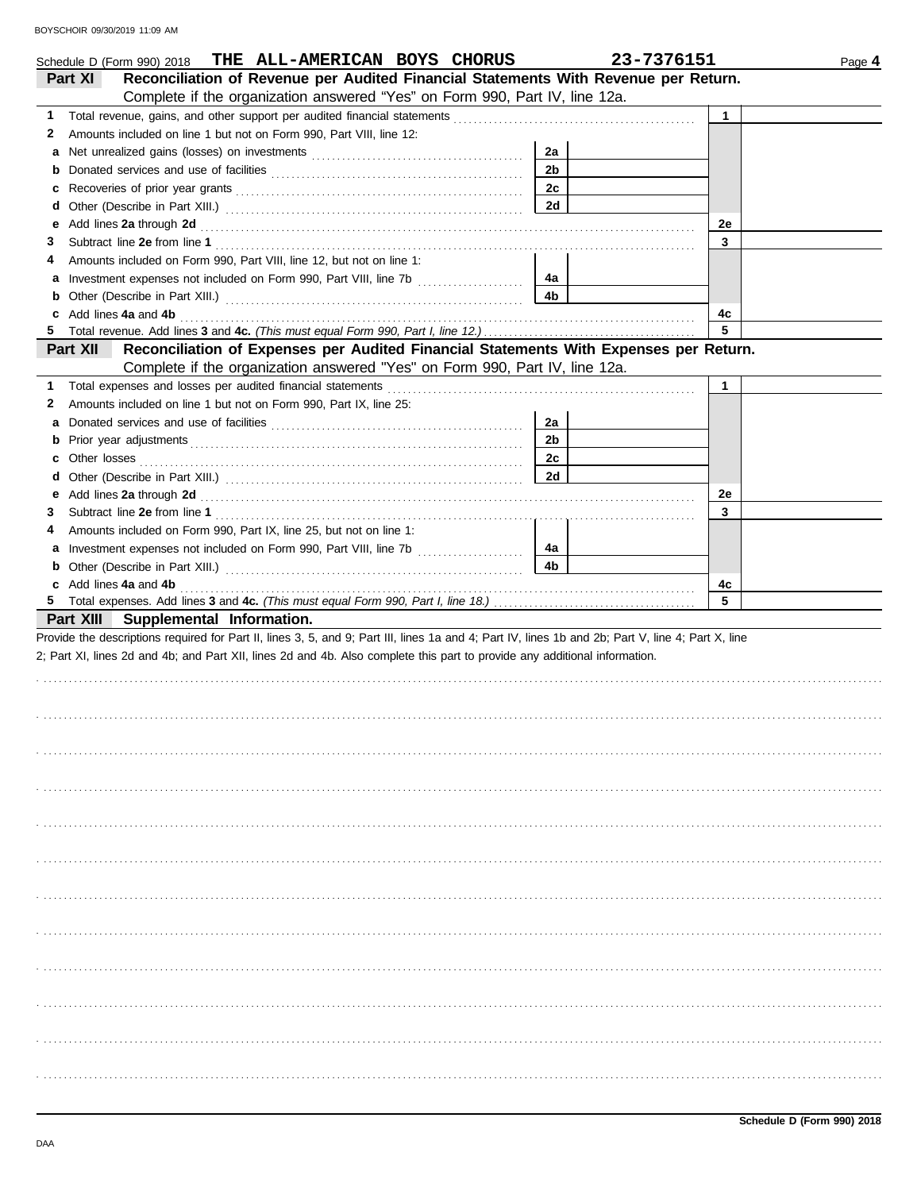Schedule D (Form 990) 2018 **THE ALL-AMERICAN BOYS CHORUS** **23-7376151**

## Part XI Reconciliation of Revenue per Audited Financial Statements With Revenue per Return.

Complete if the organization answered "Yes" on Form 990, Part IV, line 12a.

| | | | | | |
|---|---|---|---|---|---|
| **1** | Total revenue, gains, and other support per audited financial statements | | | 1 | |
| **2** | Amounts included on line 1 but not on Form 990, Part VIII, line 12: | | | | |
| **a** | Net unrealized gains (losses) on investments | 2a | | | |
| **b** | Donated services and use of facilities | 2b | | | |
| **c** | Recoveries of prior year grants | 2c | | | |
| **d** | Other (Describe in Part XIII.) | 2d | | | |
| **e** | Add lines **2a** through **2d** | | | 2e | |
| **3** | Subtract line **2e** from line **1** | | | 3 | |
| **4** | Amounts included on Form 990, Part VIII, line 12, but not on line 1: | | | | |
| **a** | Investment expenses not included on Form 990, Part VIII, line 7b | 4a | | | |
| **b** | Other (Describe in Part XIII.) | 4b | | | |
| **c** | Add lines **4a** and **4b** | | | 4c | |
| **5** | Total revenue. Add lines **3** and **4c.** *(This must equal Form 990, Part I, line 12.)* | | | 5 | |

## Part XII Reconciliation of Expenses per Audited Financial Statements With Expenses per Return.

Complete if the organization answered "Yes" on Form 990, Part IV, line 12a.

| | | | | | |
|---|---|---|---|---|---|
| **1** | Total expenses and losses per audited financial statements | | | 1 | |
| **2** | Amounts included on line 1 but not on Form 990, Part IX, line 25: | | | | |
| **a** | Donated services and use of facilities | 2a | | | |
| **b** | Prior year adjustments | 2b | | | |
| **c** | Other losses | 2c | | | |
| **d** | Other (Describe in Part XIII.) | 2d | | | |
| **e** | Add lines **2a** through **2d** | | | 2e | |
| **3** | Subtract line **2e** from line **1** | | | 3 | |
| **4** | Amounts included on Form 990, Part IX, line 25, but not on line 1: | | | | |
| **a** | Investment expenses not included on Form 990, Part VIII, line 7b | 4a | | | |
| **b** | Other (Describe in Part XIII.) | 4b | | | |
| **c** | Add lines **4a** and **4b** | | | 4c | |
| **5** | Total expenses. Add lines **3** and **4c.** *(This must equal Form 990, Part I, line 18.)* | | | 5 | |

## Part XIII Supplemental Information.

Provide the descriptions required for Part II, lines 3, 5, and 9; Part III, lines 1a and 4; Part IV, lines 1b and 2b; Part V, line 4; Part X, line 2; Part XI, lines 2d and 4b; and Part XII, lines 2d and 4b. Also complete this part to provide any additional information.

**Schedule D (Form 990) 2018**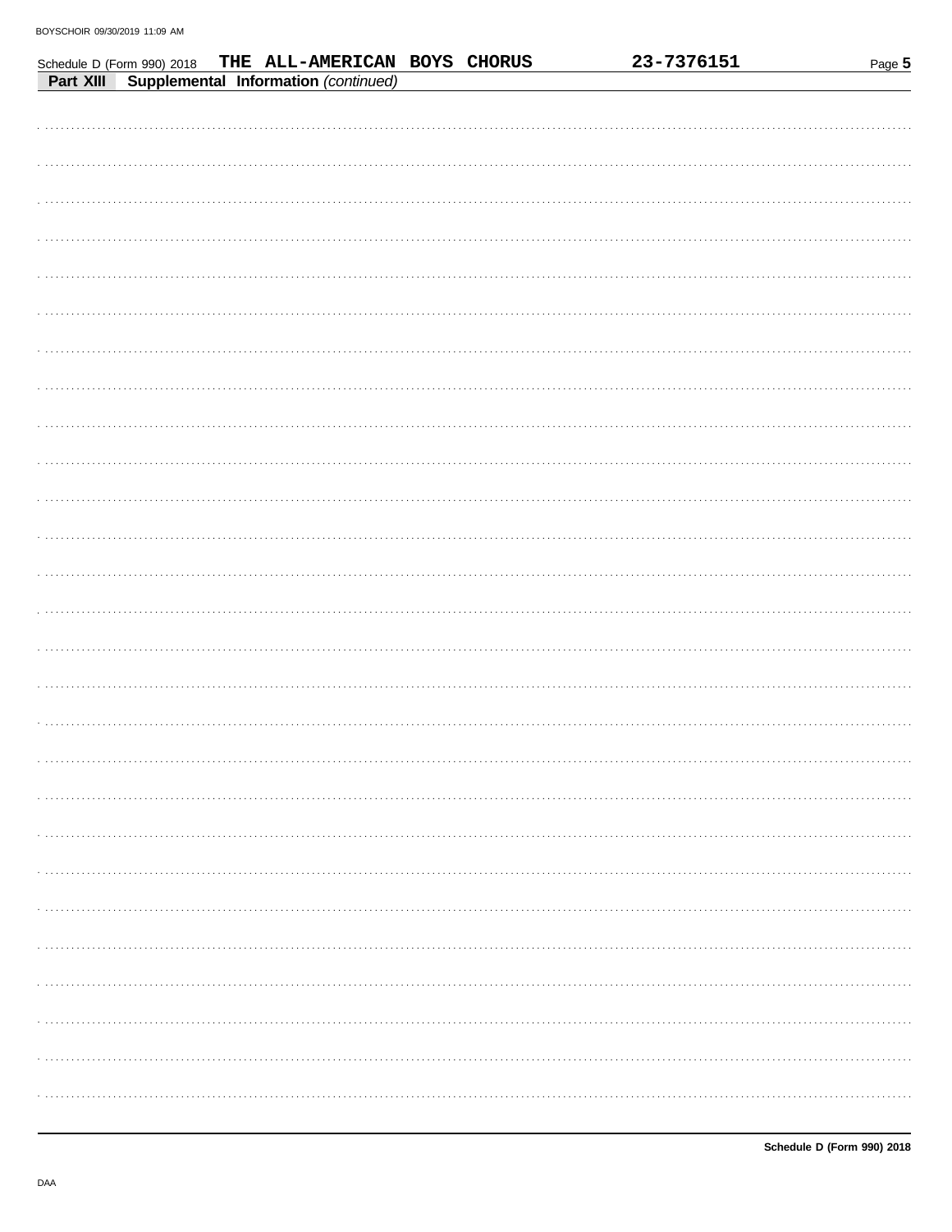Schedule D (Form 990) 2018 **THE ALL-AMERICAN BOYS CHORUS** **23-7376151** Page **5**

**Part XIII** **Supplemental Information** *(continued)*

**Schedule D (Form 990) 2018**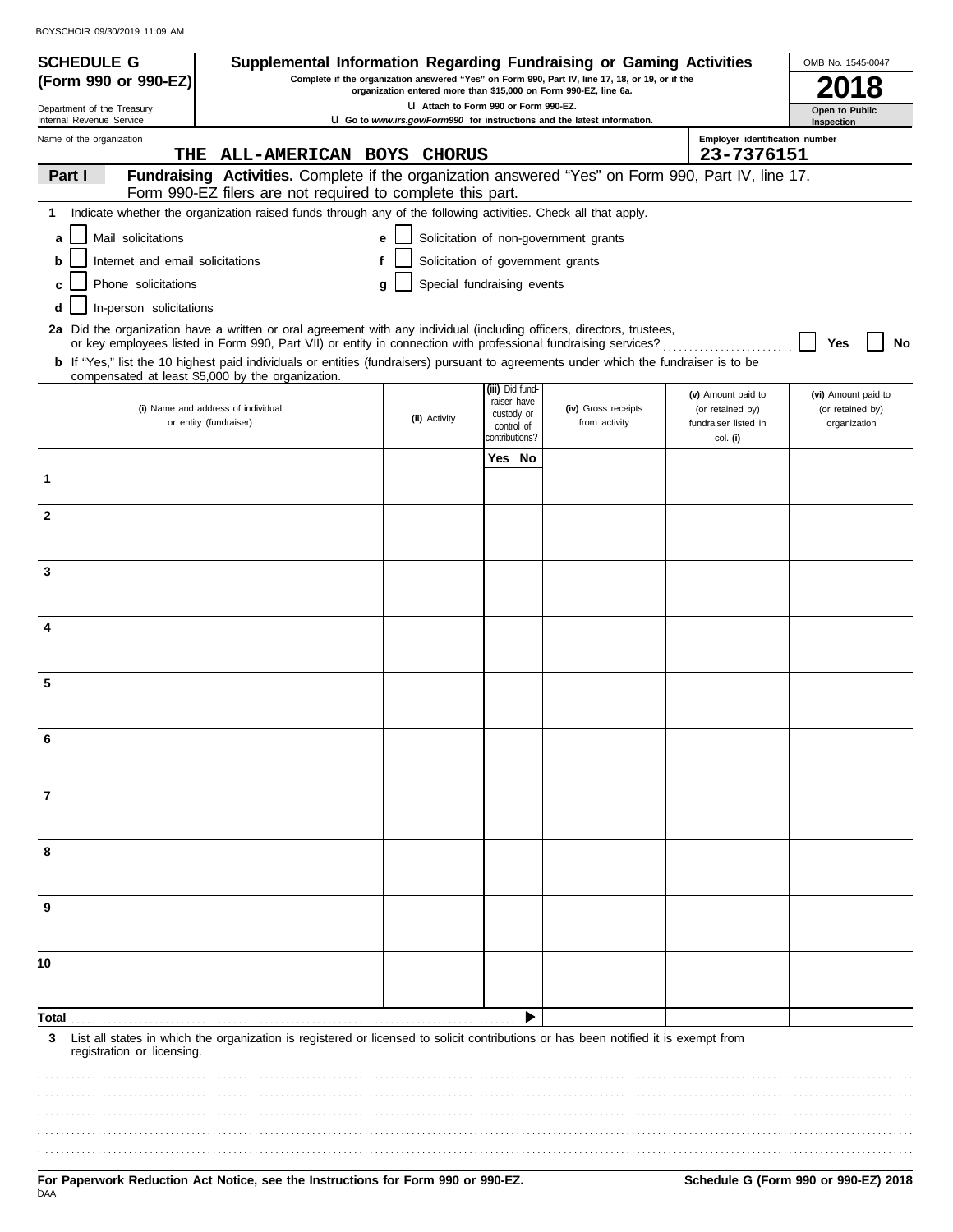# SCHEDULE G (Form 990 or 990-EZ)

Department of the Treasury
Internal Revenue Service

## Supplemental Information Regarding Fundraising or Gaming Activities

**Complete if the organization answered "Yes" on Form 990, Part IV, line 17, 18, or 19, or if the organization entered more than $15,000 on Form 990-EZ, line 6a.**

u Attach to Form 990 or Form 990-EZ.

u Go to *www.irs.gov/Form990* for instructions and the latest information.

OMB No. 1545-0047

**2018**

**Open to Public Inspection**

Name of the organization: THE ALL-AMERICAN BOYS CHORUS

Employer identification number: 23-7376151

**Part I** **Fundraising Activities.** Complete if the organization answered "Yes" on Form 990, Part IV, line 17. Form 990-EZ filers are not required to complete this part.

**1** Indicate whether the organization raised funds through any of the following activities. Check all that apply.

- **a** ☐ Mail solicitations
- **b** ☐ Internet and email solicitations
- **c** ☐ Phone solicitations
- **d** ☐ In-person solicitations
- **e** ☐ Solicitation of non-government grants
- **f** ☐ Solicitation of government grants
- **g** ☐ Special fundraising events

**2a** Did the organization have a written or oral agreement with any individual (including officers, directors, trustees, or key employees listed in Form 990, Part VII) or entity in connection with professional fundraising services? ☐ Yes ☐ No

**b** If "Yes," list the 10 highest paid individuals or entities (fundraisers) pursuant to agreements under which the fundraiser is to be compensated at least $5,000 by the organization.

| | (i) Name and address of individual or entity (fundraiser) | (ii) Activity | (iii) Did fund-raiser have custody or control of contributions? Yes | No | (iv) Gross receipts from activity | (v) Amount paid to (or retained by) fundraiser listed in col. (i) | (vi) Amount paid to (or retained by) organization |
|---|---|---|---|---|---|---|---|
| 1 | | | | | | | |
| 2 | | | | | | | |
| 3 | | | | | | | |
| 4 | | | | | | | |
| 5 | | | | | | | |
| 6 | | | | | | | |
| 7 | | | | | | | |
| 8 | | | | | | | |
| 9 | | | | | | | |
| 10 | | | | | | | |
| **Total** | | | | ▶ | | | |

**3** List all states in which the organization is registered or licensed to solicit contributions or has been notified it is exempt from registration or licensing.

**For Paperwork Reduction Act Notice, see the Instructions for Form 990 or 990-EZ.**

**Schedule G (Form 990 or 990-EZ) 2018**

DAA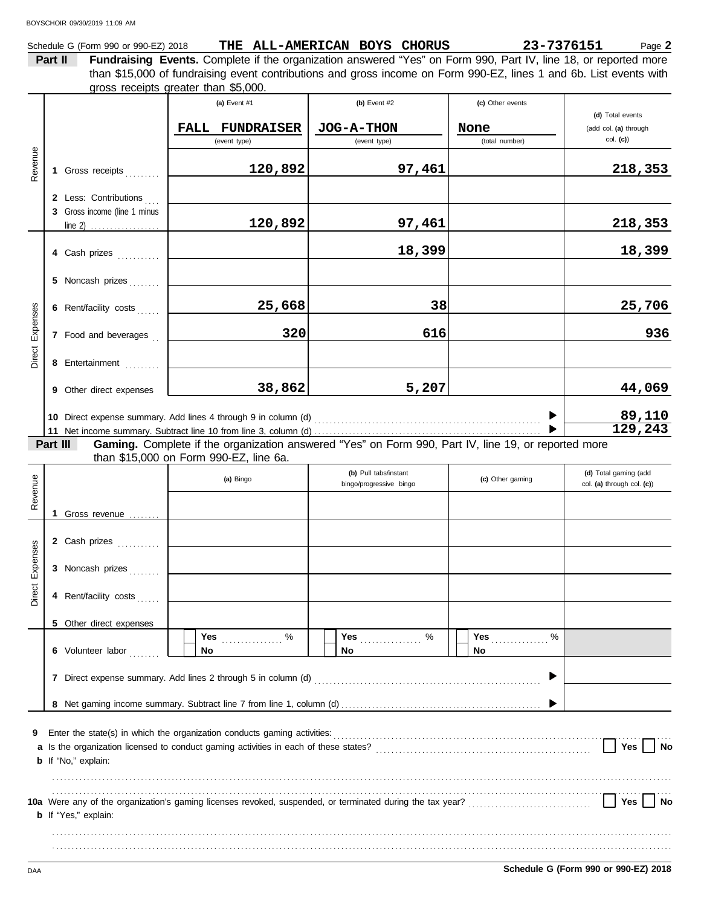Schedule G (Form 990 or 990-EZ) 2018 **THE ALL-AMERICAN BOYS CHORUS** **23-7376151** Page **2**

**Part II** **Fundraising Events.** Complete if the organization answered "Yes" on Form 990, Part IV, line 18, or reported more than $15,000 of fundraising event contributions and gross income on Form 990-EZ, lines 1 and 6b. List events with gross receipts greater than $5,000.

| | | (a) Event #1 | (b) Event #2 | (c) Other events | (d) Total events (add col. (a) through col. (c)) |
|---|---|---|---|---|---|
| | | **FALL FUNDRAISER** (event type) | **JOG-A-THON** (event type) | **None** (total number) | |
| Revenue | 1 Gross receipts | 120,892 | 97,461 | | 218,353 |
| | 2 Less: Contributions | | | | |
| | 3 Gross income (line 1 minus line 2) | 120,892 | 97,461 | | 218,353 |
| Direct Expenses | 4 Cash prizes | | 18,399 | | 18,399 |
| | 5 Noncash prizes | | | | |
| | 6 Rent/facility costs | 25,668 | 38 | | 25,706 |
| | 7 Food and beverages | 320 | 616 | | 936 |
| | 8 Entertainment | | | | |
| | 9 Other direct expenses | 38,862 | 5,207 | | 44,069 |
| | 10 Direct expense summary. Add lines 4 through 9 in column (d) | | | | 89,110 |
| | 11 Net income summary. Subtract line 10 from line 3, column (d) | | | | 129,243 |

**Part III** **Gaming.** Complete if the organization answered "Yes" on Form 990, Part IV, line 19, or reported more than $15,000 on Form 990-EZ, line 6a.

| | | (a) Bingo | (b) Pull tabs/instant bingo/progressive bingo | (c) Other gaming | (d) Total gaming (add col. (a) through col. (c)) |
|---|---|---|---|---|---|
| Revenue | 1 Gross revenue | | | | |
| Direct Expenses | 2 Cash prizes | | | | |
| | 3 Noncash prizes | | | | |
| | 4 Rent/facility costs | | | | |
| | 5 Other direct expenses | | | | |
| | 6 Volunteer labor | ☐ Yes ____ % ☐ No | ☐ Yes ____ % ☐ No | ☐ Yes ____ % ☐ No | |
| | 7 Direct expense summary. Add lines 2 through 5 in column (d) | | | | |
| | 8 Net gaming income summary. Subtract line 7 from line 1, column (d) | | | | |

**9** Enter the state(s) in which the organization conducts gaming activities:

**a** Is the organization licensed to conduct gaming activities in each of these states? ☐ Yes ☐ No

**b** If "No," explain:

**10a** Were any of the organization's gaming licenses revoked, suspended, or terminated during the tax year? ☐ Yes ☐ No

**b** If "Yes," explain:

Schedule G (Form 990 or 990-EZ) 2018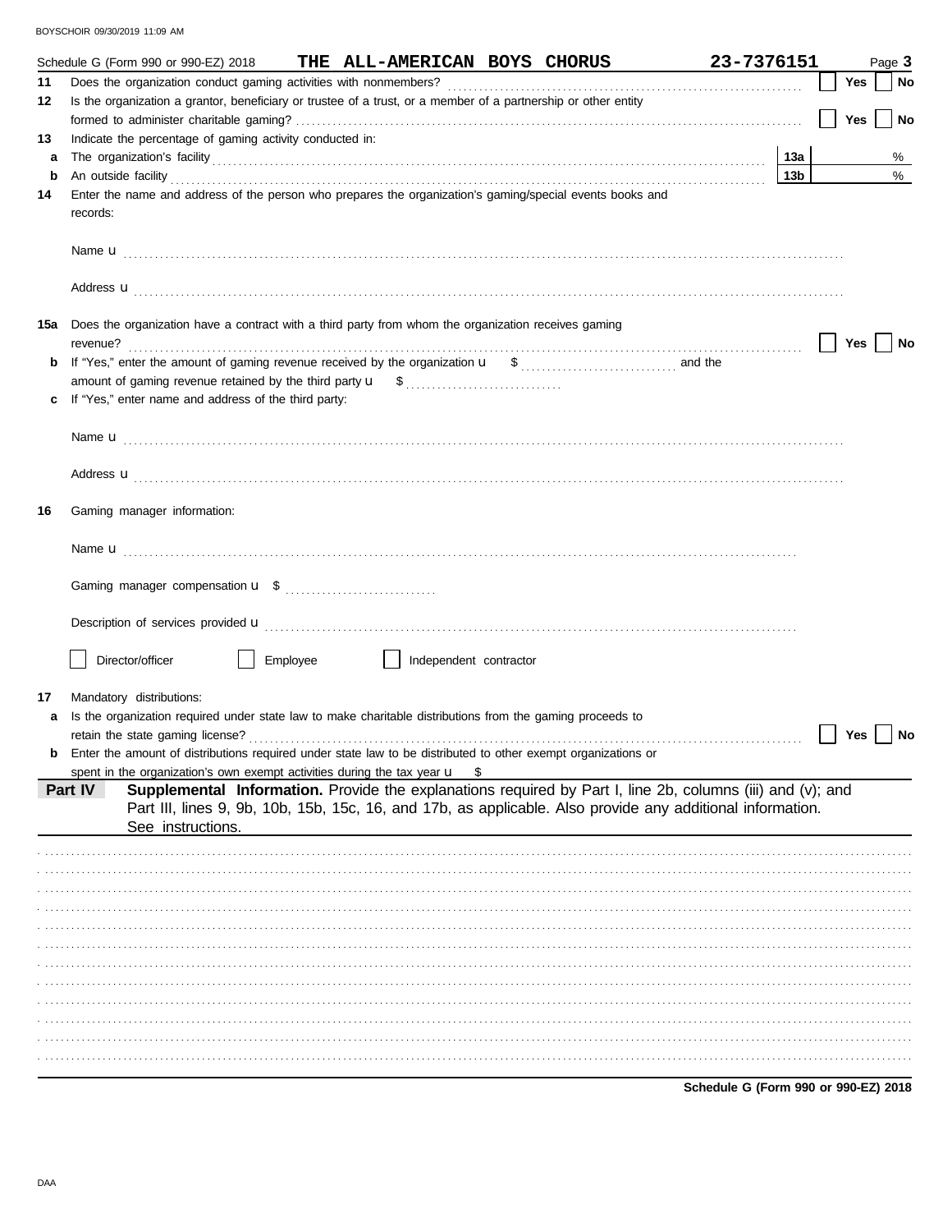Schedule G (Form 990 or 990-EZ) 2018 **THE ALL-AMERICAN BOYS CHORUS** **23-7376151**

**11** Does the organization conduct gaming activities with nonmembers? ☐ Yes ☐ No

**12** Is the organization a grantor, beneficiary or trustee of a trust, or a member of a partnership or other entity formed to administer charitable gaming? ☐ Yes ☐ No

**13** Indicate the percentage of gaming activity conducted in:

**a** The organization's facility **13a** %

**b** An outside facility **13b** %

**14** Enter the name and address of the person who prepares the organization's gaming/special events books and records:

Name u

Address u

**15a** Does the organization have a contract with a third party from whom the organization receives gaming revenue? ☐ Yes ☐ No

**b** If "Yes," enter the amount of gaming revenue received by the organization u $ and the amount of gaming revenue retained by the third party u $

**c** If "Yes," enter name and address of the third party:

Name u

Address u

**16** Gaming manager information:

Name u

Gaming manager compensation u $

Description of services provided u

☐ Director/officer ☐ Employee ☐ Independent contractor

**17** Mandatory distributions:

**a** Is the organization required under state law to make charitable distributions from the gaming proceeds to retain the state gaming license? ☐ Yes ☐ No

**b** Enter the amount of distributions required under state law to be distributed to other exempt organizations or spent in the organization's own exempt activities during the tax year u $

**Part IV** **Supplemental Information.** Provide the explanations required by Part I, line 2b, columns (iii) and (v); and Part III, lines 9, 9b, 10b, 15b, 15c, 16, and 17b, as applicable. Also provide any additional information. See instructions.

**Schedule G (Form 990 or 990-EZ) 2018**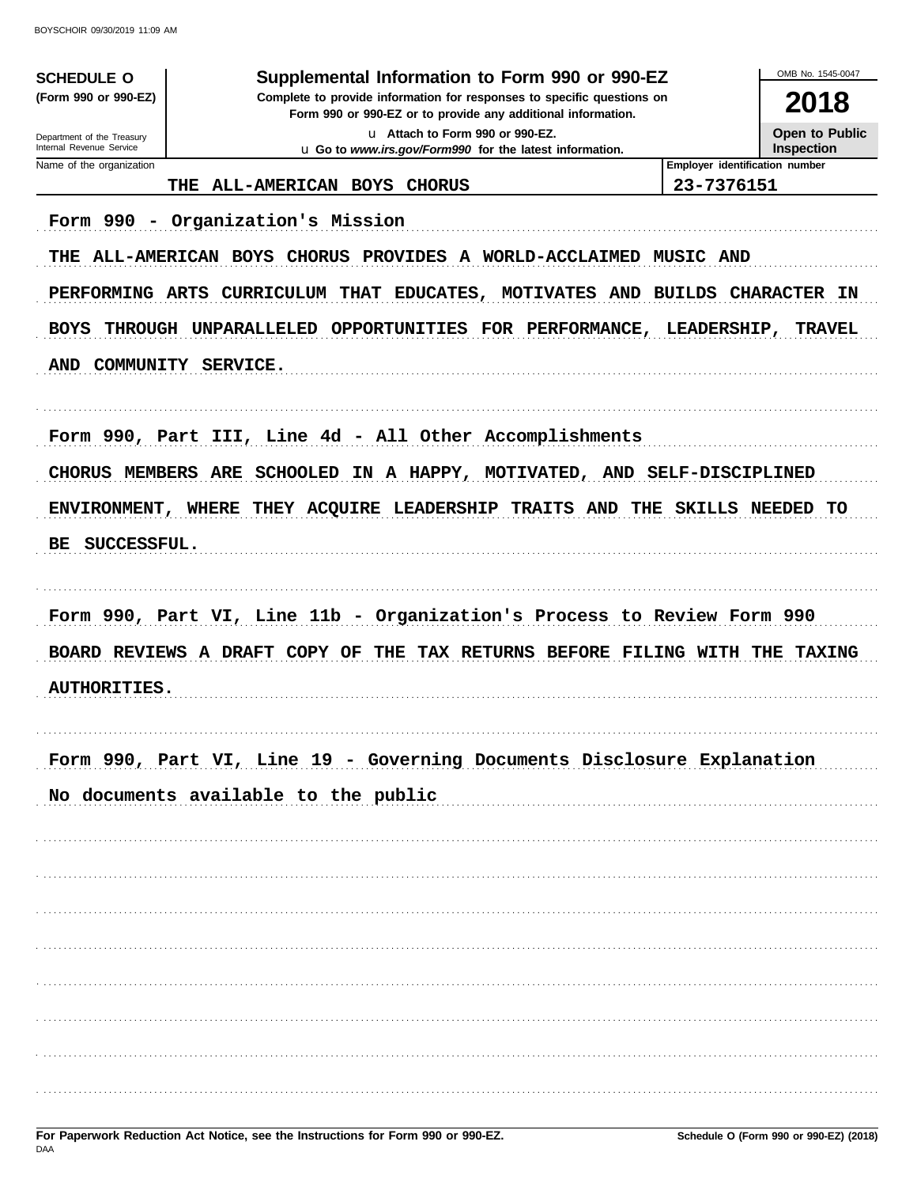**SCHEDULE O**
**(Form 990 or 990-EZ)**

Department of the Treasury
Internal Revenue Service

# Supplemental Information to Form 990 or 990-EZ

**Complete to provide information for responses to specific questions on Form 990 or 990-EZ or to provide any additional information.**

u Attach to Form 990 or 990-EZ.

u Go to *www.irs.gov/Form990* for the latest information.

OMB No. 1545-0047

**2018**

**Open to Public Inspection**

| Name of the organization | Employer identification number |
|---|---|
| THE ALL-AMERICAN BOYS CHORUS | 23-7376151 |

Form 990 - Organization's Mission

THE ALL-AMERICAN BOYS CHORUS PROVIDES A WORLD-ACCLAIMED MUSIC AND PERFORMING ARTS CURRICULUM THAT EDUCATES, MOTIVATES AND BUILDS CHARACTER IN BOYS THROUGH UNPARALLELED OPPORTUNITIES FOR PERFORMANCE, LEADERSHIP, TRAVEL AND COMMUNITY SERVICE.

Form 990, Part III, Line 4d - All Other Accomplishments

CHORUS MEMBERS ARE SCHOOLED IN A HAPPY, MOTIVATED, AND SELF-DISCIPLINED ENVIRONMENT, WHERE THEY ACQUIRE LEADERSHIP TRAITS AND THE SKILLS NEEDED TO BE SUCCESSFUL.

Form 990, Part VI, Line 11b - Organization's Process to Review Form 990

BOARD REVIEWS A DRAFT COPY OF THE TAX RETURNS BEFORE FILING WITH THE TAXING AUTHORITIES.

Form 990, Part VI, Line 19 - Governing Documents Disclosure Explanation

No documents available to the public

**For Paperwork Reduction Act Notice, see the Instructions for Form 990 or 990-EZ.**
DAA

**Schedule O (Form 990 or 990-EZ) (2018)**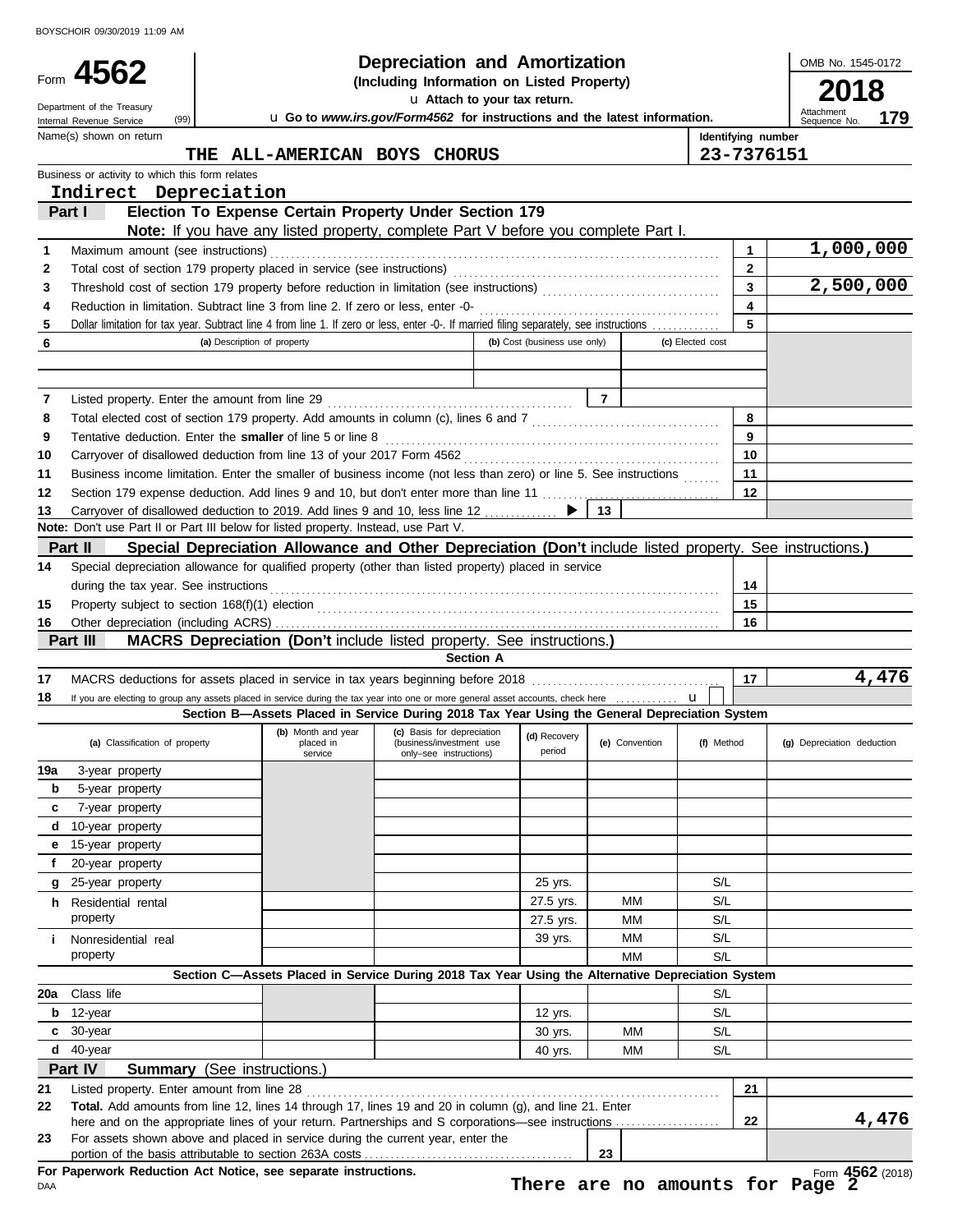BOYSCHOIR 09/30/2019 11:09 AM

# Form 4562 — Depreciation and Amortization

**(Including Information on Listed Property)**

Department of the Treasury
Internal Revenue Service (99)

▶ Attach to your tax return.

▶ Go to *www.irs.gov/Form4562* for instructions and the latest information.

OMB No. 1545-0172

**2018**

Attachment Sequence No. **179**

Name(s) shown on return: **THE ALL-AMERICAN BOYS CHORUS**

Identifying number: **23-7376151**

Business or activity to which this form relates: **Indirect Depreciation**

## Part I — Election To Expense Certain Property Under Section 179

**Note:** If you have any listed property, complete Part V before you complete Part I.

| Line | Description | Box | Amount |
|---|---|---|---|
| 1 | Maximum amount (see instructions) | 1 | 1,000,000 |
| 2 | Total cost of section 179 property placed in service (see instructions) | 2 | |
| 3 | Threshold cost of section 179 property before reduction in limitation (see instructions) | 3 | 2,500,000 |
| 4 | Reduction in limitation. Subtract line 3 from line 2. If zero or less, enter -0- | 4 | |
| 5 | Dollar limitation for tax year. Subtract line 4 from line 1. If zero or less, enter -0-. If married filing separately, see instructions | 5 | |

| 6 | (a) Description of property | (b) Cost (business use only) | (c) Elected cost |
|---|---|---|---|
| | | | |
| | | | |

| Line | Description | Box | Amount |
|---|---|---|---|
| 7 | Listed property. Enter the amount from line 29 | 7 | |
| 8 | Total elected cost of section 179 property. Add amounts in column (c), lines 6 and 7 | 8 | |
| 9 | Tentative deduction. Enter the **smaller** of line 5 or line 8 | 9 | |
| 10 | Carryover of disallowed deduction from line 13 of your 2017 Form 4562 | 10 | |
| 11 | Business income limitation. Enter the smaller of business income (not less than zero) or line 5. See instructions | 11 | |
| 12 | Section 179 expense deduction. Add lines 9 and 10, but don't enter more than line 11 | 12 | |
| 13 | Carryover of disallowed deduction to 2019. Add lines 9 and 10, less line 12 ▶ | 13 | |

**Note:** Don't use Part II or Part III below for listed property. Instead, use Part V.

## Part II — Special Depreciation Allowance and Other Depreciation (Don't include listed property. See instructions.)

| Line | Description | Box | Amount |
|---|---|---|---|
| 14 | Special depreciation allowance for qualified property (other than listed property) placed in service during the tax year. See instructions | 14 | |
| 15 | Property subject to section 168(f)(1) election | 15 | |
| 16 | Other depreciation (including ACRS) | 16 | |

## Part III — MACRS Depreciation (Don't include listed property. See instructions.)

### Section A

| Line | Description | Box | Amount |
|---|---|---|---|
| 17 | MACRS deductions for assets placed in service in tax years beginning before 2018 | 17 | 4,476 |
| 18 | If you are electing to group any assets placed in service during the tax year into one or more general asset accounts, check here ▶ ☐ | | |

### Section B—Assets Placed in Service During 2018 Tax Year Using the General Depreciation System

| (a) Classification of property | (b) Month and year placed in service | (c) Basis for depreciation (business/investment use only–see instructions) | (d) Recovery period | (e) Convention | (f) Method | (g) Depreciation deduction |
|---|---|---|---|---|---|---|
| 19a 3-year property | | | | | | |
| b 5-year property | | | | | | |
| c 7-year property | | | | | | |
| d 10-year property | | | | | | |
| e 15-year property | | | | | | |
| f 20-year property | | | | | | |
| g 25-year property | | | 25 yrs. | | S/L | |
| h Residential rental property | | | 27.5 yrs. | MM | S/L | |
| | | | 27.5 yrs. | MM | S/L | |
| i Nonresidential real property | | | 39 yrs. | MM | S/L | |
| | | | | MM | S/L | |

### Section C—Assets Placed in Service During 2018 Tax Year Using the Alternative Depreciation System

| (a) Classification of property | (b) Month and year placed in service | (c) Basis for depreciation | (d) Recovery period | (e) Convention | (f) Method | (g) Depreciation deduction |
|---|---|---|---|---|---|---|
| 20a Class life | | | | | S/L | |
| b 12-year | | | 12 yrs. | | S/L | |
| c 30-year | | | 30 yrs. | MM | S/L | |
| d 40-year | | | 40 yrs. | MM | S/L | |

## Part IV — Summary (See instructions.)

| Line | Description | Box | Amount |
|---|---|---|---|
| 21 | Listed property. Enter amount from line 28 | 21 | |
| 22 | **Total.** Add amounts from line 12, lines 14 through 17, lines 19 and 20 in column (g), and line 21. Enter here and on the appropriate lines of your return. Partnerships and S corporations—see instructions | 22 | 4,476 |
| 23 | For assets shown above and placed in service during the current year, enter the portion of the basis attributable to section 263A costs | 23 | |

**For Paperwork Reduction Act Notice, see separate instructions.**

DAA

**There are no amounts for Page 2**

Form **4562** (2018)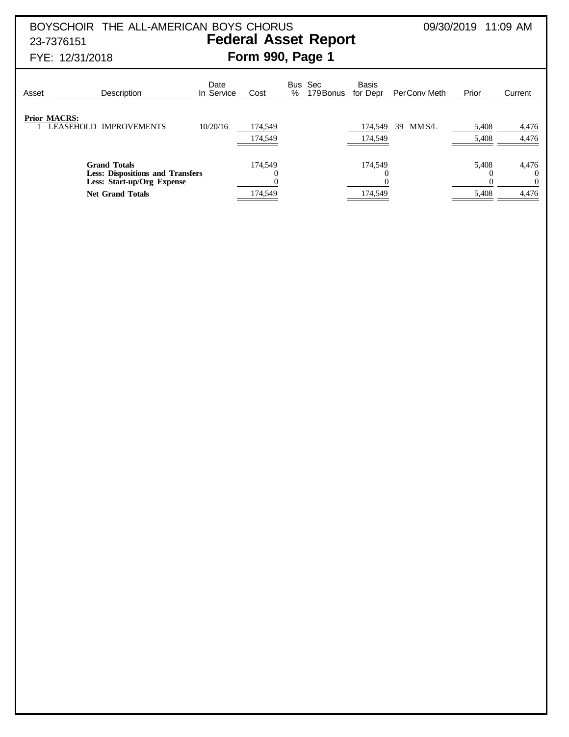BOYSCHOIR THE ALL-AMERICAN BOYS CHORUS 09/30/2019 11:09 AM

23-7376151

FYE: 12/31/2018

# Federal Asset Report

## Form 990, Page 1

| Asset | Description | Date In Service | Cost | Bus % | Sec 179 | Bonus | Basis for Depr | Per | Conv | Meth | Prior | Current |
|---|---|---|---|---|---|---|---|---|---|---|---|---|
| **Prior MACRS:** | | | | | | | | | | | | |
| 1 | LEASEHOLD IMPROVEMENTS | 10/20/16 | 174,549 | | | | 174,549 | 39 | MM | S/L | 5,408 | 4,476 |
| | | | 174,549 | | | | 174,549 | | | | 5,408 | 4,476 |
| | **Grand Totals** | | 174,549 | | | | 174,549 | | | | 5,408 | 4,476 |
| | **Less: Dispositions and Transfers** | | 0 | | | | 0 | | | | 0 | 0 |
| | **Less: Start-up/Org Expense** | | 0 | | | | 0 | | | | 0 | 0 |
| | **Net Grand Totals** | | 174,549 | | | | 174,549 | | | | 5,408 | 4,476 |